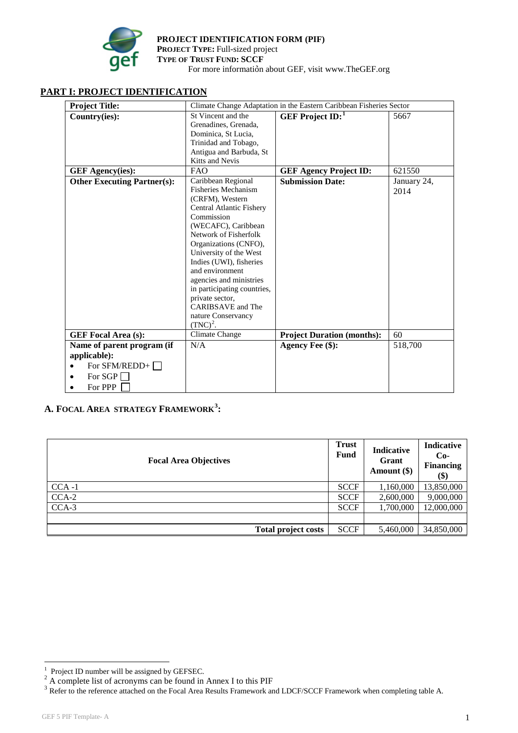**PROJECT IDENTIFICATION FORM (PIF)**
**PROJECT TYPE:** Full-sized project
**TYPE OF TRUST FUND: SCCF**
For more informatiòn about GEF, visit www.TheGEF.org

## PART I: PROJECT IDENTIFICATION

| | | | |
|---|---|---|---|
| **Project Title:** | Climate Change Adaptation in the Eastern Caribbean Fisheries Sector | | |
| **Country(ies):** | St Vincent and the Grenadines, Grenada, Dominica, St Lucia, Trinidad and Tobago, Antigua and Barbuda, St Kitts and Nevis | **GEF Project ID:**[1] | 5667 |
| **GEF Agency(ies):** | FAO | **GEF Agency Project ID:** | 621550 |
| **Other Executing Partner(s):** | Caribbean Regional Fisheries Mechanism (CRFM), Western Central Atlantic Fishery Commission (WECAFC), Caribbean Network of Fisherfolk Organizations (CNFO), University of the West Indies (UWI), fisheries and environment agencies and ministries in participating countries, private sector, CARIBSAVE and The nature Conservancy (TNC)[2]. | **Submission Date:** | January 24, 2014 |
| **GEF Focal Area (s):** | Climate Change | **Project Duration (months):** | 60 |
| **Name of parent program (if applicable):** <br> • For SFM/REDD+ ☐ <br> • For SGP ☐ <br> • For PPP ☐ | N/A | **Agency Fee ($):** | 518,700 |

### A. FOCAL AREA STRATEGY FRAMEWORK[3]:

| Focal Area Objectives | Trust Fund | Indicative Grant Amount ($) | Indicative Co-Financing ($) |
|---|---|---|---|
| CCA -1 | SCCF | 1,160,000 | 13,850,000 |
| CCA-2 | SCCF | 2,600,000 | 9,000,000 |
| CCA-3 | SCCF | 1,700,000 | 12,000,000 |
| | | | |
| **Total project costs** | SCCF | 5,460,000 | 34,850,000 |

[1] Project ID number will be assigned by GEFSEC.
[2] A complete list of acronyms can be found in Annex I to this PIF
[3] Refer to the reference attached on the Focal Area Results Framework and LDCF/SCCF Framework when completing table A.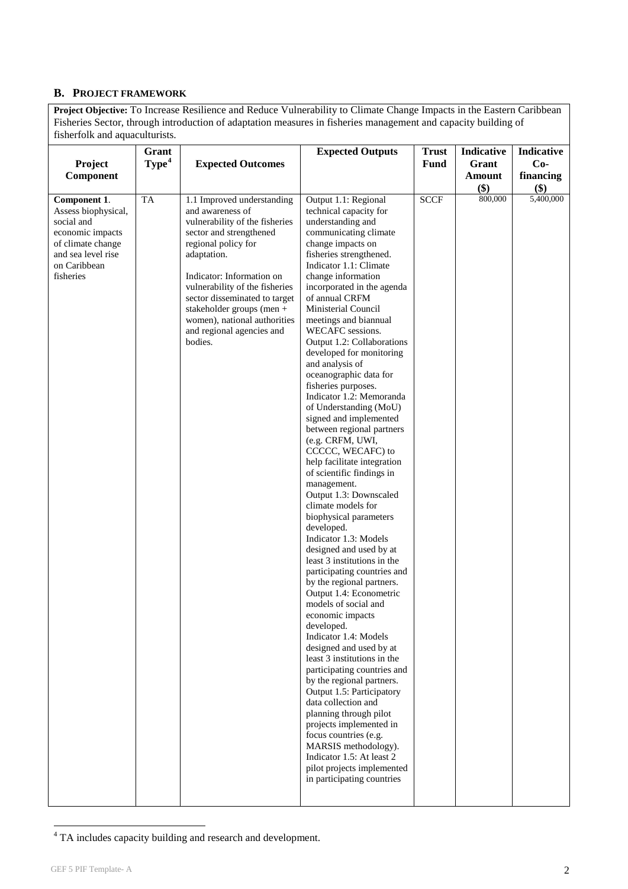## B. Project Framework

**Project Objective:** To Increase Resilience and Reduce Vulnerability to Climate Change Impacts in the Eastern Caribbean Fisheries Sector, through introduction of adaptation measures in fisheries management and capacity building of fisherfolk and aquaculturists.

| Project Component | Grant Type[4] | Expected Outcomes | Expected Outputs | Trust Fund | Indicative Grant Amount ($) | Indicative Co-financing ($) |
|---|---|---|---|---|---|---|
| **Component 1**. Assess biophysical, social and economic impacts of climate change and sea level rise on Caribbean fisheries | TA | 1.1 Improved understanding and awareness of vulnerability of the fisheries sector and strengthened regional policy for adaptation.<br><br>Indicator: Information on vulnerability of the fisheries sector disseminated to target stakeholder groups (men + women), national authorities and regional agencies and bodies. | Output 1.1: Regional technical capacity for understanding and communicating climate change impacts on fisheries strengthened.<br>Indicator 1.1: Climate change information incorporated in the agenda of annual CRFM Ministerial Council meetings and biannual WECAFC sessions.<br>Output 1.2: Collaborations developed for monitoring and analysis of oceanographic data for fisheries purposes.<br>Indicator 1.2: Memoranda of Understanding (MoU) signed and implemented between regional partners (e.g. CRFM, UWI, CCCCC, WECAFC) to help facilitate integration of scientific findings in management.<br>Output 1.3: Downscaled climate models for biophysical parameters developed.<br>Indicator 1.3: Models designed and used by at least 3 institutions in the participating countries and by the regional partners.<br>Output 1.4: Econometric models of social and economic impacts developed.<br>Indicator 1.4: Models designed and used by at least 3 institutions in the participating countries and by the regional partners.<br>Output 1.5: Participatory data collection and planning through pilot projects implemented in focus countries (e.g. MARSIS methodology).<br>Indicator 1.5: At least 2 pilot projects implemented in participating countries | SCCF | 800,000 | 5,400,000 |

[4] TA includes capacity building and research and development.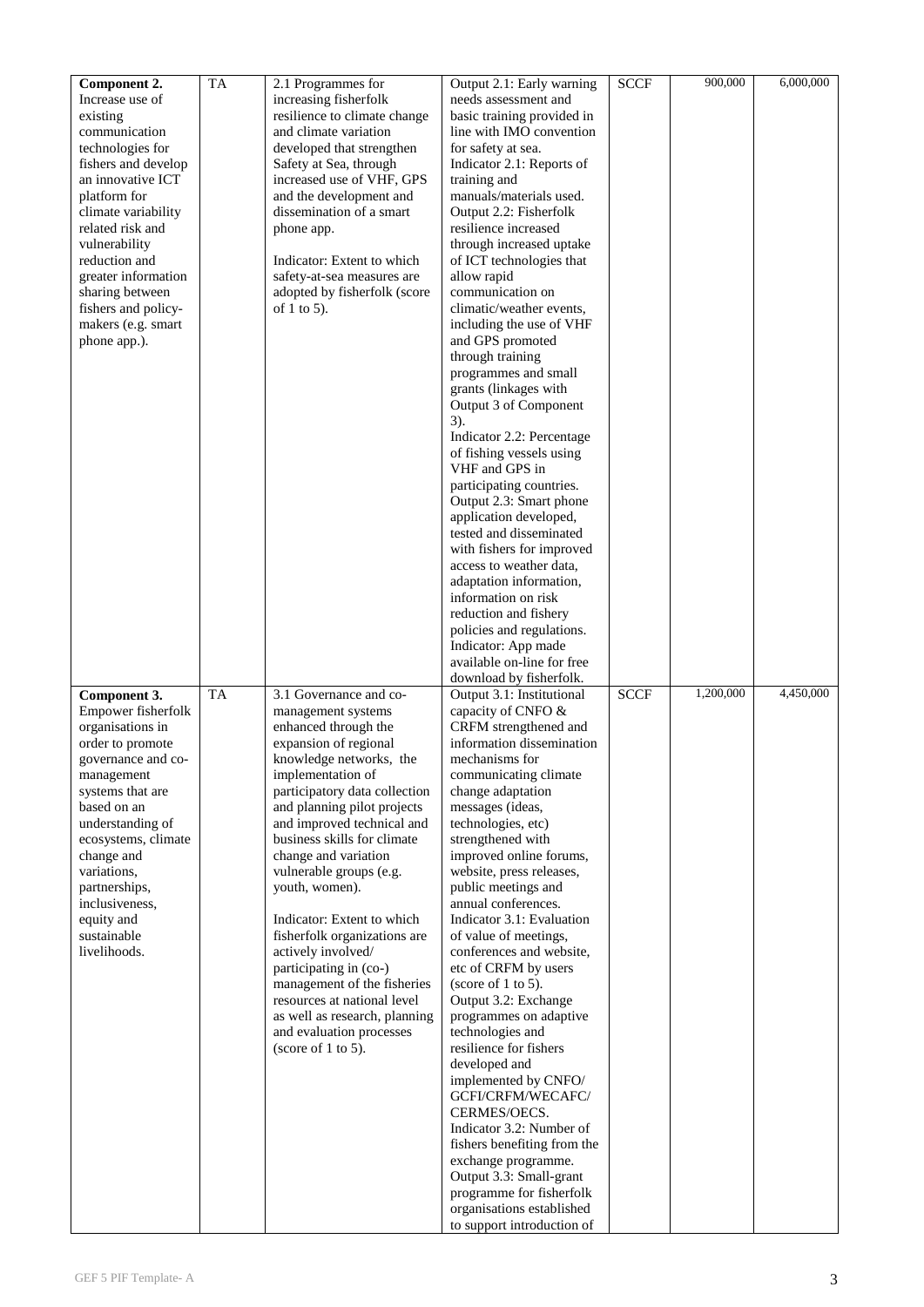| | | | | | | |
|---|---|---|---|---|---|---|
| **Component 2.** Increase use of existing communication technologies for fishers and develop an innovative ICT platform for climate variability related risk and vulnerability reduction and greater information sharing between fishers and policy-makers (e.g. smart phone app.). | TA | 2.1 Programmes for increasing fisherfolk resilience to climate change and climate variation developed that strengthen Safety at Sea, through increased use of VHF, GPS and the development and dissemination of a smart phone app.<br><br>Indicator: Extent to which safety-at-sea measures are adopted by fisherfolk (score of 1 to 5). | Output 2.1: Early warning needs assessment and basic training provided in line with IMO convention for safety at sea.<br>Indicator 2.1: Reports of training and manuals/materials used.<br>Output 2.2: Fisherfolk resilience increased through increased uptake of ICT technologies that allow rapid communication on climatic/weather events, including the use of VHF and GPS promoted through training programmes and small grants (linkages with Output 3 of Component 3).<br>Indicator 2.2: Percentage of fishing vessels using VHF and GPS in participating countries.<br>Output 2.3: Smart phone application developed, tested and disseminated with fishers for improved access to weather data, adaptation information, information on risk reduction and fishery policies and regulations.<br>Indicator: App made available on-line for free download by fisherfolk. | SCCF | 900,000 | 6,000,000 |
| **Component 3.** Empower fisherfolk organisations in order to promote governance and co-management systems that are based on an understanding of ecosystems, climate change and variations, partnerships, inclusiveness, equity and sustainable livelihoods. | TA | 3.1 Governance and co-management systems enhanced through the expansion of regional knowledge networks, the implementation of participatory data collection and planning pilot projects and improved technical and business skills for climate change and variation vulnerable groups (e.g. youth, women).<br><br>Indicator: Extent to which fisherfolk organizations are actively involved/ participating in (co-) management of the fisheries resources at national level as well as research, planning and evaluation processes (score of 1 to 5). | Output 3.1: Institutional capacity of CNFO & CRFM strengthened and information dissemination mechanisms for communicating climate change adaptation messages (ideas, technologies, etc) strengthened with improved online forums, website, press releases, public meetings and annual conferences.<br>Indicator 3.1: Evaluation of value of meetings, conferences and website, etc of CRFM by users (score of 1 to 5).<br>Output 3.2: Exchange programmes on adaptive technologies and resilience for fishers developed and implemented by CNFO/ GCFI/CRFM/WECAFC/ CERMES/OECS.<br>Indicator 3.2: Number of fishers benefiting from the exchange programme.<br>Output 3.3: Small-grant programme for fisherfolk organisations established to support introduction of | SCCF | 1,200,000 | 4,450,000 |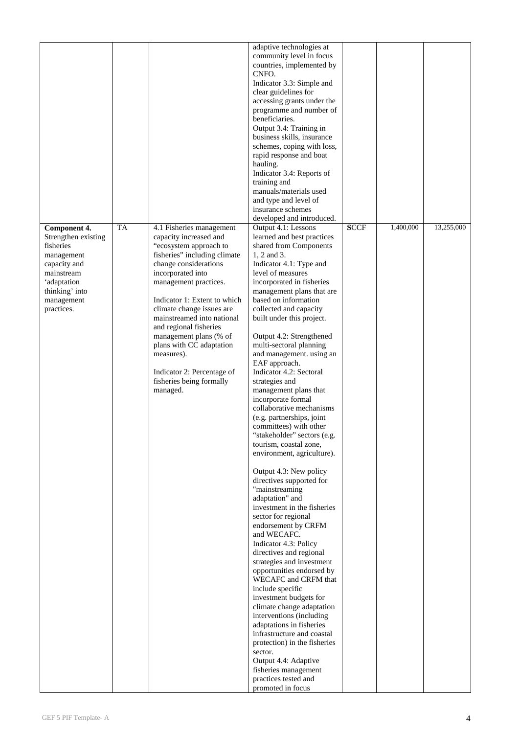| | | | | | | |
|---|---|---|---|---|---|---|
| | | | adaptive technologies at community level in focus countries, implemented by CNFO.<br>Indicator 3.3: Simple and clear guidelines for accessing grants under the programme and number of beneficiaries.<br>Output 3.4: Training in business skills, insurance schemes, coping with loss, rapid response and boat hauling.<br>Indicator 3.4: Reports of training and manuals/materials used and type and level of insurance schemes developed and introduced. | | | |
| **Component 4.** Strengthen existing fisheries management capacity and mainstream 'adaptation thinking' into management practices. | TA | 4.1 Fisheries management capacity increased and "ecosystem approach to fisheries" including climate change considerations incorporated into management practices.<br><br>Indicator 1: Extent to which climate change issues are mainstreamed into national and regional fisheries management plans (% of plans with CC adaptation measures).<br><br>Indicator 2: Percentage of fisheries being formally managed. | Output 4.1: Lessons learned and best practices shared from Components 1, 2 and 3.<br>Indicator 4.1: Type and level of measures incorporated in fisheries management plans that are based on information collected and capacity built under this project.<br><br>Output 4.2: Strengthened multi-sectoral planning and management. using an EAF approach.<br>Indicator 4.2: Sectoral strategies and management plans that incorporate formal collaborative mechanisms (e.g. partnerships, joint committees) with other "stakeholder" sectors (e.g. tourism, coastal zone, environment, agriculture).<br><br>Output 4.3: New policy directives supported for "mainstreaming adaptation" and investment in the fisheries sector for regional endorsement by CRFM and WECAFC.<br>Indicator 4.3: Policy directives and regional strategies and investment opportunities endorsed by WECAFC and CRFM that include specific investment budgets for climate change adaptation interventions (including adaptations in fisheries infrastructure and coastal protection) in the fisheries sector.<br>Output 4.4: Adaptive fisheries management practices tested and promoted in focus | **S**CCF | 1,400,000 | 13,255,000 |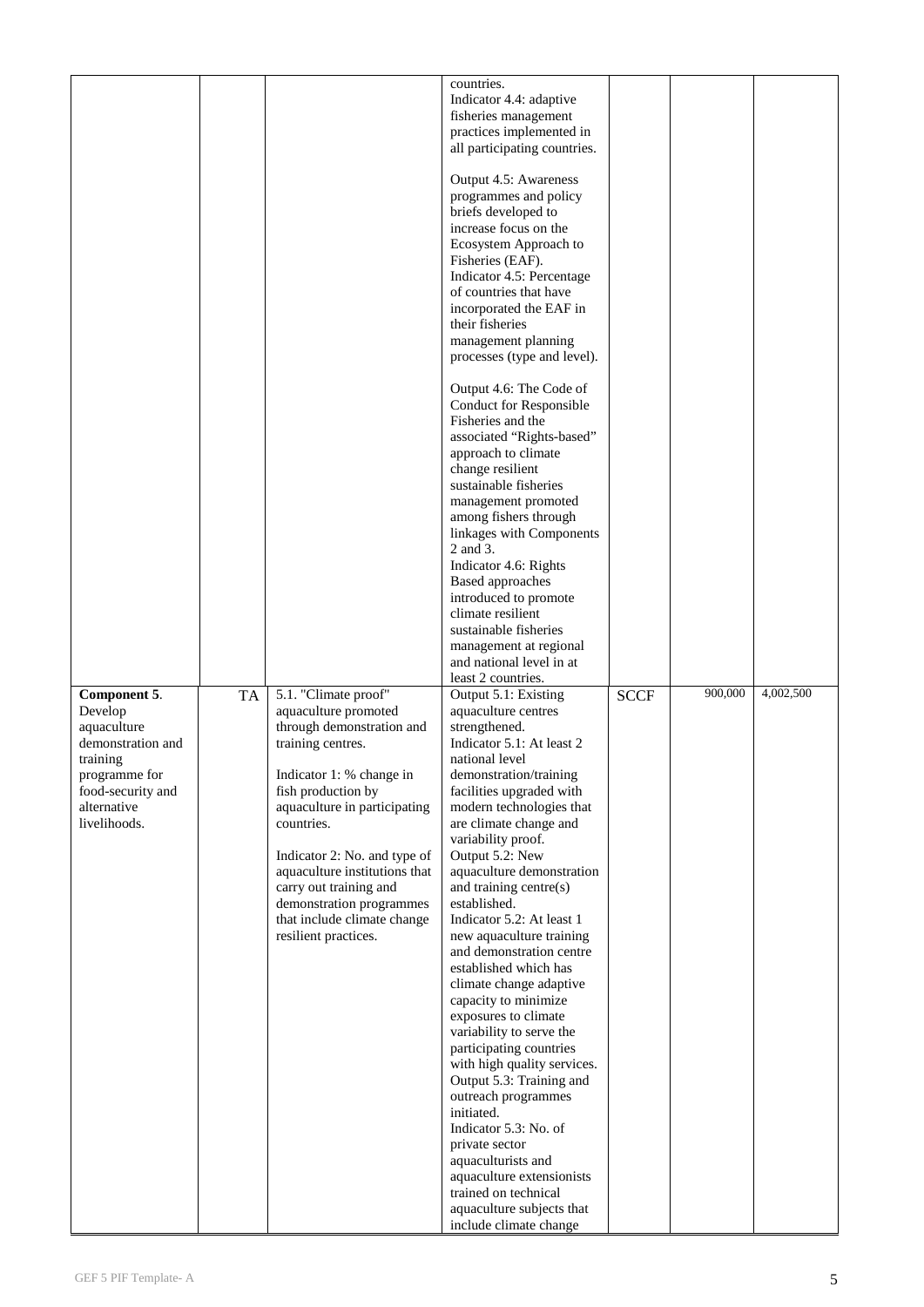| | | | | | | |
|---|---|---|---|---|---|---|
| | | | countries.<br>Indicator 4.4: adaptive fisheries management practices implemented in all participating countries.<br><br>Output 4.5: Awareness programmes and policy briefs developed to increase focus on the Ecosystem Approach to Fisheries (EAF).<br>Indicator 4.5: Percentage of countries that have incorporated the EAF in their fisheries management planning processes (type and level).<br><br>Output 4.6: The Code of Conduct for Responsible Fisheries and the associated "Rights-based" approach to climate change resilient sustainable fisheries management promoted among fishers through linkages with Components 2 and 3.<br>Indicator 4.6: Rights Based approaches introduced to promote climate resilient sustainable fisheries management at regional and national level in at least 2 countries. | | | |
| **Component 5**. Develop aquaculture demonstration and training programme for food-security and alternative livelihoods. | TA | 5.1. "Climate proof" aquaculture promoted through demonstration and training centres.<br><br>Indicator 1: % change in fish production by aquaculture in participating countries.<br><br>Indicator 2: No. and type of aquaculture institutions that carry out training and demonstration programmes that include climate change resilient practices. | Output 5.1: Existing aquaculture centres strengthened.<br>Indicator 5.1: At least 2 national level demonstration/training facilities upgraded with modern technologies that are climate change and variability proof.<br>Output 5.2: New aquaculture demonstration and training centre(s) established.<br>Indicator 5.2: At least 1 new aquaculture training and demonstration centre established which has climate change adaptive capacity to minimize exposures to climate variability to serve the participating countries with high quality services.<br>Output 5.3: Training and outreach programmes initiated.<br>Indicator 5.3: No. of private sector aquaculturists and aquaculture extensionists trained on technical aquaculture subjects that include climate change | SCCF | 900,000 | 4,002,500 |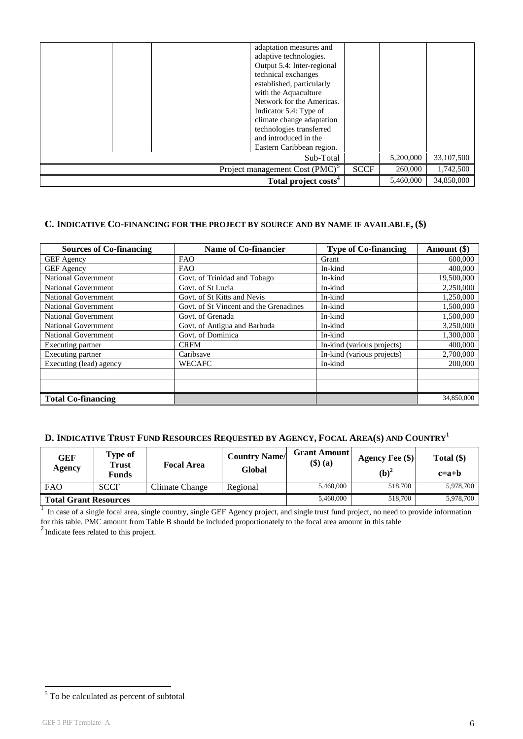| | | | adaptation measures and adaptive technologies. Output 5.4: Inter-regional technical exchanges established, particularly with the Aquaculture Network for the Americas. Indicator 5.4: Type of climate change adaptation technologies transferred and introduced in the Eastern Caribbean region. | | | |
|---|---|---|---|---|---|---|
| Sub-Total | | | | | 5,200,000 | 33,107,500 |
| Project management Cost (PMC)[5] | | | | SCCF | 260,000 | 1,742,500 |
| **Total project costs[4]** | | | | | 5,460,000 | 34,850,000 |

## C. Indicative Co-financing for the project by source and by name if available, ($)

| Sources of Co-financing | Name of Co-financier | Type of Co-financing | Amount ($) |
|---|---|---|---|
| GEF Agency | FAO | Grant | 600,000 |
| GEF Agency | FAO | In-kind | 400,000 |
| National Government | Govt. of Trinidad and Tobago | In-kind | 19,500,000 |
| National Government | Govt. of St Lucia | In-kind | 2,250,000 |
| National Government | Govt. of St Kitts and Nevis | In-kind | 1,250,000 |
| National Government | Govt. of St Vincent and the Grenadines | In-kind | 1,500,000 |
| National Government | Govt. of Grenada | In-kind | 1,500,000 |
| National Government | Govt. of Antigua and Barbuda | In-kind | 3,250,000 |
| National Government | Govt. of Dominica | In-kind | 1,300,000 |
| Executing partner | CRFM | In-kind (various projects) | 400,000 |
| Executing partner | Caribsave | In-kind (various projects) | 2,700,000 |
| Executing (lead) agency | WECAFC | In-kind | 200,000 |
| | | | |
| | | | |
| **Total Co-financing** | | | 34,850,000 |

## D. Indicative Trust Fund Resources Requested by Agency, Focal Area(s) and Country[1]

| GEF Agency | Type of Trust Funds | Focal Area | Country Name/ Global | Grant Amount ($) (a) | Agency Fee ($) (b)[2] | Total ($) c=a+b |
|---|---|---|---|---|---|---|
| FAO | SCCF | Climate Change | Regional | 5,460,000 | 518,700 | 5,978,700 |
| **Total Grant Resources** | | | | 5,460,000 | 518,700 | 5,978,700 |

[1] In case of a single focal area, single country, single GEF Agency project, and single trust fund project, no need to provide information for this table. PMC amount from Table B should be included proportionately to the focal area amount in this table

[2] Indicate fees related to this project.

[5] To be calculated as percent of subtotal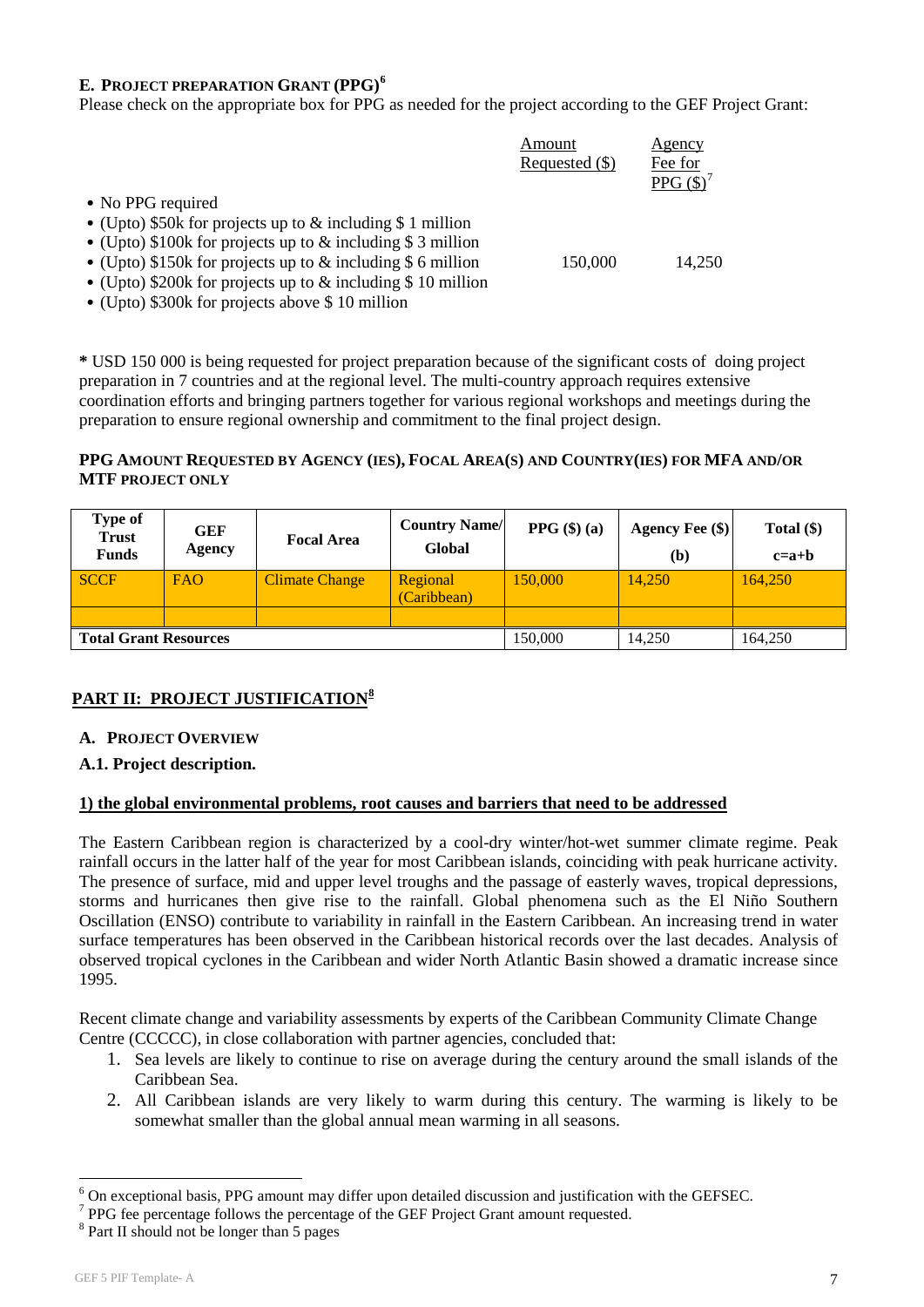### E. Project Preparation Grant (PPG)[6]

Please check on the appropriate box for PPG as needed for the project according to the GEF Project Grant:

| | Amount Requested ($) | Agency Fee for PPG ($)[7] |
|---|---|---|
| • No PPG required | | |
| • (Upto) $50k for projects up to & including $ 1 million | | |
| • (Upto) $100k for projects up to & including $ 3 million | | |
| • (Upto) $150k for projects up to & including $ 6 million | 150,000 | 14,250 |
| • (Upto) $200k for projects up to & including $ 10 million | | |
| • (Upto) $300k for projects above $ 10 million | | |

**\*** USD 150 000 is being requested for project preparation because of the significant costs of doing project preparation in 7 countries and at the regional level. The multi-country approach requires extensive coordination efforts and bringing partners together for various regional workshops and meetings during the preparation to ensure regional ownership and commitment to the final project design.

**PPG Amount Requested by Agency (ies), Focal Area(s) and Country(ies) for MFA and/or MTF Project Only**

| Type of Trust Funds | GEF Agency | Focal Area | Country Name/ Global | PPG ($) (a) | Agency Fee ($) (b) | Total ($) c=a+b |
|---|---|---|---|---|---|---|
| SCCF | FAO | Climate Change | Regional (Caribbean) | 150,000 | 14,250 | 164,250 |
| | | | | | | |
| **Total Grant Resources** | | | | 150,000 | 14,250 | 164,250 |

## PART II: PROJECT JUSTIFICATION[8]

### A. Project Overview

#### A.1. Project description.

**1) the global environmental problems, root causes and barriers that need to be addressed**

The Eastern Caribbean region is characterized by a cool-dry winter/hot-wet summer climate regime. Peak rainfall occurs in the latter half of the year for most Caribbean islands, coinciding with peak hurricane activity. The presence of surface, mid and upper level troughs and the passage of easterly waves, tropical depressions, storms and hurricanes then give rise to the rainfall. Global phenomena such as the El Niño Southern Oscillation (ENSO) contribute to variability in rainfall in the Eastern Caribbean. An increasing trend in water surface temperatures has been observed in the Caribbean historical records over the last decades. Analysis of observed tropical cyclones in the Caribbean and wider North Atlantic Basin showed a dramatic increase since 1995.

Recent climate change and variability assessments by experts of the Caribbean Community Climate Change Centre (CCCCC), in close collaboration with partner agencies, concluded that:

1. Sea levels are likely to continue to rise on average during the century around the small islands of the Caribbean Sea.
2. All Caribbean islands are very likely to warm during this century. The warming is likely to be somewhat smaller than the global annual mean warming in all seasons.

---

[6] On exceptional basis, PPG amount may differ upon detailed discussion and justification with the GEFSEC.

[7] PPG fee percentage follows the percentage of the GEF Project Grant amount requested.

[8] Part II should not be longer than 5 pages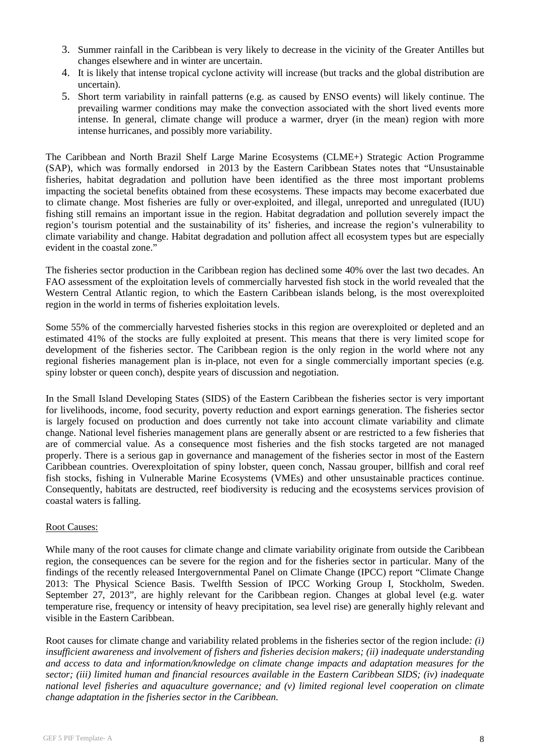3. Summer rainfall in the Caribbean is very likely to decrease in the vicinity of the Greater Antilles but changes elsewhere and in winter are uncertain.
4. It is likely that intense tropical cyclone activity will increase (but tracks and the global distribution are uncertain).
5. Short term variability in rainfall patterns (e.g. as caused by ENSO events) will likely continue. The prevailing warmer conditions may make the convection associated with the short lived events more intense. In general, climate change will produce a warmer, dryer (in the mean) region with more intense hurricanes, and possibly more variability.

The Caribbean and North Brazil Shelf Large Marine Ecosystems (CLME+) Strategic Action Programme (SAP), which was formally endorsed in 2013 by the Eastern Caribbean States notes that "Unsustainable fisheries, habitat degradation and pollution have been identified as the three most important problems impacting the societal benefits obtained from these ecosystems. These impacts may become exacerbated due to climate change. Most fisheries are fully or over-exploited, and illegal, unreported and unregulated (IUU) fishing still remains an important issue in the region. Habitat degradation and pollution severely impact the region's tourism potential and the sustainability of its' fisheries, and increase the region's vulnerability to climate variability and change. Habitat degradation and pollution affect all ecosystem types but are especially evident in the coastal zone."

The fisheries sector production in the Caribbean region has declined some 40% over the last two decades. An FAO assessment of the exploitation levels of commercially harvested fish stock in the world revealed that the Western Central Atlantic region, to which the Eastern Caribbean islands belong, is the most overexploited region in the world in terms of fisheries exploitation levels.

Some 55% of the commercially harvested fisheries stocks in this region are overexploited or depleted and an estimated 41% of the stocks are fully exploited at present. This means that there is very limited scope for development of the fisheries sector. The Caribbean region is the only region in the world where not any regional fisheries management plan is in-place, not even for a single commercially important species (e.g. spiny lobster or queen conch), despite years of discussion and negotiation.

In the Small Island Developing States (SIDS) of the Eastern Caribbean the fisheries sector is very important for livelihoods, income, food security, poverty reduction and export earnings generation. The fisheries sector is largely focused on production and does currently not take into account climate variability and climate change. National level fisheries management plans are generally absent or are restricted to a few fisheries that are of commercial value. As a consequence most fisheries and the fish stocks targeted are not managed properly. There is a serious gap in governance and management of the fisheries sector in most of the Eastern Caribbean countries. Overexploitation of spiny lobster, queen conch, Nassau grouper, billfish and coral reef fish stocks, fishing in Vulnerable Marine Ecosystems (VMEs) and other unsustainable practices continue. Consequently, habitats are destructed, reef biodiversity is reducing and the ecosystems services provision of coastal waters is falling.

Root Causes:

While many of the root causes for climate change and climate variability originate from outside the Caribbean region, the consequences can be severe for the region and for the fisheries sector in particular. Many of the findings of the recently released Intergovernmental Panel on Climate Change (IPCC) report "Climate Change 2013: The Physical Science Basis. Twelfth Session of IPCC Working Group I, Stockholm, Sweden. September 27, 2013", are highly relevant for the Caribbean region. Changes at global level (e.g. water temperature rise, frequency or intensity of heavy precipitation, sea level rise) are generally highly relevant and visible in the Eastern Caribbean.

Root causes for climate change and variability related problems in the fisheries sector of the region include*: (i) insufficient awareness and involvement of fishers and fisheries decision makers; (ii) inadequate understanding and access to data and information/knowledge on climate change impacts and adaptation measures for the sector; (iii) limited human and financial resources available in the Eastern Caribbean SIDS; (iv) inadequate national level fisheries and aquaculture governance; and (v) limited regional level cooperation on climate change adaptation in the fisheries sector in the Caribbean.*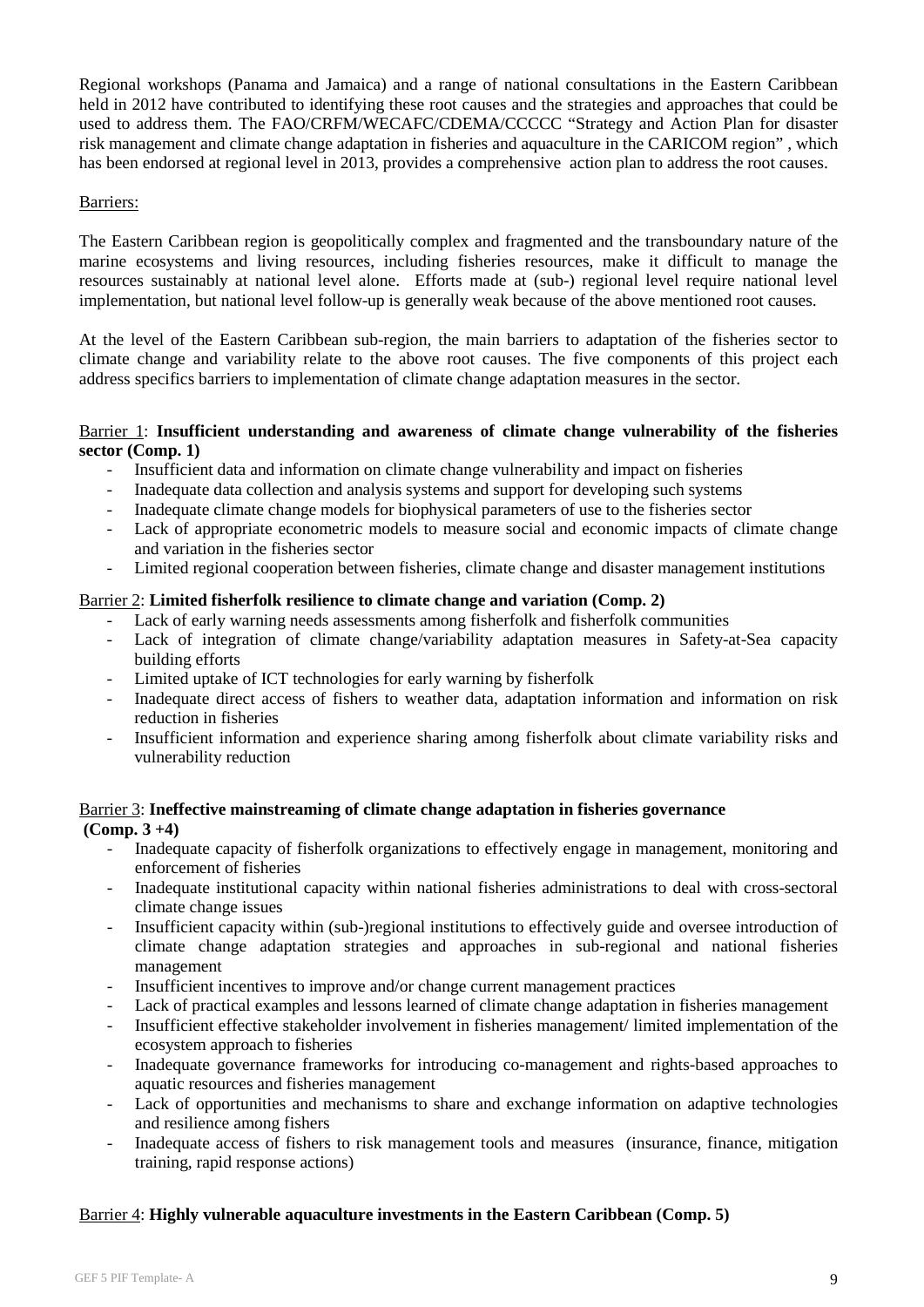Regional workshops (Panama and Jamaica) and a range of national consultations in the Eastern Caribbean held in 2012 have contributed to identifying these root causes and the strategies and approaches that could be used to address them. The FAO/CRFM/WECAFC/CDEMA/CCCCC "Strategy and Action Plan for disaster risk management and climate change adaptation in fisheries and aquaculture in the CARICOM region" , which has been endorsed at regional level in 2013, provides a comprehensive action plan to address the root causes.

Barriers:

The Eastern Caribbean region is geopolitically complex and fragmented and the transboundary nature of the marine ecosystems and living resources, including fisheries resources, make it difficult to manage the resources sustainably at national level alone. Efforts made at (sub-) regional level require national level implementation, but national level follow-up is generally weak because of the above mentioned root causes.

At the level of the Eastern Caribbean sub-region, the main barriers to adaptation of the fisheries sector to climate change and variability relate to the above root causes. The five components of this project each address specifics barriers to implementation of climate change adaptation measures in the sector.

Barrier 1: **Insufficient understanding and awareness of climate change vulnerability of the fisheries sector (Comp. 1)**

- Insufficient data and information on climate change vulnerability and impact on fisheries
- Inadequate data collection and analysis systems and support for developing such systems
- Inadequate climate change models for biophysical parameters of use to the fisheries sector
- Lack of appropriate econometric models to measure social and economic impacts of climate change and variation in the fisheries sector
- Limited regional cooperation between fisheries, climate change and disaster management institutions

Barrier 2: **Limited fisherfolk resilience to climate change and variation (Comp. 2)**

- Lack of early warning needs assessments among fisherfolk and fisherfolk communities
- Lack of integration of climate change/variability adaptation measures in Safety-at-Sea capacity building efforts
- Limited uptake of ICT technologies for early warning by fisherfolk
- Inadequate direct access of fishers to weather data, adaptation information and information on risk reduction in fisheries
- Insufficient information and experience sharing among fisherfolk about climate variability risks and vulnerability reduction

Barrier 3: **Ineffective mainstreaming of climate change adaptation in fisheries governance (Comp. 3 +4)**

- Inadequate capacity of fisherfolk organizations to effectively engage in management, monitoring and enforcement of fisheries
- Inadequate institutional capacity within national fisheries administrations to deal with cross-sectoral climate change issues
- Insufficient capacity within (sub-)regional institutions to effectively guide and oversee introduction of climate change adaptation strategies and approaches in sub-regional and national fisheries management
- Insufficient incentives to improve and/or change current management practices
- Lack of practical examples and lessons learned of climate change adaptation in fisheries management
- Insufficient effective stakeholder involvement in fisheries management/ limited implementation of the ecosystem approach to fisheries
- Inadequate governance frameworks for introducing co-management and rights-based approaches to aquatic resources and fisheries management
- Lack of opportunities and mechanisms to share and exchange information on adaptive technologies and resilience among fishers
- Inadequate access of fishers to risk management tools and measures (insurance, finance, mitigation training, rapid response actions)

Barrier 4: **Highly vulnerable aquaculture investments in the Eastern Caribbean (Comp. 5)**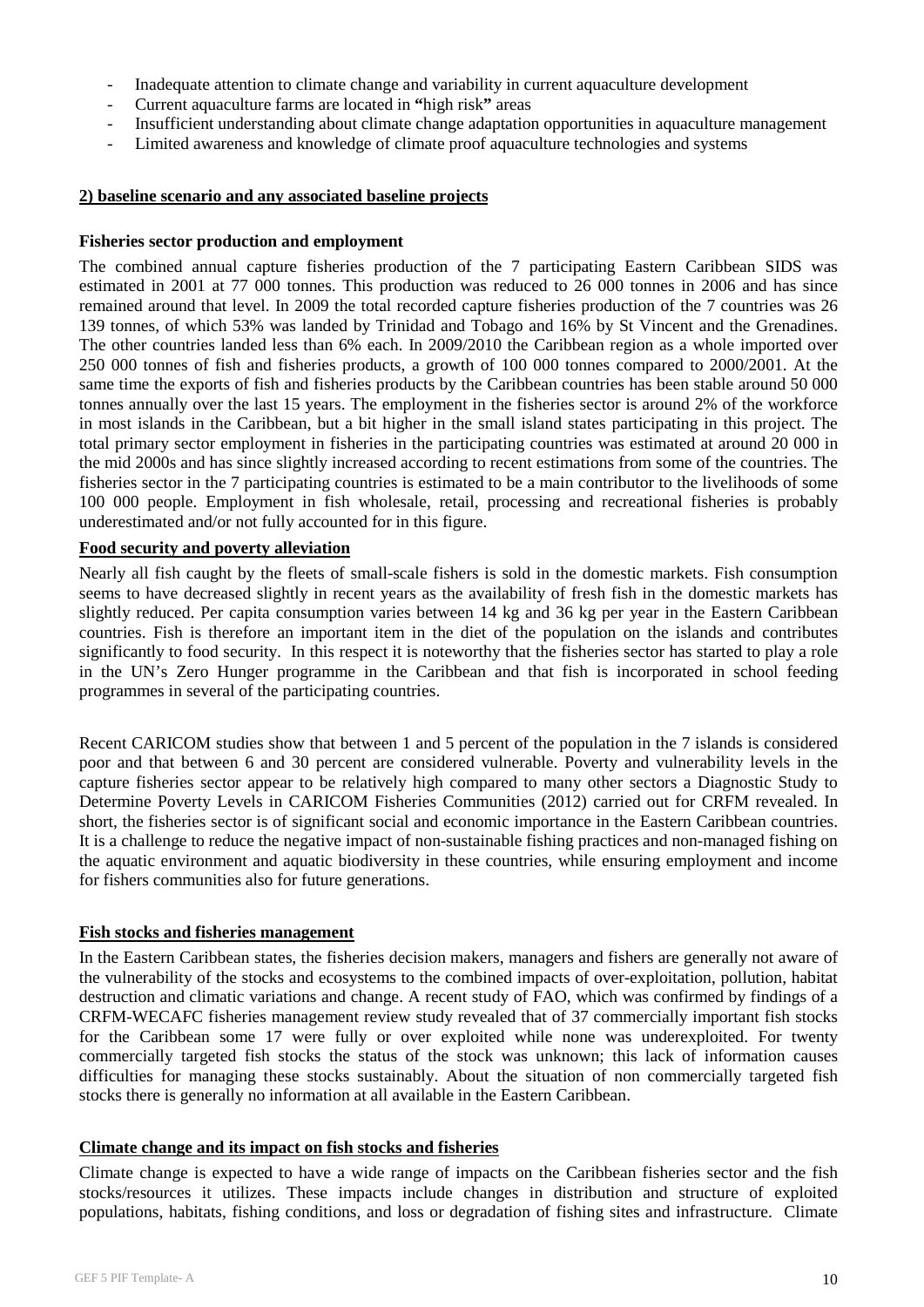- Inadequate attention to climate change and variability in current aquaculture development
- Current aquaculture farms are located in **"**high risk**"** areas
- Insufficient understanding about climate change adaptation opportunities in aquaculture management
- Limited awareness and knowledge of climate proof aquaculture technologies and systems

**2) baseline scenario and any associated baseline projects**

**Fisheries sector production and employment**

The combined annual capture fisheries production of the 7 participating Eastern Caribbean SIDS was estimated in 2001 at 77 000 tonnes. This production was reduced to 26 000 tonnes in 2006 and has since remained around that level. In 2009 the total recorded capture fisheries production of the 7 countries was 26 139 tonnes, of which 53% was landed by Trinidad and Tobago and 16% by St Vincent and the Grenadines. The other countries landed less than 6% each. In 2009/2010 the Caribbean region as a whole imported over 250 000 tonnes of fish and fisheries products, a growth of 100 000 tonnes compared to 2000/2001. At the same time the exports of fish and fisheries products by the Caribbean countries has been stable around 50 000 tonnes annually over the last 15 years. The employment in the fisheries sector is around 2% of the workforce in most islands in the Caribbean, but a bit higher in the small island states participating in this project. The total primary sector employment in fisheries in the participating countries was estimated at around 20 000 in the mid 2000s and has since slightly increased according to recent estimations from some of the countries. The fisheries sector in the 7 participating countries is estimated to be a main contributor to the livelihoods of some 100 000 people. Employment in fish wholesale, retail, processing and recreational fisheries is probably underestimated and/or not fully accounted for in this figure.

**Food security and poverty alleviation**

Nearly all fish caught by the fleets of small-scale fishers is sold in the domestic markets. Fish consumption seems to have decreased slightly in recent years as the availability of fresh fish in the domestic markets has slightly reduced. Per capita consumption varies between 14 kg and 36 kg per year in the Eastern Caribbean countries. Fish is therefore an important item in the diet of the population on the islands and contributes significantly to food security. In this respect it is noteworthy that the fisheries sector has started to play a role in the UN's Zero Hunger programme in the Caribbean and that fish is incorporated in school feeding programmes in several of the participating countries.

Recent CARICOM studies show that between 1 and 5 percent of the population in the 7 islands is considered poor and that between 6 and 30 percent are considered vulnerable. Poverty and vulnerability levels in the capture fisheries sector appear to be relatively high compared to many other sectors a Diagnostic Study to Determine Poverty Levels in CARICOM Fisheries Communities (2012) carried out for CRFM revealed. In short, the fisheries sector is of significant social and economic importance in the Eastern Caribbean countries. It is a challenge to reduce the negative impact of non-sustainable fishing practices and non-managed fishing on the aquatic environment and aquatic biodiversity in these countries, while ensuring employment and income for fishers communities also for future generations.

**Fish stocks and fisheries management**

In the Eastern Caribbean states, the fisheries decision makers, managers and fishers are generally not aware of the vulnerability of the stocks and ecosystems to the combined impacts of over-exploitation, pollution, habitat destruction and climatic variations and change. A recent study of FAO, which was confirmed by findings of a CRFM-WECAFC fisheries management review study revealed that of 37 commercially important fish stocks for the Caribbean some 17 were fully or over exploited while none was underexploited. For twenty commercially targeted fish stocks the status of the stock was unknown; this lack of information causes difficulties for managing these stocks sustainably. About the situation of non commercially targeted fish stocks there is generally no information at all available in the Eastern Caribbean.

**Climate change and its impact on fish stocks and fisheries**

Climate change is expected to have a wide range of impacts on the Caribbean fisheries sector and the fish stocks/resources it utilizes. These impacts include changes in distribution and structure of exploited populations, habitats, fishing conditions, and loss or degradation of fishing sites and infrastructure. Climate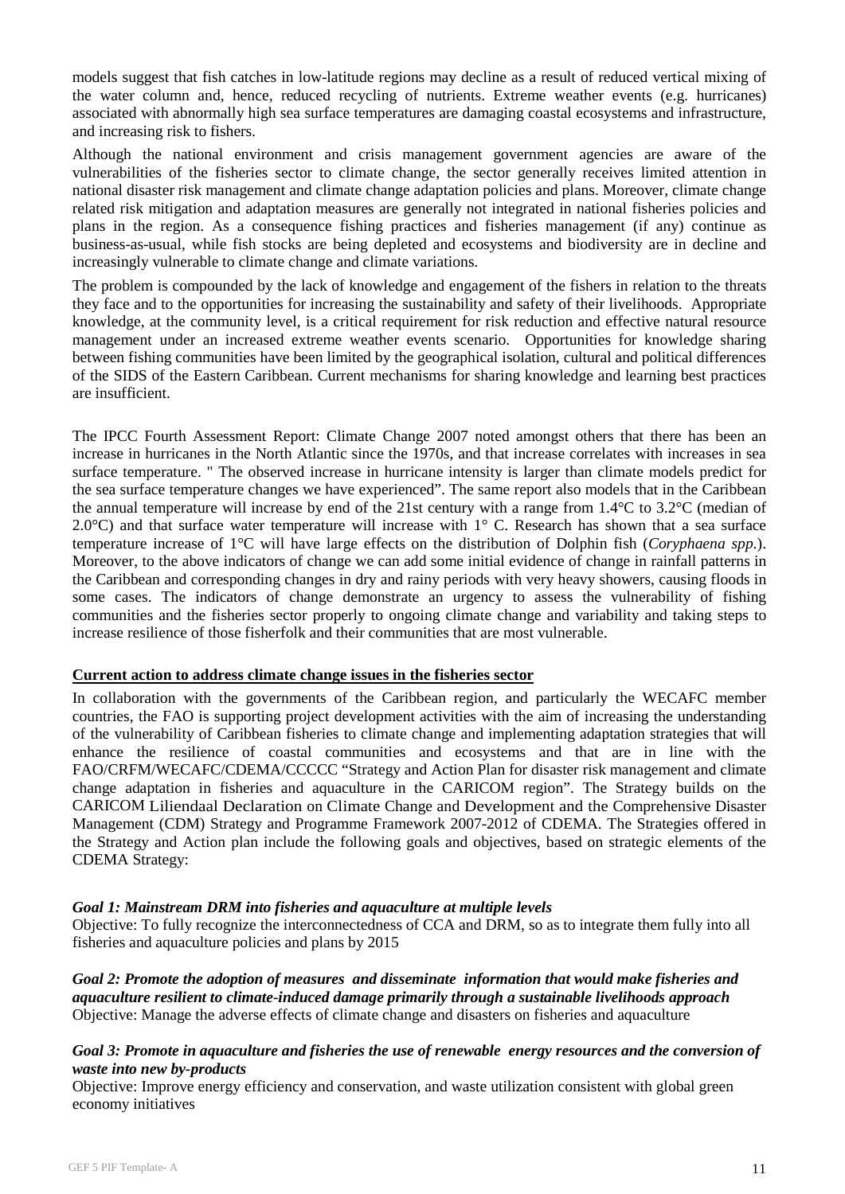models suggest that fish catches in low-latitude regions may decline as a result of reduced vertical mixing of the water column and, hence, reduced recycling of nutrients. Extreme weather events (e.g. hurricanes) associated with abnormally high sea surface temperatures are damaging coastal ecosystems and infrastructure, and increasing risk to fishers.

Although the national environment and crisis management government agencies are aware of the vulnerabilities of the fisheries sector to climate change, the sector generally receives limited attention in national disaster risk management and climate change adaptation policies and plans. Moreover, climate change related risk mitigation and adaptation measures are generally not integrated in national fisheries policies and plans in the region. As a consequence fishing practices and fisheries management (if any) continue as business-as-usual, while fish stocks are being depleted and ecosystems and biodiversity are in decline and increasingly vulnerable to climate change and climate variations.

The problem is compounded by the lack of knowledge and engagement of the fishers in relation to the threats they face and to the opportunities for increasing the sustainability and safety of their livelihoods. Appropriate knowledge, at the community level, is a critical requirement for risk reduction and effective natural resource management under an increased extreme weather events scenario. Opportunities for knowledge sharing between fishing communities have been limited by the geographical isolation, cultural and political differences of the SIDS of the Eastern Caribbean. Current mechanisms for sharing knowledge and learning best practices are insufficient.

The IPCC Fourth Assessment Report: Climate Change 2007 noted amongst others that there has been an increase in hurricanes in the North Atlantic since the 1970s, and that increase correlates with increases in sea surface temperature. " The observed increase in hurricane intensity is larger than climate models predict for the sea surface temperature changes we have experienced". The same report also models that in the Caribbean the annual temperature will increase by end of the 21st century with a range from 1.4°C to 3.2°C (median of 2.0°C) and that surface water temperature will increase with 1° C. Research has shown that a sea surface temperature increase of 1°C will have large effects on the distribution of Dolphin fish (*Coryphaena spp.*). Moreover, to the above indicators of change we can add some initial evidence of change in rainfall patterns in the Caribbean and corresponding changes in dry and rainy periods with very heavy showers, causing floods in some cases. The indicators of change demonstrate an urgency to assess the vulnerability of fishing communities and the fisheries sector properly to ongoing climate change and variability and taking steps to increase resilience of those fisherfolk and their communities that are most vulnerable.

**Current action to address climate change issues in the fisheries sector**

In collaboration with the governments of the Caribbean region, and particularly the WECAFC member countries, the FAO is supporting project development activities with the aim of increasing the understanding of the vulnerability of Caribbean fisheries to climate change and implementing adaptation strategies that will enhance the resilience of coastal communities and ecosystems and that are in line with the FAO/CRFM/WECAFC/CDEMA/CCCCC "Strategy and Action Plan for disaster risk management and climate change adaptation in fisheries and aquaculture in the CARICOM region". The Strategy builds on the CARICOM Liliendaal Declaration on Climate Change and Development and the Comprehensive Disaster Management (CDM) Strategy and Programme Framework 2007-2012 of CDEMA. The Strategies offered in the Strategy and Action plan include the following goals and objectives, based on strategic elements of the CDEMA Strategy:

***Goal 1: Mainstream DRM into fisheries and aquaculture at multiple levels***
Objective: To fully recognize the interconnectedness of CCA and DRM, so as to integrate them fully into all fisheries and aquaculture policies and plans by 2015

***Goal 2: Promote the adoption of measures and disseminate information that would make fisheries and aquaculture resilient to climate-induced damage primarily through a sustainable livelihoods approach***
Objective: Manage the adverse effects of climate change and disasters on fisheries and aquaculture

***Goal 3: Promote in aquaculture and fisheries the use of renewable energy resources and the conversion of waste into new by-products***
Objective: Improve energy efficiency and conservation, and waste utilization consistent with global green economy initiatives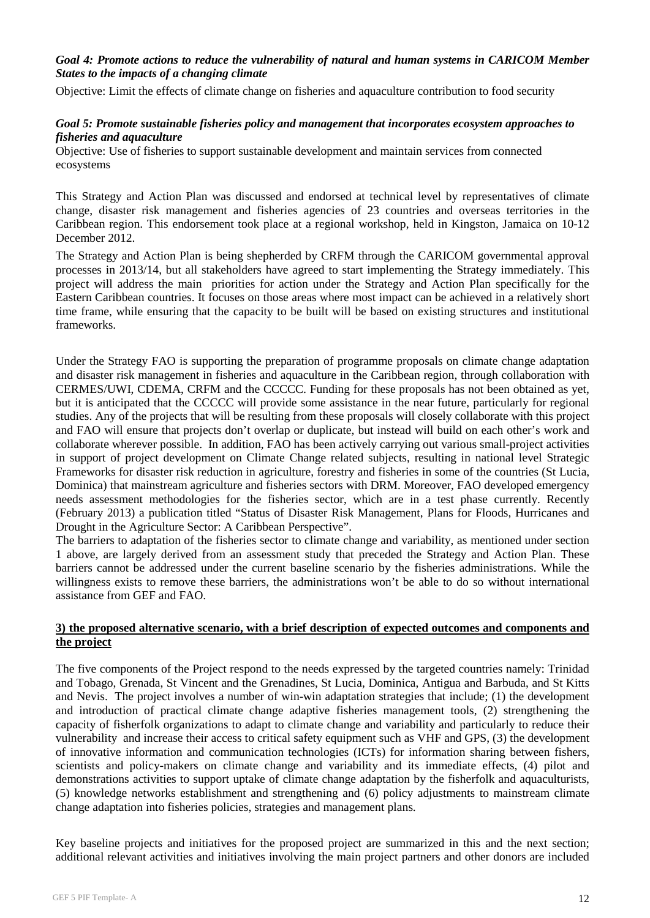***Goal 4: Promote actions to reduce the vulnerability of natural and human systems in CARICOM Member States to the impacts of a changing climate***

Objective: Limit the effects of climate change on fisheries and aquaculture contribution to food security

***Goal 5: Promote sustainable fisheries policy and management that incorporates ecosystem approaches to fisheries and aquaculture***

Objective: Use of fisheries to support sustainable development and maintain services from connected ecosystems

This Strategy and Action Plan was discussed and endorsed at technical level by representatives of climate change, disaster risk management and fisheries agencies of 23 countries and overseas territories in the Caribbean region. This endorsement took place at a regional workshop, held in Kingston, Jamaica on 10-12 December 2012.

The Strategy and Action Plan is being shepherded by CRFM through the CARICOM governmental approval processes in 2013/14, but all stakeholders have agreed to start implementing the Strategy immediately. This project will address the main priorities for action under the Strategy and Action Plan specifically for the Eastern Caribbean countries. It focuses on those areas where most impact can be achieved in a relatively short time frame, while ensuring that the capacity to be built will be based on existing structures and institutional frameworks.

Under the Strategy FAO is supporting the preparation of programme proposals on climate change adaptation and disaster risk management in fisheries and aquaculture in the Caribbean region, through collaboration with CERMES/UWI, CDEMA, CRFM and the CCCCC. Funding for these proposals has not been obtained as yet, but it is anticipated that the CCCCC will provide some assistance in the near future, particularly for regional studies. Any of the projects that will be resulting from these proposals will closely collaborate with this project and FAO will ensure that projects don't overlap or duplicate, but instead will build on each other's work and collaborate wherever possible. In addition, FAO has been actively carrying out various small-project activities in support of project development on Climate Change related subjects, resulting in national level Strategic Frameworks for disaster risk reduction in agriculture, forestry and fisheries in some of the countries (St Lucia, Dominica) that mainstream agriculture and fisheries sectors with DRM. Moreover, FAO developed emergency needs assessment methodologies for the fisheries sector, which are in a test phase currently. Recently (February 2013) a publication titled "Status of Disaster Risk Management, Plans for Floods, Hurricanes and Drought in the Agriculture Sector: A Caribbean Perspective".

The barriers to adaptation of the fisheries sector to climate change and variability, as mentioned under section 1 above, are largely derived from an assessment study that preceded the Strategy and Action Plan. These barriers cannot be addressed under the current baseline scenario by the fisheries administrations. While the willingness exists to remove these barriers, the administrations won't be able to do so without international assistance from GEF and FAO.

**3) the proposed alternative scenario, with a brief description of expected outcomes and components and the project**

The five components of the Project respond to the needs expressed by the targeted countries namely: Trinidad and Tobago, Grenada, St Vincent and the Grenadines, St Lucia, Dominica, Antigua and Barbuda, and St Kitts and Nevis. The project involves a number of win-win adaptation strategies that include; (1) the development and introduction of practical climate change adaptive fisheries management tools, (2) strengthening the capacity of fisherfolk organizations to adapt to climate change and variability and particularly to reduce their vulnerability and increase their access to critical safety equipment such as VHF and GPS, (3) the development of innovative information and communication technologies (ICTs) for information sharing between fishers, scientists and policy-makers on climate change and variability and its immediate effects, (4) pilot and demonstrations activities to support uptake of climate change adaptation by the fisherfolk and aquaculturists, (5) knowledge networks establishment and strengthening and (6) policy adjustments to mainstream climate change adaptation into fisheries policies, strategies and management plans.

Key baseline projects and initiatives for the proposed project are summarized in this and the next section; additional relevant activities and initiatives involving the main project partners and other donors are included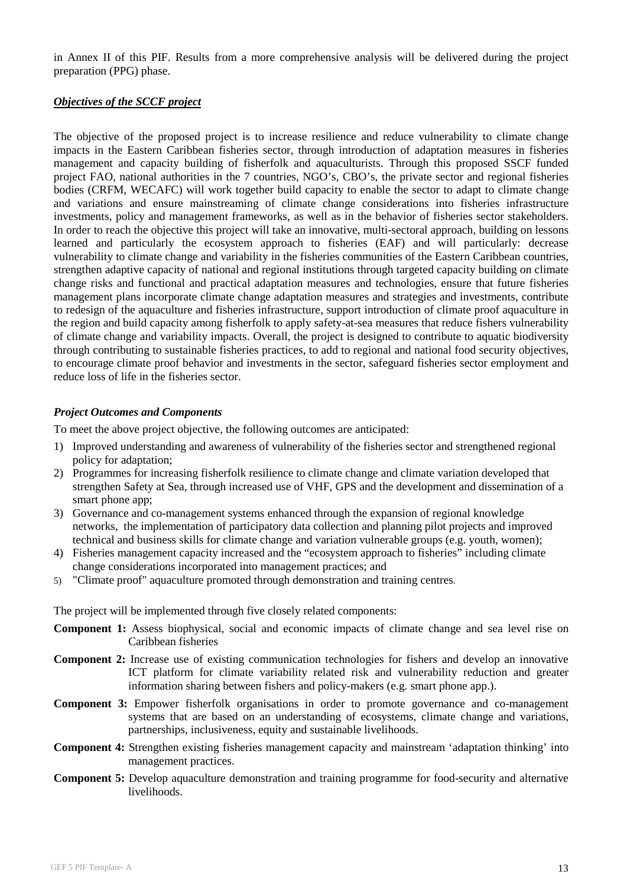in Annex II of this PIF. Results from a more comprehensive analysis will be delivered during the project preparation (PPG) phase.

***Objectives of the SCCF project***

The objective of the proposed project is to increase resilience and reduce vulnerability to climate change impacts in the Eastern Caribbean fisheries sector, through introduction of adaptation measures in fisheries management and capacity building of fisherfolk and aquaculturists. Through this proposed SSCF funded project FAO, national authorities in the 7 countries, NGO's, CBO's, the private sector and regional fisheries bodies (CRFM, WECAFC) will work together build capacity to enable the sector to adapt to climate change and variations and ensure mainstreaming of climate change considerations into fisheries infrastructure investments, policy and management frameworks, as well as in the behavior of fisheries sector stakeholders. In order to reach the objective this project will take an innovative, multi-sectoral approach, building on lessons learned and particularly the ecosystem approach to fisheries (EAF) and will particularly: decrease vulnerability to climate change and variability in the fisheries communities of the Eastern Caribbean countries, strengthen adaptive capacity of national and regional institutions through targeted capacity building on climate change risks and functional and practical adaptation measures and technologies, ensure that future fisheries management plans incorporate climate change adaptation measures and strategies and investments, contribute to redesign of the aquaculture and fisheries infrastructure, support introduction of climate proof aquaculture in the region and build capacity among fisherfolk to apply safety-at-sea measures that reduce fishers vulnerability of climate change and variability impacts. Overall, the project is designed to contribute to aquatic biodiversity through contributing to sustainable fisheries practices, to add to regional and national food security objectives, to encourage climate proof behavior and investments in the sector, safeguard fisheries sector employment and reduce loss of life in the fisheries sector.

***Project Outcomes and Components***

To meet the above project objective, the following outcomes are anticipated:

1) Improved understanding and awareness of vulnerability of the fisheries sector and strengthened regional policy for adaptation;
2) Programmes for increasing fisherfolk resilience to climate change and climate variation developed that strengthen Safety at Sea, through increased use of VHF, GPS and the development and dissemination of a smart phone app;
3) Governance and co-management systems enhanced through the expansion of regional knowledge networks, the implementation of participatory data collection and planning pilot projects and improved technical and business skills for climate change and variation vulnerable groups (e.g. youth, women);
4) Fisheries management capacity increased and the "ecosystem approach to fisheries" including climate change considerations incorporated into management practices; and
5) "Climate proof" aquaculture promoted through demonstration and training centres.

The project will be implemented through five closely related components:

**Component 1:** Assess biophysical, social and economic impacts of climate change and sea level rise on Caribbean fisheries

**Component 2:** Increase use of existing communication technologies for fishers and develop an innovative ICT platform for climate variability related risk and vulnerability reduction and greater information sharing between fishers and policy-makers (e.g. smart phone app.).

**Component 3:** Empower fisherfolk organisations in order to promote governance and co-management systems that are based on an understanding of ecosystems, climate change and variations, partnerships, inclusiveness, equity and sustainable livelihoods.

**Component 4:** Strengthen existing fisheries management capacity and mainstream 'adaptation thinking' into management practices.

**Component 5:** Develop aquaculture demonstration and training programme for food-security and alternative livelihoods.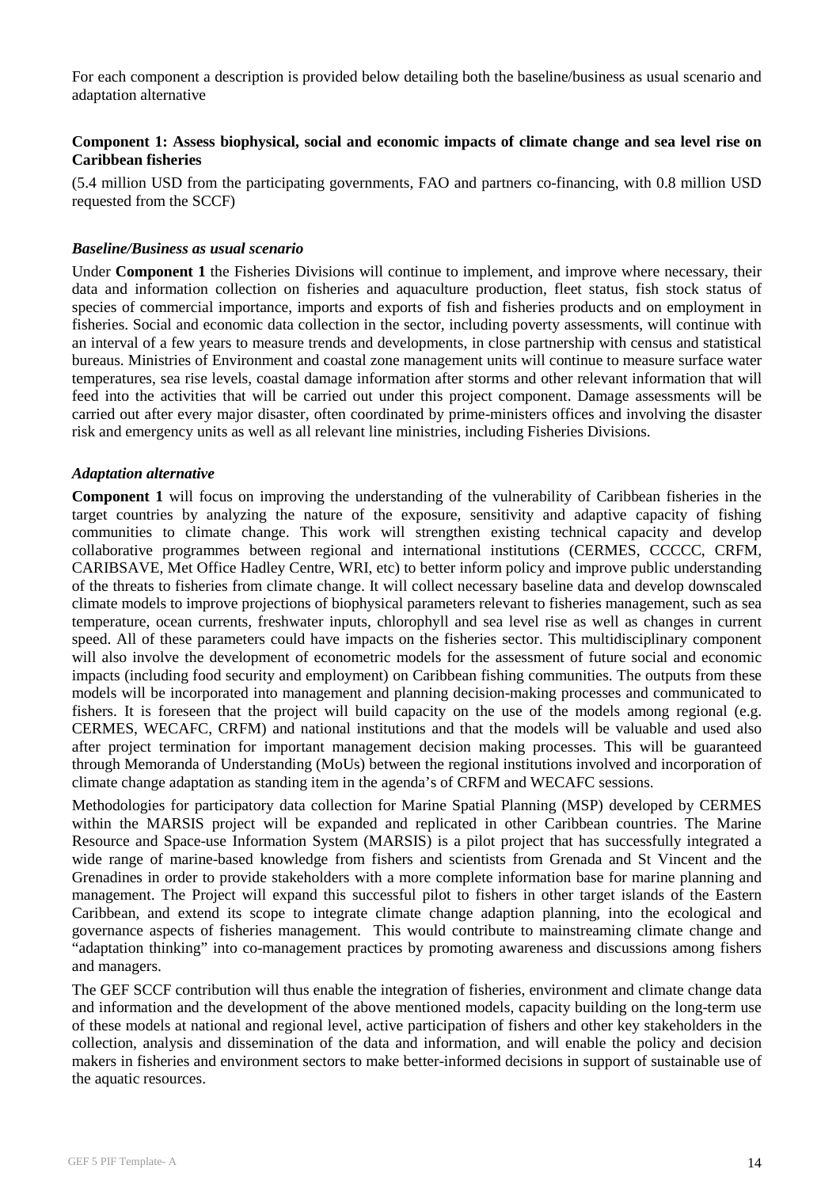For each component a description is provided below detailing both the baseline/business as usual scenario and adaptation alternative

**Component 1: Assess biophysical, social and economic impacts of climate change and sea level rise on Caribbean fisheries**

(5.4 million USD from the participating governments, FAO and partners co-financing, with 0.8 million USD requested from the SCCF)

***Baseline/Business as usual scenario***

Under **Component 1** the Fisheries Divisions will continue to implement, and improve where necessary, their data and information collection on fisheries and aquaculture production, fleet status, fish stock status of species of commercial importance, imports and exports of fish and fisheries products and on employment in fisheries. Social and economic data collection in the sector, including poverty assessments, will continue with an interval of a few years to measure trends and developments, in close partnership with census and statistical bureaus. Ministries of Environment and coastal zone management units will continue to measure surface water temperatures, sea rise levels, coastal damage information after storms and other relevant information that will feed into the activities that will be carried out under this project component. Damage assessments will be carried out after every major disaster, often coordinated by prime-ministers offices and involving the disaster risk and emergency units as well as all relevant line ministries, including Fisheries Divisions.

***Adaptation alternative***

**Component 1** will focus on improving the understanding of the vulnerability of Caribbean fisheries in the target countries by analyzing the nature of the exposure, sensitivity and adaptive capacity of fishing communities to climate change. This work will strengthen existing technical capacity and develop collaborative programmes between regional and international institutions (CERMES, CCCCC, CRFM, CARIBSAVE, Met Office Hadley Centre, WRI, etc) to better inform policy and improve public understanding of the threats to fisheries from climate change. It will collect necessary baseline data and develop downscaled climate models to improve projections of biophysical parameters relevant to fisheries management, such as sea temperature, ocean currents, freshwater inputs, chlorophyll and sea level rise as well as changes in current speed. All of these parameters could have impacts on the fisheries sector. This multidisciplinary component will also involve the development of econometric models for the assessment of future social and economic impacts (including food security and employment) on Caribbean fishing communities. The outputs from these models will be incorporated into management and planning decision-making processes and communicated to fishers. It is foreseen that the project will build capacity on the use of the models among regional (e.g. CERMES, WECAFC, CRFM) and national institutions and that the models will be valuable and used also after project termination for important management decision making processes. This will be guaranteed through Memoranda of Understanding (MoUs) between the regional institutions involved and incorporation of climate change adaptation as standing item in the agenda's of CRFM and WECAFC sessions.

Methodologies for participatory data collection for Marine Spatial Planning (MSP) developed by CERMES within the MARSIS project will be expanded and replicated in other Caribbean countries. The Marine Resource and Space-use Information System (MARSIS) is a pilot project that has successfully integrated a wide range of marine-based knowledge from fishers and scientists from Grenada and St Vincent and the Grenadines in order to provide stakeholders with a more complete information base for marine planning and management. The Project will expand this successful pilot to fishers in other target islands of the Eastern Caribbean, and extend its scope to integrate climate change adaption planning, into the ecological and governance aspects of fisheries management. This would contribute to mainstreaming climate change and "adaptation thinking" into co-management practices by promoting awareness and discussions among fishers and managers.

The GEF SCCF contribution will thus enable the integration of fisheries, environment and climate change data and information and the development of the above mentioned models, capacity building on the long-term use of these models at national and regional level, active participation of fishers and other key stakeholders in the collection, analysis and dissemination of the data and information, and will enable the policy and decision makers in fisheries and environment sectors to make better-informed decisions in support of sustainable use of the aquatic resources.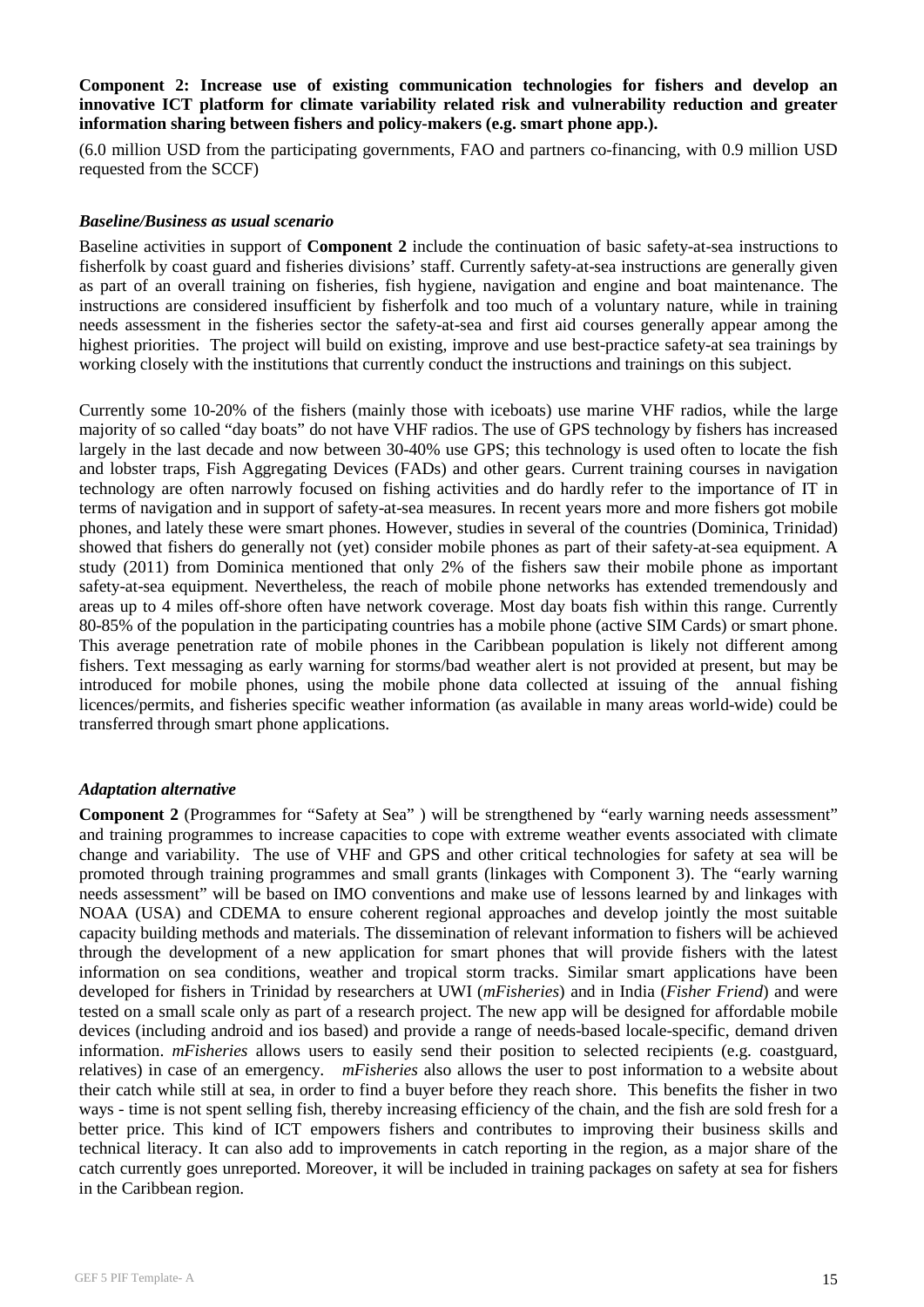**Component 2: Increase use of existing communication technologies for fishers and develop an innovative ICT platform for climate variability related risk and vulnerability reduction and greater information sharing between fishers and policy-makers (e.g. smart phone app.).**

(6.0 million USD from the participating governments, FAO and partners co-financing, with 0.9 million USD requested from the SCCF)

***Baseline/Business as usual scenario***

Baseline activities in support of **Component 2** include the continuation of basic safety-at-sea instructions to fisherfolk by coast guard and fisheries divisions' staff. Currently safety-at-sea instructions are generally given as part of an overall training on fisheries, fish hygiene, navigation and engine and boat maintenance. The instructions are considered insufficient by fisherfolk and too much of a voluntary nature, while in training needs assessment in the fisheries sector the safety-at-sea and first aid courses generally appear among the highest priorities. The project will build on existing, improve and use best-practice safety-at sea trainings by working closely with the institutions that currently conduct the instructions and trainings on this subject.

Currently some 10-20% of the fishers (mainly those with iceboats) use marine VHF radios, while the large majority of so called "day boats" do not have VHF radios. The use of GPS technology by fishers has increased largely in the last decade and now between 30-40% use GPS; this technology is used often to locate the fish and lobster traps, Fish Aggregating Devices (FADs) and other gears. Current training courses in navigation technology are often narrowly focused on fishing activities and do hardly refer to the importance of IT in terms of navigation and in support of safety-at-sea measures. In recent years more and more fishers got mobile phones, and lately these were smart phones. However, studies in several of the countries (Dominica, Trinidad) showed that fishers do generally not (yet) consider mobile phones as part of their safety-at-sea equipment. A study (2011) from Dominica mentioned that only 2% of the fishers saw their mobile phone as important safety-at-sea equipment. Nevertheless, the reach of mobile phone networks has extended tremendously and areas up to 4 miles off-shore often have network coverage. Most day boats fish within this range. Currently 80-85% of the population in the participating countries has a mobile phone (active SIM Cards) or smart phone. This average penetration rate of mobile phones in the Caribbean population is likely not different among fishers. Text messaging as early warning for storms/bad weather alert is not provided at present, but may be introduced for mobile phones, using the mobile phone data collected at issuing of the annual fishing licences/permits, and fisheries specific weather information (as available in many areas world-wide) could be transferred through smart phone applications.

***Adaptation alternative***

**Component 2** (Programmes for "Safety at Sea" ) will be strengthened by "early warning needs assessment" and training programmes to increase capacities to cope with extreme weather events associated with climate change and variability. The use of VHF and GPS and other critical technologies for safety at sea will be promoted through training programmes and small grants (linkages with Component 3). The "early warning needs assessment" will be based on IMO conventions and make use of lessons learned by and linkages with NOAA (USA) and CDEMA to ensure coherent regional approaches and develop jointly the most suitable capacity building methods and materials. The dissemination of relevant information to fishers will be achieved through the development of a new application for smart phones that will provide fishers with the latest information on sea conditions, weather and tropical storm tracks. Similar smart applications have been developed for fishers in Trinidad by researchers at UWI (*mFisheries*) and in India (*Fisher Friend*) and were tested on a small scale only as part of a research project. The new app will be designed for affordable mobile devices (including android and ios based) and provide a range of needs-based locale-specific, demand driven information. *mFisheries* allows users to easily send their position to selected recipients (e.g. coastguard, relatives) in case of an emergency. *mFisheries* also allows the user to post information to a website about their catch while still at sea, in order to find a buyer before they reach shore. This benefits the fisher in two ways - time is not spent selling fish, thereby increasing efficiency of the chain, and the fish are sold fresh for a better price. This kind of ICT empowers fishers and contributes to improving their business skills and technical literacy. It can also add to improvements in catch reporting in the region, as a major share of the catch currently goes unreported. Moreover, it will be included in training packages on safety at sea for fishers in the Caribbean region.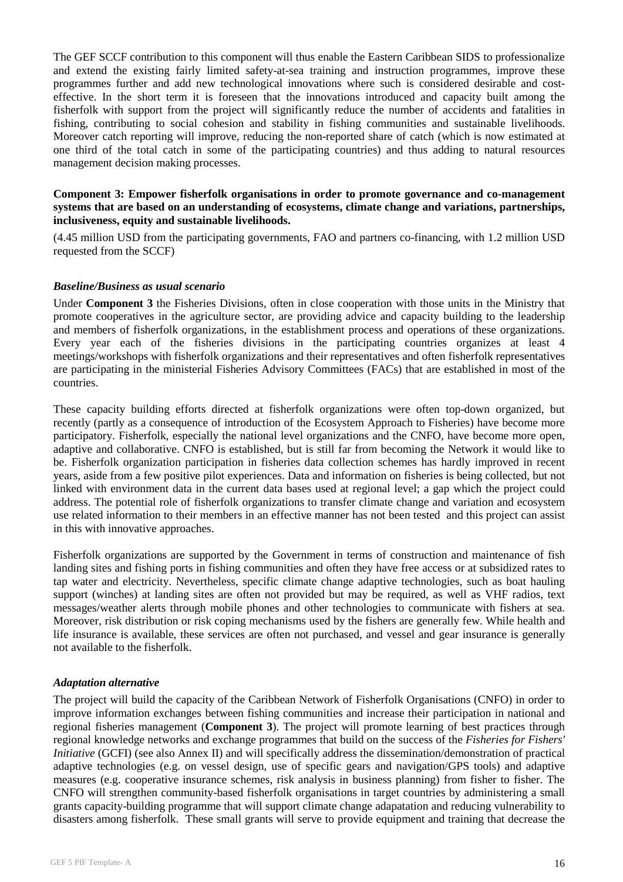The GEF SCCF contribution to this component will thus enable the Eastern Caribbean SIDS to professionalize and extend the existing fairly limited safety-at-sea training and instruction programmes, improve these programmes further and add new technological innovations where such is considered desirable and cost-effective. In the short term it is foreseen that the innovations introduced and capacity built among the fisherfolk with support from the project will significantly reduce the number of accidents and fatalities in fishing, contributing to social cohesion and stability in fishing communities and sustainable livelihoods. Moreover catch reporting will improve, reducing the non-reported share of catch (which is now estimated at one third of the total catch in some of the participating countries) and thus adding to natural resources management decision making processes.

**Component 3: Empower fisherfolk organisations in order to promote governance and co-management systems that are based on an understanding of ecosystems, climate change and variations, partnerships, inclusiveness, equity and sustainable livelihoods.**

(4.45 million USD from the participating governments, FAO and partners co-financing, with 1.2 million USD requested from the SCCF)

***Baseline/Business as usual scenario***

Under **Component 3** the Fisheries Divisions, often in close cooperation with those units in the Ministry that promote cooperatives in the agriculture sector, are providing advice and capacity building to the leadership and members of fisherfolk organizations, in the establishment process and operations of these organizations. Every year each of the fisheries divisions in the participating countries organizes at least 4 meetings/workshops with fisherfolk organizations and their representatives and often fisherfolk representatives are participating in the ministerial Fisheries Advisory Committees (FACs) that are established in most of the countries.

These capacity building efforts directed at fisherfolk organizations were often top-down organized, but recently (partly as a consequence of introduction of the Ecosystem Approach to Fisheries) have become more participatory. Fisherfolk, especially the national level organizations and the CNFO, have become more open, adaptive and collaborative. CNFO is established, but is still far from becoming the Network it would like to be. Fisherfolk organization participation in fisheries data collection schemes has hardly improved in recent years, aside from a few positive pilot experiences. Data and information on fisheries is being collected, but not linked with environment data in the current data bases used at regional level; a gap which the project could address. The potential role of fisherfolk organizations to transfer climate change and variation and ecosystem use related information to their members in an effective manner has not been tested and this project can assist in this with innovative approaches.

Fisherfolk organizations are supported by the Government in terms of construction and maintenance of fish landing sites and fishing ports in fishing communities and often they have free access or at subsidized rates to tap water and electricity. Nevertheless, specific climate change adaptive technologies, such as boat hauling support (winches) at landing sites are often not provided but may be required, as well as VHF radios, text messages/weather alerts through mobile phones and other technologies to communicate with fishers at sea. Moreover, risk distribution or risk coping mechanisms used by the fishers are generally few. While health and life insurance is available, these services are often not purchased, and vessel and gear insurance is generally not available to the fisherfolk.

***Adaptation alternative***

The project will build the capacity of the Caribbean Network of Fisherfolk Organisations (CNFO) in order to improve information exchanges between fishing communities and increase their participation in national and regional fisheries management (**Component 3**). The project will promote learning of best practices through regional knowledge networks and exchange programmes that build on the success of the *Fisheries for Fishers' Initiative* (GCFI) (see also Annex II) and will specifically address the dissemination/demonstration of practical adaptive technologies (e.g. on vessel design, use of specific gears and navigation/GPS tools) and adaptive measures (e.g. cooperative insurance schemes, risk analysis in business planning) from fisher to fisher. The CNFO will strengthen community-based fisherfolk organisations in target countries by administering a small grants capacity-building programme that will support climate change adapatation and reducing vulnerability to disasters among fisherfolk. These small grants will serve to provide equipment and training that decrease the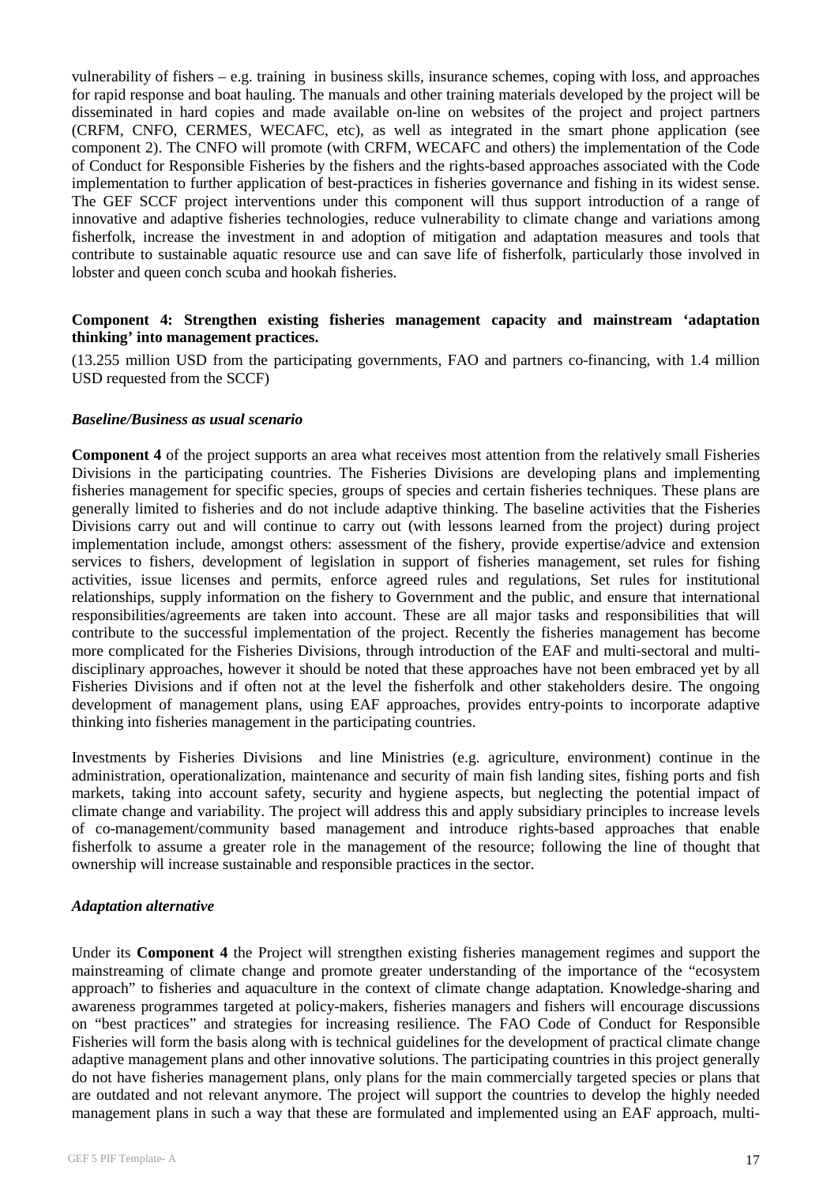vulnerability of fishers – e.g. training in business skills, insurance schemes, coping with loss, and approaches for rapid response and boat hauling. The manuals and other training materials developed by the project will be disseminated in hard copies and made available on-line on websites of the project and project partners (CRFM, CNFO, CERMES, WECAFC, etc), as well as integrated in the smart phone application (see component 2). The CNFO will promote (with CRFM, WECAFC and others) the implementation of the Code of Conduct for Responsible Fisheries by the fishers and the rights-based approaches associated with the Code implementation to further application of best-practices in fisheries governance and fishing in its widest sense. The GEF SCCF project interventions under this component will thus support introduction of a range of innovative and adaptive fisheries technologies, reduce vulnerability to climate change and variations among fisherfolk, increase the investment in and adoption of mitigation and adaptation measures and tools that contribute to sustainable aquatic resource use and can save life of fisherfolk, particularly those involved in lobster and queen conch scuba and hookah fisheries.

**Component 4: Strengthen existing fisheries management capacity and mainstream 'adaptation thinking' into management practices.**

(13.255 million USD from the participating governments, FAO and partners co-financing, with 1.4 million USD requested from the SCCF)

***Baseline/Business as usual scenario***

**Component 4** of the project supports an area what receives most attention from the relatively small Fisheries Divisions in the participating countries. The Fisheries Divisions are developing plans and implementing fisheries management for specific species, groups of species and certain fisheries techniques. These plans are generally limited to fisheries and do not include adaptive thinking. The baseline activities that the Fisheries Divisions carry out and will continue to carry out (with lessons learned from the project) during project implementation include, amongst others: assessment of the fishery, provide expertise/advice and extension services to fishers, development of legislation in support of fisheries management, set rules for fishing activities, issue licenses and permits, enforce agreed rules and regulations, Set rules for institutional relationships, supply information on the fishery to Government and the public, and ensure that international responsibilities/agreements are taken into account. These are all major tasks and responsibilities that will contribute to the successful implementation of the project. Recently the fisheries management has become more complicated for the Fisheries Divisions, through introduction of the EAF and multi-sectoral and multi-disciplinary approaches, however it should be noted that these approaches have not been embraced yet by all Fisheries Divisions and if often not at the level the fisherfolk and other stakeholders desire. The ongoing development of management plans, using EAF approaches, provides entry-points to incorporate adaptive thinking into fisheries management in the participating countries.

Investments by Fisheries Divisions and line Ministries (e.g. agriculture, environment) continue in the administration, operationalization, maintenance and security of main fish landing sites, fishing ports and fish markets, taking into account safety, security and hygiene aspects, but neglecting the potential impact of climate change and variability. The project will address this and apply subsidiary principles to increase levels of co-management/community based management and introduce rights-based approaches that enable fisherfolk to assume a greater role in the management of the resource; following the line of thought that ownership will increase sustainable and responsible practices in the sector.

***Adaptation alternative***

Under its **Component 4** the Project will strengthen existing fisheries management regimes and support the mainstreaming of climate change and promote greater understanding of the importance of the "ecosystem approach" to fisheries and aquaculture in the context of climate change adaptation. Knowledge-sharing and awareness programmes targeted at policy-makers, fisheries managers and fishers will encourage discussions on "best practices" and strategies for increasing resilience. The FAO Code of Conduct for Responsible Fisheries will form the basis along with is technical guidelines for the development of practical climate change adaptive management plans and other innovative solutions. The participating countries in this project generally do not have fisheries management plans, only plans for the main commercially targeted species or plans that are outdated and not relevant anymore. The project will support the countries to develop the highly needed management plans in such a way that these are formulated and implemented using an EAF approach, multi-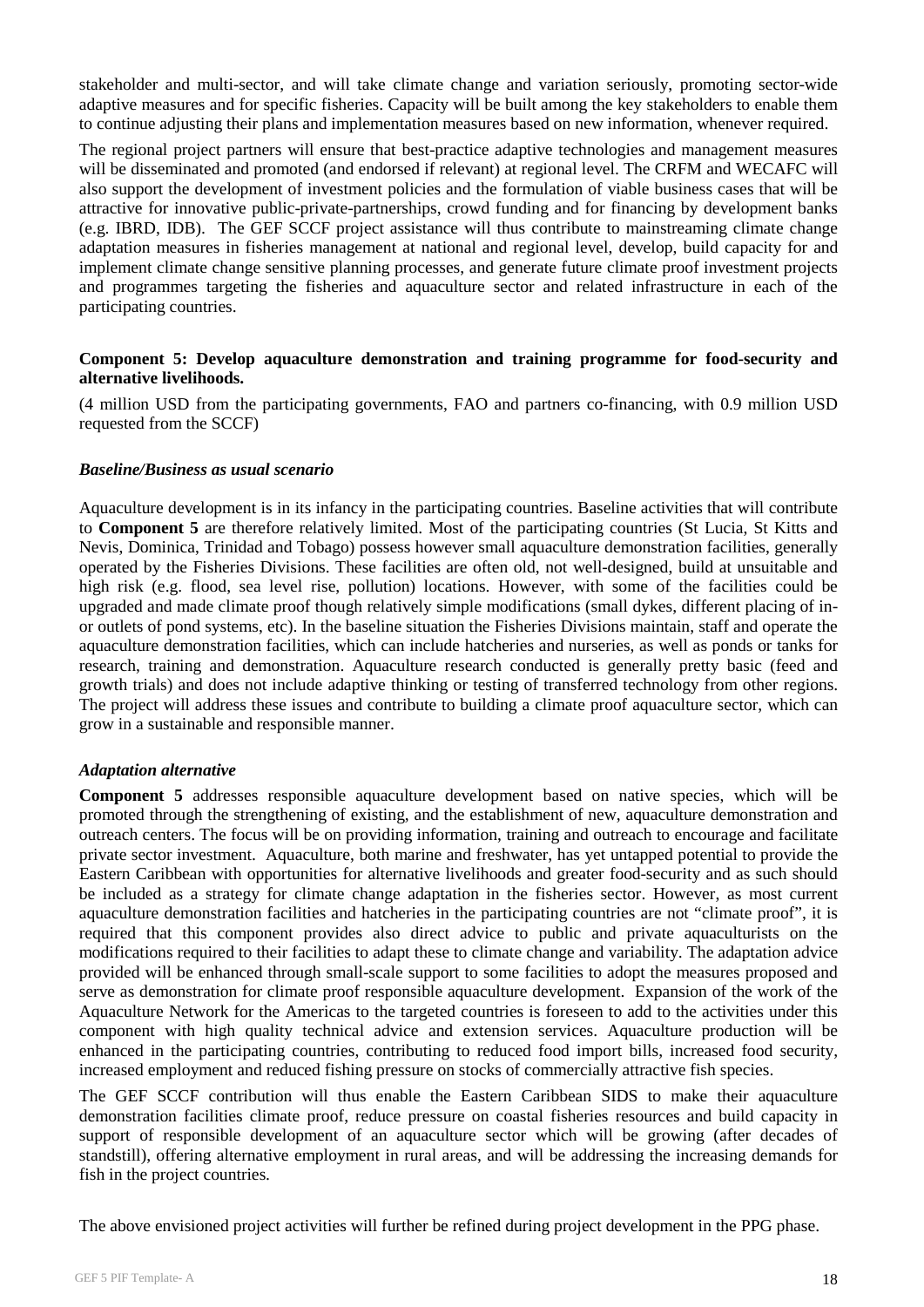stakeholder and multi-sector, and will take climate change and variation seriously, promoting sector-wide adaptive measures and for specific fisheries. Capacity will be built among the key stakeholders to enable them to continue adjusting their plans and implementation measures based on new information, whenever required.

The regional project partners will ensure that best-practice adaptive technologies and management measures will be disseminated and promoted (and endorsed if relevant) at regional level. The CRFM and WECAFC will also support the development of investment policies and the formulation of viable business cases that will be attractive for innovative public-private-partnerships, crowd funding and for financing by development banks (e.g. IBRD, IDB). The GEF SCCF project assistance will thus contribute to mainstreaming climate change adaptation measures in fisheries management at national and regional level, develop, build capacity for and implement climate change sensitive planning processes, and generate future climate proof investment projects and programmes targeting the fisheries and aquaculture sector and related infrastructure in each of the participating countries.

**Component 5: Develop aquaculture demonstration and training programme for food-security and alternative livelihoods.**

(4 million USD from the participating governments, FAO and partners co-financing, with 0.9 million USD requested from the SCCF)

***Baseline/Business as usual scenario***

Aquaculture development is in its infancy in the participating countries. Baseline activities that will contribute to **Component 5** are therefore relatively limited. Most of the participating countries (St Lucia, St Kitts and Nevis, Dominica, Trinidad and Tobago) possess however small aquaculture demonstration facilities, generally operated by the Fisheries Divisions. These facilities are often old, not well-designed, build at unsuitable and high risk (e.g. flood, sea level rise, pollution) locations. However, with some of the facilities could be upgraded and made climate proof though relatively simple modifications (small dykes, different placing of in- or outlets of pond systems, etc). In the baseline situation the Fisheries Divisions maintain, staff and operate the aquaculture demonstration facilities, which can include hatcheries and nurseries, as well as ponds or tanks for research, training and demonstration. Aquaculture research conducted is generally pretty basic (feed and growth trials) and does not include adaptive thinking or testing of transferred technology from other regions. The project will address these issues and contribute to building a climate proof aquaculture sector, which can grow in a sustainable and responsible manner.

***Adaptation alternative***

**Component 5** addresses responsible aquaculture development based on native species, which will be promoted through the strengthening of existing, and the establishment of new, aquaculture demonstration and outreach centers. The focus will be on providing information, training and outreach to encourage and facilitate private sector investment. Aquaculture, both marine and freshwater, has yet untapped potential to provide the Eastern Caribbean with opportunities for alternative livelihoods and greater food-security and as such should be included as a strategy for climate change adaptation in the fisheries sector. However, as most current aquaculture demonstration facilities and hatcheries in the participating countries are not "climate proof", it is required that this component provides also direct advice to public and private aquaculturists on the modifications required to their facilities to adapt these to climate change and variability. The adaptation advice provided will be enhanced through small-scale support to some facilities to adopt the measures proposed and serve as demonstration for climate proof responsible aquaculture development. Expansion of the work of the Aquaculture Network for the Americas to the targeted countries is foreseen to add to the activities under this component with high quality technical advice and extension services. Aquaculture production will be enhanced in the participating countries, contributing to reduced food import bills, increased food security, increased employment and reduced fishing pressure on stocks of commercially attractive fish species.

The GEF SCCF contribution will thus enable the Eastern Caribbean SIDS to make their aquaculture demonstration facilities climate proof, reduce pressure on coastal fisheries resources and build capacity in support of responsible development of an aquaculture sector which will be growing (after decades of standstill), offering alternative employment in rural areas, and will be addressing the increasing demands for fish in the project countries.

The above envisioned project activities will further be refined during project development in the PPG phase.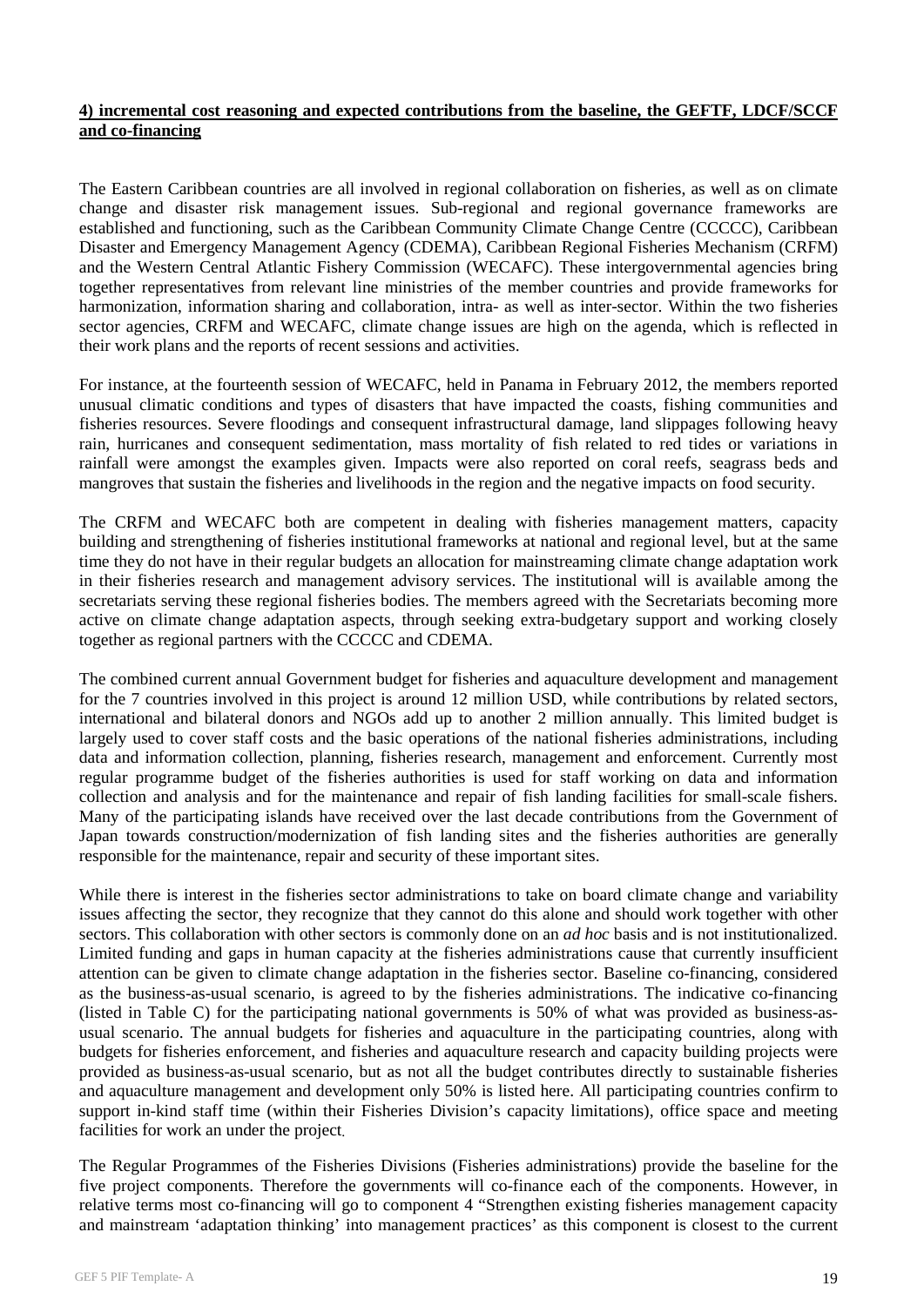**4) incremental cost reasoning and expected contributions from the baseline, the GEFTF, LDCF/SCCF and co-financing**

The Eastern Caribbean countries are all involved in regional collaboration on fisheries, as well as on climate change and disaster risk management issues. Sub-regional and regional governance frameworks are established and functioning, such as the Caribbean Community Climate Change Centre (CCCCC), Caribbean Disaster and Emergency Management Agency (CDEMA), Caribbean Regional Fisheries Mechanism (CRFM) and the Western Central Atlantic Fishery Commission (WECAFC). These intergovernmental agencies bring together representatives from relevant line ministries of the member countries and provide frameworks for harmonization, information sharing and collaboration, intra- as well as inter-sector. Within the two fisheries sector agencies, CRFM and WECAFC, climate change issues are high on the agenda, which is reflected in their work plans and the reports of recent sessions and activities.

For instance, at the fourteenth session of WECAFC, held in Panama in February 2012, the members reported unusual climatic conditions and types of disasters that have impacted the coasts, fishing communities and fisheries resources. Severe floodings and consequent infrastructural damage, land slippages following heavy rain, hurricanes and consequent sedimentation, mass mortality of fish related to red tides or variations in rainfall were amongst the examples given. Impacts were also reported on coral reefs, seagrass beds and mangroves that sustain the fisheries and livelihoods in the region and the negative impacts on food security.

The CRFM and WECAFC both are competent in dealing with fisheries management matters, capacity building and strengthening of fisheries institutional frameworks at national and regional level, but at the same time they do not have in their regular budgets an allocation for mainstreaming climate change adaptation work in their fisheries research and management advisory services. The institutional will is available among the secretariats serving these regional fisheries bodies. The members agreed with the Secretariats becoming more active on climate change adaptation aspects, through seeking extra-budgetary support and working closely together as regional partners with the CCCCC and CDEMA.

The combined current annual Government budget for fisheries and aquaculture development and management for the 7 countries involved in this project is around 12 million USD, while contributions by related sectors, international and bilateral donors and NGOs add up to another 2 million annually. This limited budget is largely used to cover staff costs and the basic operations of the national fisheries administrations, including data and information collection, planning, fisheries research, management and enforcement. Currently most regular programme budget of the fisheries authorities is used for staff working on data and information collection and analysis and for the maintenance and repair of fish landing facilities for small-scale fishers. Many of the participating islands have received over the last decade contributions from the Government of Japan towards construction/modernization of fish landing sites and the fisheries authorities are generally responsible for the maintenance, repair and security of these important sites.

While there is interest in the fisheries sector administrations to take on board climate change and variability issues affecting the sector, they recognize that they cannot do this alone and should work together with other sectors. This collaboration with other sectors is commonly done on an *ad hoc* basis and is not institutionalized. Limited funding and gaps in human capacity at the fisheries administrations cause that currently insufficient attention can be given to climate change adaptation in the fisheries sector. Baseline co-financing, considered as the business-as-usual scenario, is agreed to by the fisheries administrations. The indicative co-financing (listed in Table C) for the participating national governments is 50% of what was provided as business-as-usual scenario. The annual budgets for fisheries and aquaculture in the participating countries, along with budgets for fisheries enforcement, and fisheries and aquaculture research and capacity building projects were provided as business-as-usual scenario, but as not all the budget contributes directly to sustainable fisheries and aquaculture management and development only 50% is listed here. All participating countries confirm to support in-kind staff time (within their Fisheries Division's capacity limitations), office space and meeting facilities for work an under the project.

The Regular Programmes of the Fisheries Divisions (Fisheries administrations) provide the baseline for the five project components. Therefore the governments will co-finance each of the components. However, in relative terms most co-financing will go to component 4 "Strengthen existing fisheries management capacity and mainstream 'adaptation thinking' into management practices' as this component is closest to the current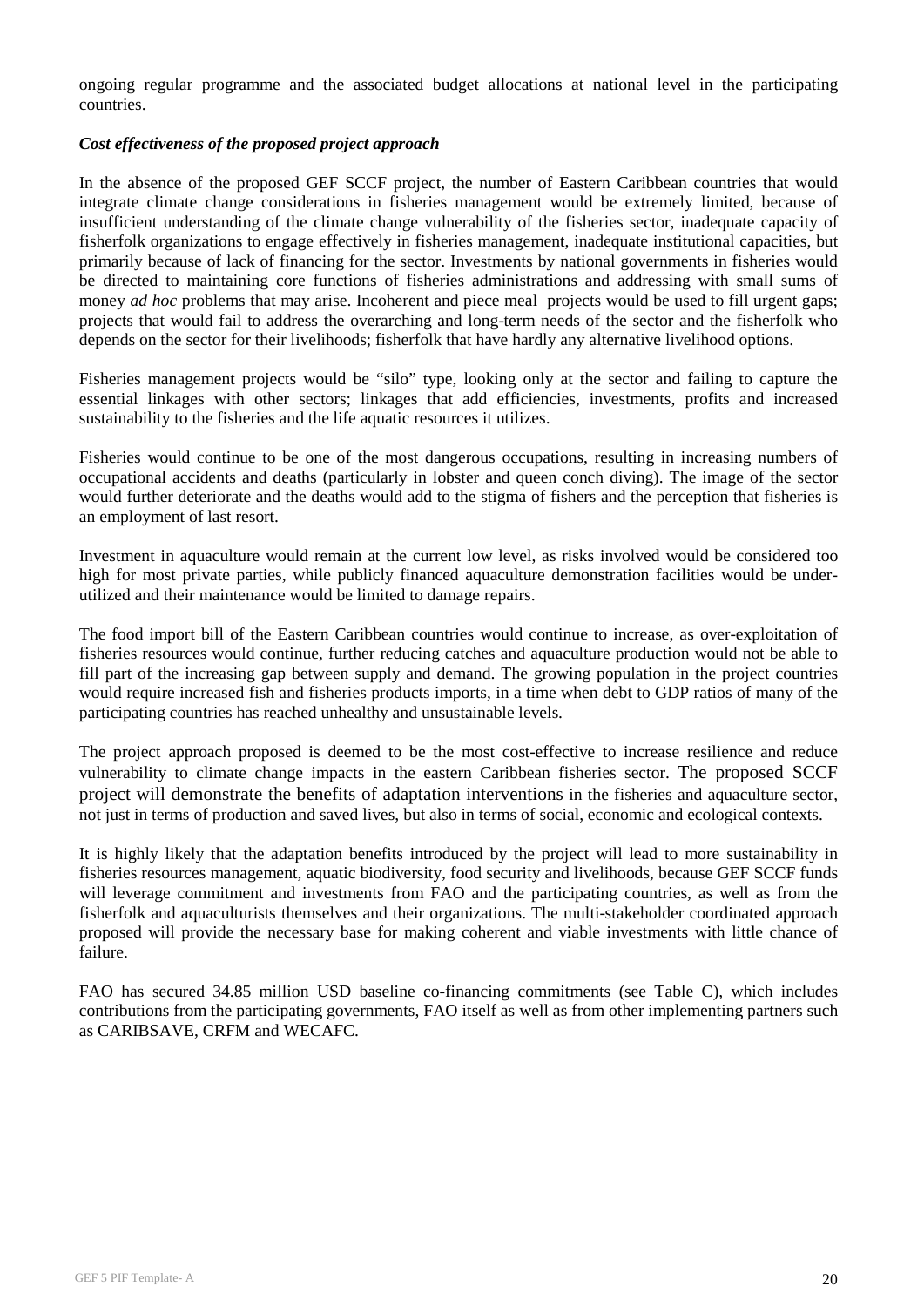ongoing regular programme and the associated budget allocations at national level in the participating countries.

***Cost effectiveness of the proposed project approach***

In the absence of the proposed GEF SCCF project, the number of Eastern Caribbean countries that would integrate climate change considerations in fisheries management would be extremely limited, because of insufficient understanding of the climate change vulnerability of the fisheries sector, inadequate capacity of fisherfolk organizations to engage effectively in fisheries management, inadequate institutional capacities, but primarily because of lack of financing for the sector. Investments by national governments in fisheries would be directed to maintaining core functions of fisheries administrations and addressing with small sums of money *ad hoc* problems that may arise. Incoherent and piece meal projects would be used to fill urgent gaps; projects that would fail to address the overarching and long-term needs of the sector and the fisherfolk who depends on the sector for their livelihoods; fisherfolk that have hardly any alternative livelihood options.

Fisheries management projects would be "silo" type, looking only at the sector and failing to capture the essential linkages with other sectors; linkages that add efficiencies, investments, profits and increased sustainability to the fisheries and the life aquatic resources it utilizes.

Fisheries would continue to be one of the most dangerous occupations, resulting in increasing numbers of occupational accidents and deaths (particularly in lobster and queen conch diving). The image of the sector would further deteriorate and the deaths would add to the stigma of fishers and the perception that fisheries is an employment of last resort.

Investment in aquaculture would remain at the current low level, as risks involved would be considered too high for most private parties, while publicly financed aquaculture demonstration facilities would be under-utilized and their maintenance would be limited to damage repairs.

The food import bill of the Eastern Caribbean countries would continue to increase, as over-exploitation of fisheries resources would continue, further reducing catches and aquaculture production would not be able to fill part of the increasing gap between supply and demand. The growing population in the project countries would require increased fish and fisheries products imports, in a time when debt to GDP ratios of many of the participating countries has reached unhealthy and unsustainable levels.

The project approach proposed is deemed to be the most cost-effective to increase resilience and reduce vulnerability to climate change impacts in the eastern Caribbean fisheries sector. The proposed SCCF project will demonstrate the benefits of adaptation interventions in the fisheries and aquaculture sector, not just in terms of production and saved lives, but also in terms of social, economic and ecological contexts.

It is highly likely that the adaptation benefits introduced by the project will lead to more sustainability in fisheries resources management, aquatic biodiversity, food security and livelihoods, because GEF SCCF funds will leverage commitment and investments from FAO and the participating countries, as well as from the fisherfolk and aquaculturists themselves and their organizations. The multi-stakeholder coordinated approach proposed will provide the necessary base for making coherent and viable investments with little chance of failure.

FAO has secured 34.85 million USD baseline co-financing commitments (see Table C), which includes contributions from the participating governments, FAO itself as well as from other implementing partners such as CARIBSAVE, CRFM and WECAFC.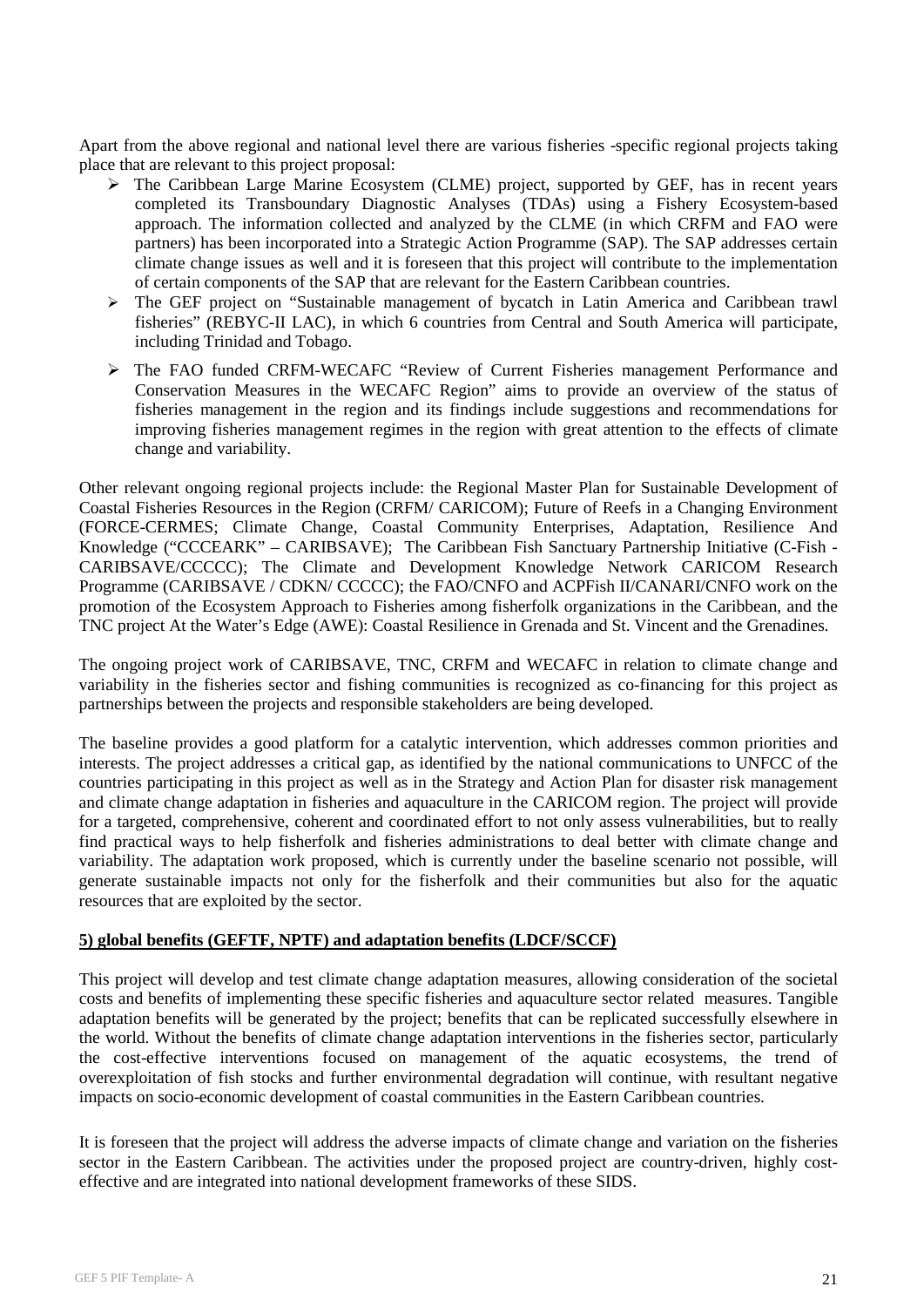Apart from the above regional and national level there are various fisheries -specific regional projects taking place that are relevant to this project proposal:

- The Caribbean Large Marine Ecosystem (CLME) project, supported by GEF, has in recent years completed its Transboundary Diagnostic Analyses (TDAs) using a Fishery Ecosystem-based approach. The information collected and analyzed by the CLME (in which CRFM and FAO were partners) has been incorporated into a Strategic Action Programme (SAP). The SAP addresses certain climate change issues as well and it is foreseen that this project will contribute to the implementation of certain components of the SAP that are relevant for the Eastern Caribbean countries.
- The GEF project on "Sustainable management of bycatch in Latin America and Caribbean trawl fisheries" (REBYC-II LAC), in which 6 countries from Central and South America will participate, including Trinidad and Tobago.
- The FAO funded CRFM-WECAFC "Review of Current Fisheries management Performance and Conservation Measures in the WECAFC Region" aims to provide an overview of the status of fisheries management in the region and its findings include suggestions and recommendations for improving fisheries management regimes in the region with great attention to the effects of climate change and variability.

Other relevant ongoing regional projects include: the Regional Master Plan for Sustainable Development of Coastal Fisheries Resources in the Region (CRFM/ CARICOM); Future of Reefs in a Changing Environment (FORCE-CERMES; Climate Change, Coastal Community Enterprises, Adaptation, Resilience And Knowledge ("CCCEARK" – CARIBSAVE); The Caribbean Fish Sanctuary Partnership Initiative (C-Fish - CARIBSAVE/CCCCC); The Climate and Development Knowledge Network CARICOM Research Programme (CARIBSAVE / CDKN/ CCCCC); the FAO/CNFO and ACPFish II/CANARI/CNFO work on the promotion of the Ecosystem Approach to Fisheries among fisherfolk organizations in the Caribbean, and the TNC project At the Water's Edge (AWE): Coastal Resilience in Grenada and St. Vincent and the Grenadines.

The ongoing project work of CARIBSAVE, TNC, CRFM and WECAFC in relation to climate change and variability in the fisheries sector and fishing communities is recognized as co-financing for this project as partnerships between the projects and responsible stakeholders are being developed.

The baseline provides a good platform for a catalytic intervention, which addresses common priorities and interests. The project addresses a critical gap, as identified by the national communications to UNFCC of the countries participating in this project as well as in the Strategy and Action Plan for disaster risk management and climate change adaptation in fisheries and aquaculture in the CARICOM region. The project will provide for a targeted, comprehensive, coherent and coordinated effort to not only assess vulnerabilities, but to really find practical ways to help fisherfolk and fisheries administrations to deal better with climate change and variability. The adaptation work proposed, which is currently under the baseline scenario not possible, will generate sustainable impacts not only for the fisherfolk and their communities but also for the aquatic resources that are exploited by the sector.

**5) global benefits (GEFTF, NPTF) and adaptation benefits (LDCF/SCCF)**

This project will develop and test climate change adaptation measures, allowing consideration of the societal costs and benefits of implementing these specific fisheries and aquaculture sector related measures. Tangible adaptation benefits will be generated by the project; benefits that can be replicated successfully elsewhere in the world. Without the benefits of climate change adaptation interventions in the fisheries sector, particularly the cost-effective interventions focused on management of the aquatic ecosystems, the trend of overexploitation of fish stocks and further environmental degradation will continue, with resultant negative impacts on socio-economic development of coastal communities in the Eastern Caribbean countries.

It is foreseen that the project will address the adverse impacts of climate change and variation on the fisheries sector in the Eastern Caribbean. The activities under the proposed project are country-driven, highly cost-effective and are integrated into national development frameworks of these SIDS.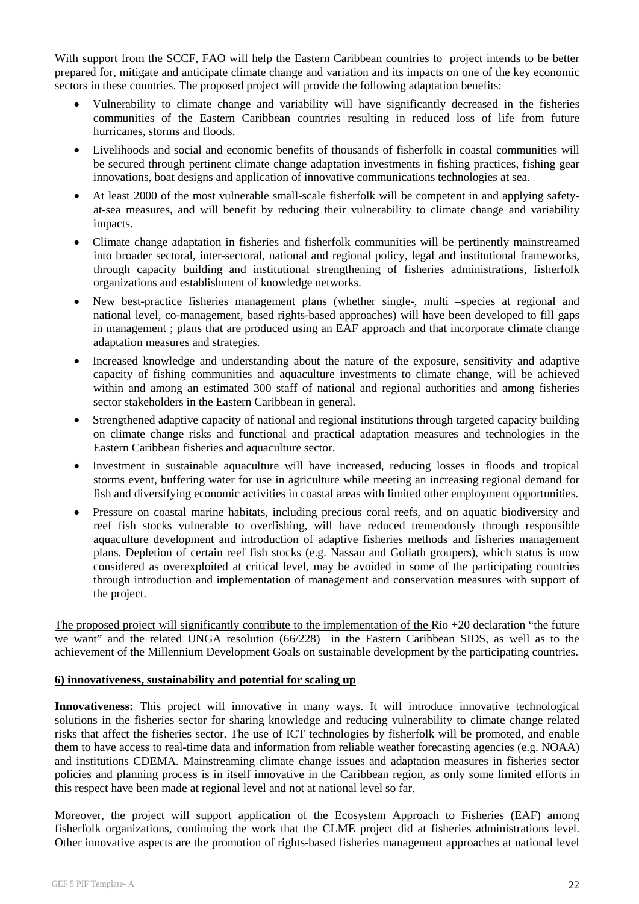With support from the SCCF, FAO will help the Eastern Caribbean countries to project intends to be better prepared for, mitigate and anticipate climate change and variation and its impacts on one of the key economic sectors in these countries. The proposed project will provide the following adaptation benefits:

- Vulnerability to climate change and variability will have significantly decreased in the fisheries communities of the Eastern Caribbean countries resulting in reduced loss of life from future hurricanes, storms and floods.
- Livelihoods and social and economic benefits of thousands of fisherfolk in coastal communities will be secured through pertinent climate change adaptation investments in fishing practices, fishing gear innovations, boat designs and application of innovative communications technologies at sea.
- At least 2000 of the most vulnerable small-scale fisherfolk will be competent in and applying safety-at-sea measures, and will benefit by reducing their vulnerability to climate change and variability impacts.
- Climate change adaptation in fisheries and fisherfolk communities will be pertinently mainstreamed into broader sectoral, inter-sectoral, national and regional policy, legal and institutional frameworks, through capacity building and institutional strengthening of fisheries administrations, fisherfolk organizations and establishment of knowledge networks.
- New best-practice fisheries management plans (whether single-, multi –species at regional and national level, co-management, based rights-based approaches) will have been developed to fill gaps in management ; plans that are produced using an EAF approach and that incorporate climate change adaptation measures and strategies.
- Increased knowledge and understanding about the nature of the exposure, sensitivity and adaptive capacity of fishing communities and aquaculture investments to climate change, will be achieved within and among an estimated 300 staff of national and regional authorities and among fisheries sector stakeholders in the Eastern Caribbean in general.
- Strengthened adaptive capacity of national and regional institutions through targeted capacity building on climate change risks and functional and practical adaptation measures and technologies in the Eastern Caribbean fisheries and aquaculture sector.
- Investment in sustainable aquaculture will have increased, reducing losses in floods and tropical storms event, buffering water for use in agriculture while meeting an increasing regional demand for fish and diversifying economic activities in coastal areas with limited other employment opportunities.
- Pressure on coastal marine habitats, including precious coral reefs, and on aquatic biodiversity and reef fish stocks vulnerable to overfishing, will have reduced tremendously through responsible aquaculture development and introduction of adaptive fisheries methods and fisheries management plans. Depletion of certain reef fish stocks (e.g. Nassau and Goliath groupers), which status is now considered as overexploited at critical level, may be avoided in some of the participating countries through introduction and implementation of management and conservation measures with support of the project.

The proposed project will significantly contribute to the implementation of the Rio +20 declaration "the future we want" and the related UNGA resolution (66/228) in the Eastern Caribbean SIDS, as well as to the achievement of the Millennium Development Goals on sustainable development by the participating countries.

**6) innovativeness, sustainability and potential for scaling up**

**Innovativeness:** This project will innovative in many ways. It will introduce innovative technological solutions in the fisheries sector for sharing knowledge and reducing vulnerability to climate change related risks that affect the fisheries sector. The use of ICT technologies by fisherfolk will be promoted, and enable them to have access to real-time data and information from reliable weather forecasting agencies (e.g. NOAA) and institutions CDEMA. Mainstreaming climate change issues and adaptation measures in fisheries sector policies and planning process is in itself innovative in the Caribbean region, as only some limited efforts in this respect have been made at regional level and not at national level so far.

Moreover, the project will support application of the Ecosystem Approach to Fisheries (EAF) among fisherfolk organizations, continuing the work that the CLME project did at fisheries administrations level. Other innovative aspects are the promotion of rights-based fisheries management approaches at national level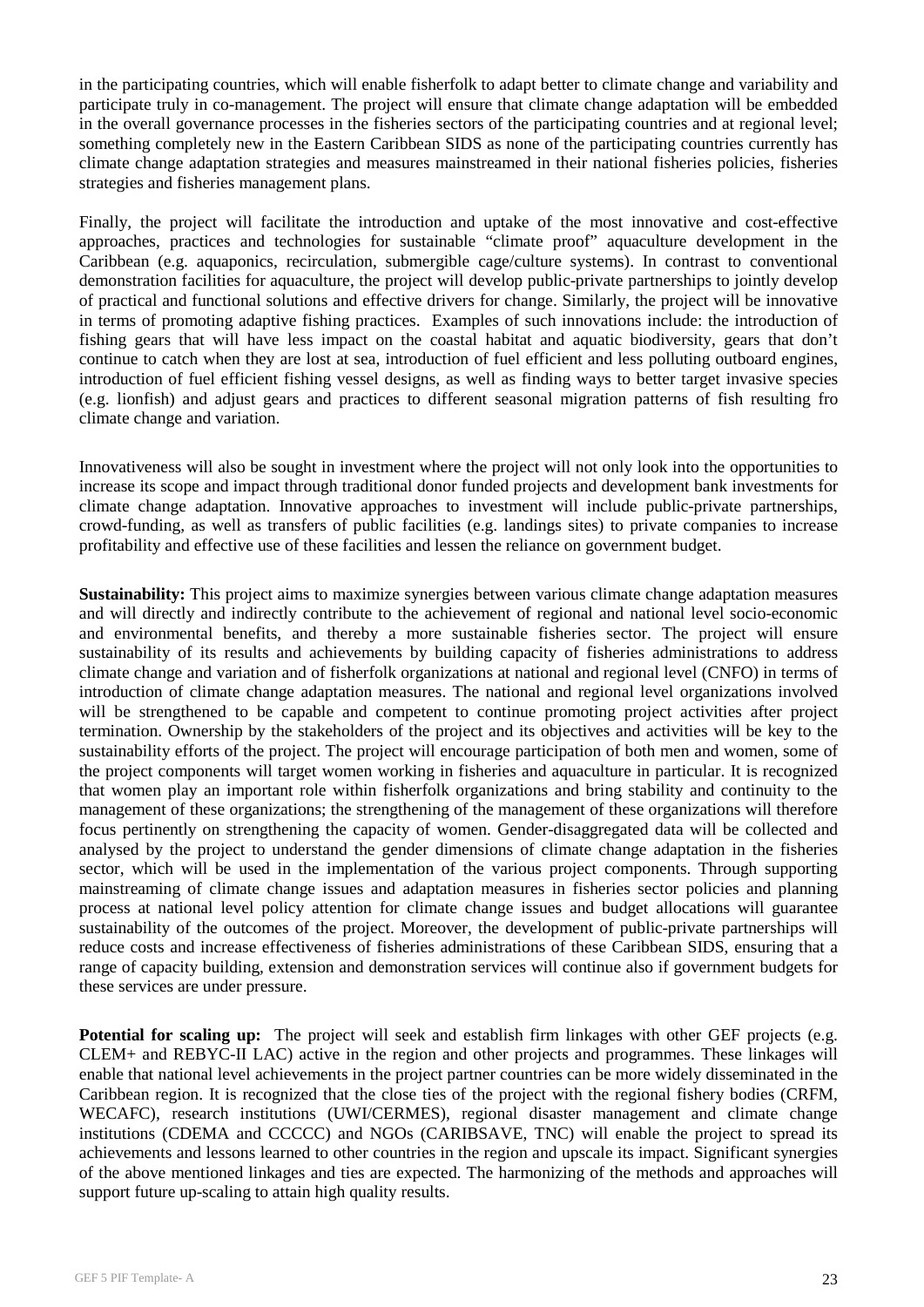in the participating countries, which will enable fisherfolk to adapt better to climate change and variability and participate truly in co-management. The project will ensure that climate change adaptation will be embedded in the overall governance processes in the fisheries sectors of the participating countries and at regional level; something completely new in the Eastern Caribbean SIDS as none of the participating countries currently has climate change adaptation strategies and measures mainstreamed in their national fisheries policies, fisheries strategies and fisheries management plans.

Finally, the project will facilitate the introduction and uptake of the most innovative and cost-effective approaches, practices and technologies for sustainable "climate proof" aquaculture development in the Caribbean (e.g. aquaponics, recirculation, submergible cage/culture systems). In contrast to conventional demonstration facilities for aquaculture, the project will develop public-private partnerships to jointly develop of practical and functional solutions and effective drivers for change. Similarly, the project will be innovative in terms of promoting adaptive fishing practices. Examples of such innovations include: the introduction of fishing gears that will have less impact on the coastal habitat and aquatic biodiversity, gears that don't continue to catch when they are lost at sea, introduction of fuel efficient and less polluting outboard engines, introduction of fuel efficient fishing vessel designs, as well as finding ways to better target invasive species (e.g. lionfish) and adjust gears and practices to different seasonal migration patterns of fish resulting fro climate change and variation.

Innovativeness will also be sought in investment where the project will not only look into the opportunities to increase its scope and impact through traditional donor funded projects and development bank investments for climate change adaptation. Innovative approaches to investment will include public-private partnerships, crowd-funding, as well as transfers of public facilities (e.g. landings sites) to private companies to increase profitability and effective use of these facilities and lessen the reliance on government budget.

**Sustainability:** This project aims to maximize synergies between various climate change adaptation measures and will directly and indirectly contribute to the achievement of regional and national level socio-economic and environmental benefits, and thereby a more sustainable fisheries sector. The project will ensure sustainability of its results and achievements by building capacity of fisheries administrations to address climate change and variation and of fisherfolk organizations at national and regional level (CNFO) in terms of introduction of climate change adaptation measures. The national and regional level organizations involved will be strengthened to be capable and competent to continue promoting project activities after project termination. Ownership by the stakeholders of the project and its objectives and activities will be key to the sustainability efforts of the project. The project will encourage participation of both men and women, some of the project components will target women working in fisheries and aquaculture in particular. It is recognized that women play an important role within fisherfolk organizations and bring stability and continuity to the management of these organizations; the strengthening of the management of these organizations will therefore focus pertinently on strengthening the capacity of women. Gender-disaggregated data will be collected and analysed by the project to understand the gender dimensions of climate change adaptation in the fisheries sector, which will be used in the implementation of the various project components. Through supporting mainstreaming of climate change issues and adaptation measures in fisheries sector policies and planning process at national level policy attention for climate change issues and budget allocations will guarantee sustainability of the outcomes of the project. Moreover, the development of public-private partnerships will reduce costs and increase effectiveness of fisheries administrations of these Caribbean SIDS, ensuring that a range of capacity building, extension and demonstration services will continue also if government budgets for these services are under pressure.

**Potential for scaling up:** The project will seek and establish firm linkages with other GEF projects (e.g. CLEM+ and REBYC-II LAC) active in the region and other projects and programmes. These linkages will enable that national level achievements in the project partner countries can be more widely disseminated in the Caribbean region. It is recognized that the close ties of the project with the regional fishery bodies (CRFM, WECAFC), research institutions (UWI/CERMES), regional disaster management and climate change institutions (CDEMA and CCCCC) and NGOs (CARIBSAVE, TNC) will enable the project to spread its achievements and lessons learned to other countries in the region and upscale its impact. Significant synergies of the above mentioned linkages and ties are expected. The harmonizing of the methods and approaches will support future up-scaling to attain high quality results.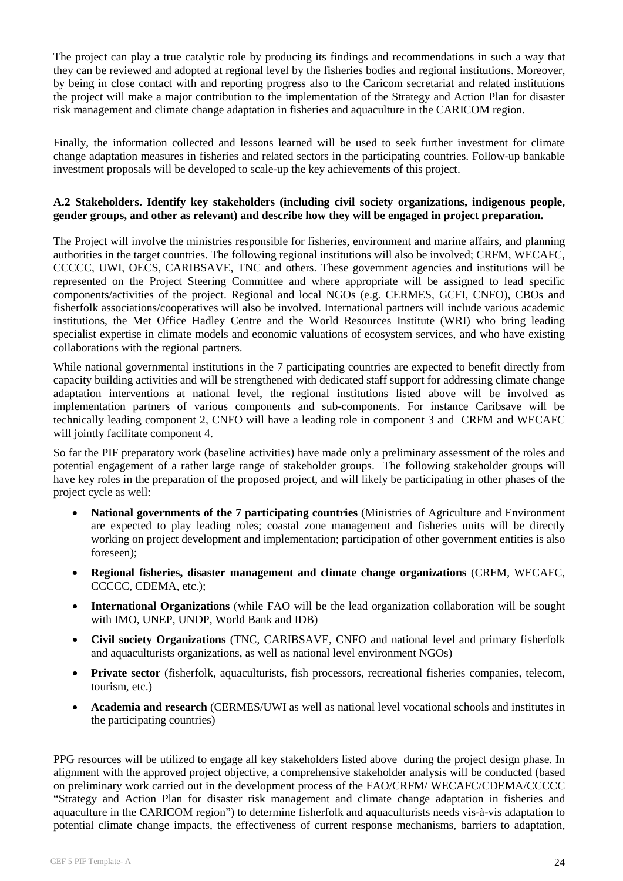The project can play a true catalytic role by producing its findings and recommendations in such a way that they can be reviewed and adopted at regional level by the fisheries bodies and regional institutions. Moreover, by being in close contact with and reporting progress also to the Caricom secretariat and related institutions the project will make a major contribution to the implementation of the Strategy and Action Plan for disaster risk management and climate change adaptation in fisheries and aquaculture in the CARICOM region.

Finally, the information collected and lessons learned will be used to seek further investment for climate change adaptation measures in fisheries and related sectors in the participating countries. Follow-up bankable investment proposals will be developed to scale-up the key achievements of this project.

**A.2 Stakeholders. Identify key stakeholders (including civil society organizations, indigenous people, gender groups, and other as relevant) and describe how they will be engaged in project preparation.**

The Project will involve the ministries responsible for fisheries, environment and marine affairs, and planning authorities in the target countries. The following regional institutions will also be involved; CRFM, WECAFC, CCCCC, UWI, OECS, CARIBSAVE, TNC and others. These government agencies and institutions will be represented on the Project Steering Committee and where appropriate will be assigned to lead specific components/activities of the project. Regional and local NGOs (e.g. CERMES, GCFI, CNFO), CBOs and fisherfolk associations/cooperatives will also be involved. International partners will include various academic institutions, the Met Office Hadley Centre and the World Resources Institute (WRI) who bring leading specialist expertise in climate models and economic valuations of ecosystem services, and who have existing collaborations with the regional partners.

While national governmental institutions in the 7 participating countries are expected to benefit directly from capacity building activities and will be strengthened with dedicated staff support for addressing climate change adaptation interventions at national level, the regional institutions listed above will be involved as implementation partners of various components and sub-components. For instance Caribsave will be technically leading component 2, CNFO will have a leading role in component 3 and CRFM and WECAFC will jointly facilitate component 4.

So far the PIF preparatory work (baseline activities) have made only a preliminary assessment of the roles and potential engagement of a rather large range of stakeholder groups. The following stakeholder groups will have key roles in the preparation of the proposed project, and will likely be participating in other phases of the project cycle as well:

- **National governments of the 7 participating countries** (Ministries of Agriculture and Environment are expected to play leading roles; coastal zone management and fisheries units will be directly working on project development and implementation; participation of other government entities is also foreseen);
- **Regional fisheries, disaster management and climate change organizations** (CRFM, WECAFC, CCCCC, CDEMA, etc.);
- **International Organizations** (while FAO will be the lead organization collaboration will be sought with IMO, UNEP, UNDP, World Bank and IDB)
- **Civil society Organizations** (TNC, CARIBSAVE, CNFO and national level and primary fisherfolk and aquaculturists organizations, as well as national level environment NGOs)
- **Private sector** (fisherfolk, aquaculturists, fish processors, recreational fisheries companies, telecom, tourism, etc.)
- **Academia and research** (CERMES/UWI as well as national level vocational schools and institutes in the participating countries)

PPG resources will be utilized to engage all key stakeholders listed above during the project design phase. In alignment with the approved project objective, a comprehensive stakeholder analysis will be conducted (based on preliminary work carried out in the development process of the FAO/CRFM/ WECAFC/CDEMA/CCCCC "Strategy and Action Plan for disaster risk management and climate change adaptation in fisheries and aquaculture in the CARICOM region") to determine fisherfolk and aquaculturists needs vis-à-vis adaptation to potential climate change impacts, the effectiveness of current response mechanisms, barriers to adaptation,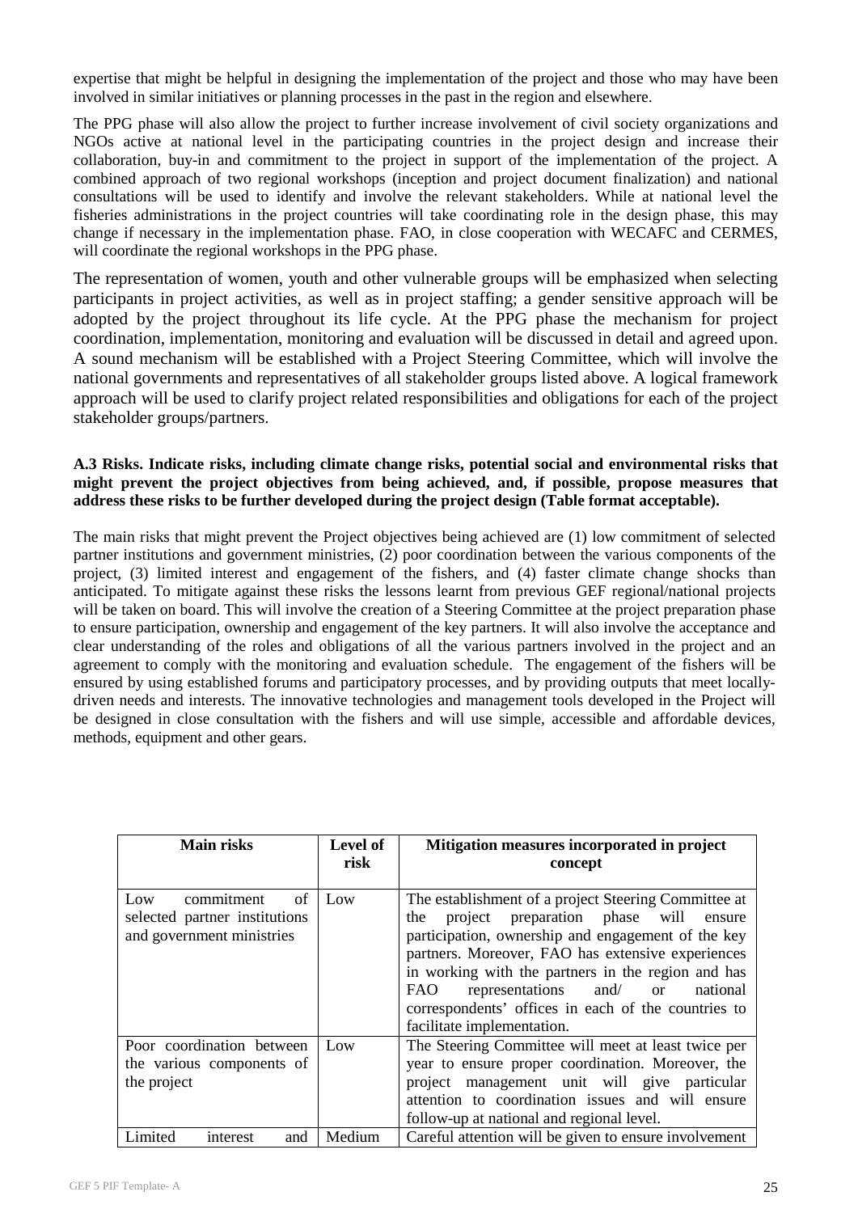expertise that might be helpful in designing the implementation of the project and those who may have been involved in similar initiatives or planning processes in the past in the region and elsewhere.

The PPG phase will also allow the project to further increase involvement of civil society organizations and NGOs active at national level in the participating countries in the project design and increase their collaboration, buy-in and commitment to the project in support of the implementation of the project. A combined approach of two regional workshops (inception and project document finalization) and national consultations will be used to identify and involve the relevant stakeholders. While at national level the fisheries administrations in the project countries will take coordinating role in the design phase, this may change if necessary in the implementation phase. FAO, in close cooperation with WECAFC and CERMES, will coordinate the regional workshops in the PPG phase.

The representation of women, youth and other vulnerable groups will be emphasized when selecting participants in project activities, as well as in project staffing; a gender sensitive approach will be adopted by the project throughout its life cycle. At the PPG phase the mechanism for project coordination, implementation, monitoring and evaluation will be discussed in detail and agreed upon. A sound mechanism will be established with a Project Steering Committee, which will involve the national governments and representatives of all stakeholder groups listed above. A logical framework approach will be used to clarify project related responsibilities and obligations for each of the project stakeholder groups/partners.

**A.3 Risks. Indicate risks, including climate change risks, potential social and environmental risks that might prevent the project objectives from being achieved, and, if possible, propose measures that address these risks to be further developed during the project design (Table format acceptable).**

The main risks that might prevent the Project objectives being achieved are (1) low commitment of selected partner institutions and government ministries, (2) poor coordination between the various components of the project, (3) limited interest and engagement of the fishers, and (4) faster climate change shocks than anticipated. To mitigate against these risks the lessons learnt from previous GEF regional/national projects will be taken on board. This will involve the creation of a Steering Committee at the project preparation phase to ensure participation, ownership and engagement of the key partners. It will also involve the acceptance and clear understanding of the roles and obligations of all the various partners involved in the project and an agreement to comply with the monitoring and evaluation schedule. The engagement of the fishers will be ensured by using established forums and participatory processes, and by providing outputs that meet locally-driven needs and interests. The innovative technologies and management tools developed in the Project will be designed in close consultation with the fishers and will use simple, accessible and affordable devices, methods, equipment and other gears.

| Main risks | Level of risk | Mitigation measures incorporated in project concept |
|---|---|---|
| Low commitment of selected partner institutions and government ministries | Low | The establishment of a project Steering Committee at the project preparation phase will ensure participation, ownership and engagement of the key partners. Moreover, FAO has extensive experiences in working with the partners in the region and has FAO representations and/ or national correspondents' offices in each of the countries to facilitate implementation. |
| Poor coordination between the various components of the project | Low | The Steering Committee will meet at least twice per year to ensure proper coordination. Moreover, the project management unit will give particular attention to coordination issues and will ensure follow-up at national and regional level. |
| Limited interest and | Medium | Careful attention will be given to ensure involvement |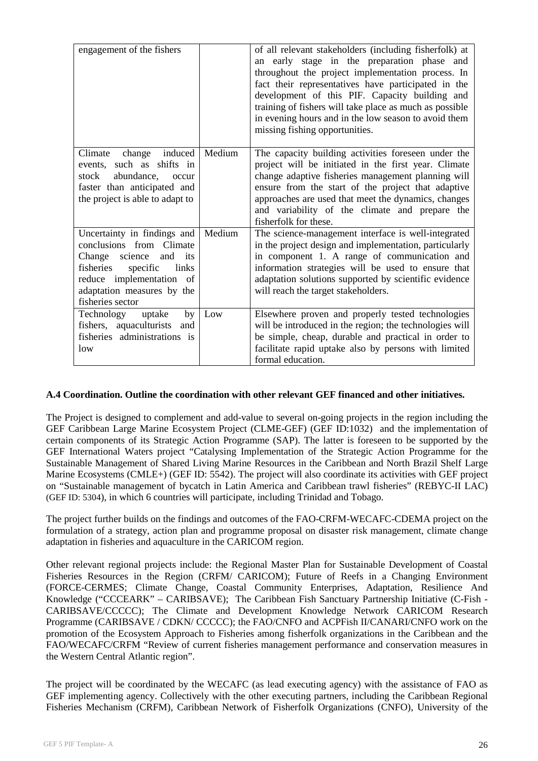| engagement of the fishers | | of all relevant stakeholders (including fisherfolk) at an early stage in the preparation phase and throughout the project implementation process. In fact their representatives have participated in the development of this PIF. Capacity building and training of fishers will take place as much as possible in evening hours and in the low season to avoid them missing fishing opportunities. |
|---|---|---|
| Climate change induced events, such as shifts in stock abundance, occur faster than anticipated and the project is able to adapt to | Medium | The capacity building activities foreseen under the project will be initiated in the first year. Climate change adaptive fisheries management planning will ensure from the start of the project that adaptive approaches are used that meet the dynamics, changes and variability of the climate and prepare the fisherfolk for these. |
| Uncertainty in findings and conclusions from Climate Change science and its fisheries specific links reduce implementation of adaptation measures by the fisheries sector | Medium | The science-management interface is well-integrated in the project design and implementation, particularly in component 1. A range of communication and information strategies will be used to ensure that adaptation solutions supported by scientific evidence will reach the target stakeholders. |
| Technology uptake by fishers, aquaculturists and fisheries administrations is low | Low | Elsewhere proven and properly tested technologies will be introduced in the region; the technologies will be simple, cheap, durable and practical in order to facilitate rapid uptake also by persons with limited formal education. |

**A.4 Coordination. Outline the coordination with other relevant GEF financed and other initiatives.**

The Project is designed to complement and add-value to several on-going projects in the region including the GEF Caribbean Large Marine Ecosystem Project (CLME-GEF) (GEF ID:1032) and the implementation of certain components of its Strategic Action Programme (SAP). The latter is foreseen to be supported by the GEF International Waters project "Catalysing Implementation of the Strategic Action Programme for the Sustainable Management of Shared Living Marine Resources in the Caribbean and North Brazil Shelf Large Marine Ecosystems (CMLE+) (GEF ID: 5542). The project will also coordinate its activities with GEF project on "Sustainable management of bycatch in Latin America and Caribbean trawl fisheries" (REBYC-II LAC) (GEF ID: 5304), in which 6 countries will participate, including Trinidad and Tobago.

The project further builds on the findings and outcomes of the FAO-CRFM-WECAFC-CDEMA project on the formulation of a strategy, action plan and programme proposal on disaster risk management, climate change adaptation in fisheries and aquaculture in the CARICOM region.

Other relevant regional projects include: the Regional Master Plan for Sustainable Development of Coastal Fisheries Resources in the Region (CRFM/ CARICOM); Future of Reefs in a Changing Environment (FORCE-CERMES; Climate Change, Coastal Community Enterprises, Adaptation, Resilience And Knowledge ("CCCEARK" – CARIBSAVE); The Caribbean Fish Sanctuary Partnership Initiative (C-Fish - CARIBSAVE/CCCCC); The Climate and Development Knowledge Network CARICOM Research Programme (CARIBSAVE / CDKN/ CCCCC); the FAO/CNFO and ACPFish II/CANARI/CNFO work on the promotion of the Ecosystem Approach to Fisheries among fisherfolk organizations in the Caribbean and the FAO/WECAFC/CRFM "Review of current fisheries management performance and conservation measures in the Western Central Atlantic region".

The project will be coordinated by the WECAFC (as lead executing agency) with the assistance of FAO as GEF implementing agency. Collectively with the other executing partners, including the Caribbean Regional Fisheries Mechanism (CRFM), Caribbean Network of Fisherfolk Organizations (CNFO), University of the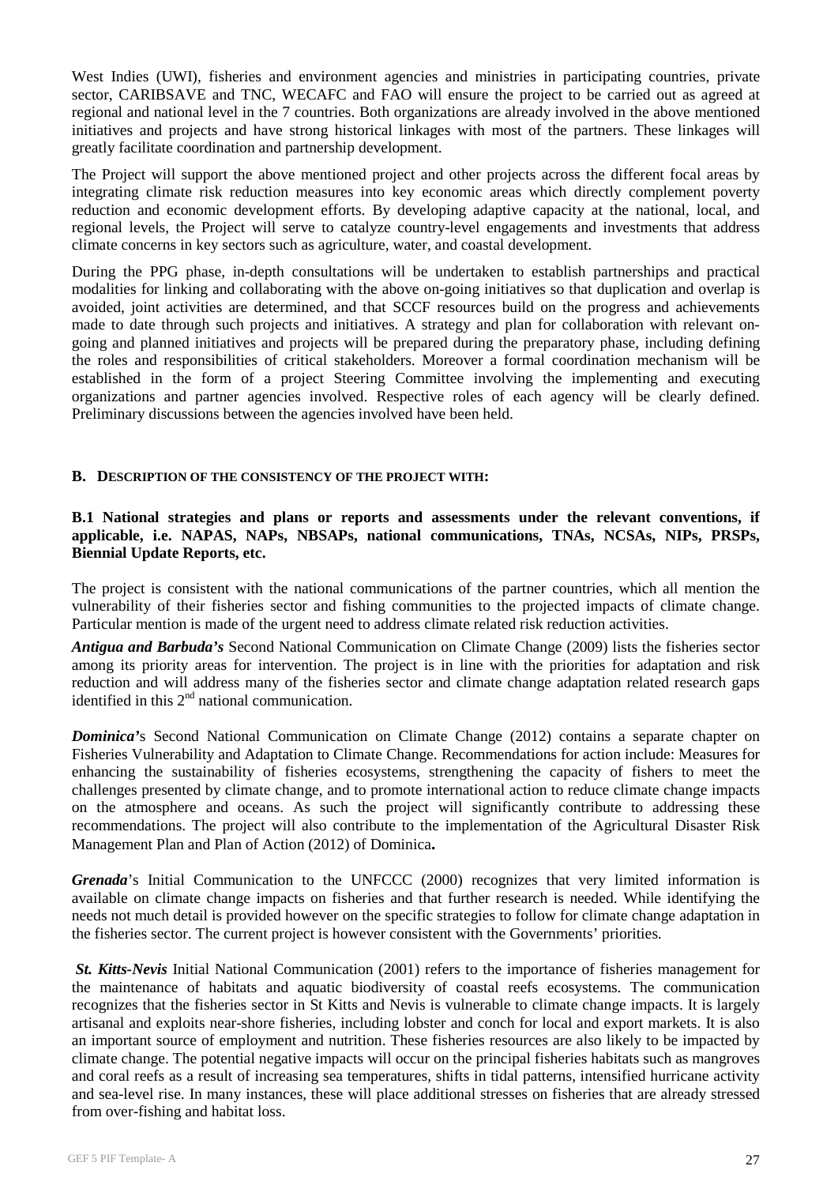West Indies (UWI), fisheries and environment agencies and ministries in participating countries, private sector, CARIBSAVE and TNC, WECAFC and FAO will ensure the project to be carried out as agreed at regional and national level in the 7 countries. Both organizations are already involved in the above mentioned initiatives and projects and have strong historical linkages with most of the partners. These linkages will greatly facilitate coordination and partnership development.

The Project will support the above mentioned project and other projects across the different focal areas by integrating climate risk reduction measures into key economic areas which directly complement poverty reduction and economic development efforts. By developing adaptive capacity at the national, local, and regional levels, the Project will serve to catalyze country-level engagements and investments that address climate concerns in key sectors such as agriculture, water, and coastal development.

During the PPG phase, in-depth consultations will be undertaken to establish partnerships and practical modalities for linking and collaborating with the above on-going initiatives so that duplication and overlap is avoided, joint activities are determined, and that SCCF resources build on the progress and achievements made to date through such projects and initiatives. A strategy and plan for collaboration with relevant on-going and planned initiatives and projects will be prepared during the preparatory phase, including defining the roles and responsibilities of critical stakeholders. Moreover a formal coordination mechanism will be established in the form of a project Steering Committee involving the implementing and executing organizations and partner agencies involved. Respective roles of each agency will be clearly defined. Preliminary discussions between the agencies involved have been held.

## B. DESCRIPTION OF THE CONSISTENCY OF THE PROJECT WITH:

### B.1 National strategies and plans or reports and assessments under the relevant conventions, if applicable, i.e. NAPAS, NAPs, NBSAPs, national communications, TNAs, NCSAs, NIPs, PRSPs, Biennial Update Reports, etc.

The project is consistent with the national communications of the partner countries, which all mention the vulnerability of their fisheries sector and fishing communities to the projected impacts of climate change. Particular mention is made of the urgent need to address climate related risk reduction activities.

***Antigua and Barbuda's*** Second National Communication on Climate Change (2009) lists the fisheries sector among its priority areas for intervention. The project is in line with the priorities for adaptation and risk reduction and will address many of the fisheries sector and climate change adaptation related research gaps identified in this 2nd national communication.

***Dominica'***s Second National Communication on Climate Change (2012) contains a separate chapter on Fisheries Vulnerability and Adaptation to Climate Change. Recommendations for action include: Measures for enhancing the sustainability of fisheries ecosystems, strengthening the capacity of fishers to meet the challenges presented by climate change, and to promote international action to reduce climate change impacts on the atmosphere and oceans. As such the project will significantly contribute to addressing these recommendations. The project will also contribute to the implementation of the Agricultural Disaster Risk Management Plan and Plan of Action (2012) of Dominica**.**

***Grenada***'s Initial Communication to the UNFCCC (2000) recognizes that very limited information is available on climate change impacts on fisheries and that further research is needed. While identifying the needs not much detail is provided however on the specific strategies to follow for climate change adaptation in the fisheries sector. The current project is however consistent with the Governments' priorities.

***St. Kitts-Nevis*** Initial National Communication (2001) refers to the importance of fisheries management for the maintenance of habitats and aquatic biodiversity of coastal reefs ecosystems. The communication recognizes that the fisheries sector in St Kitts and Nevis is vulnerable to climate change impacts. It is largely artisanal and exploits near-shore fisheries, including lobster and conch for local and export markets. It is also an important source of employment and nutrition. These fisheries resources are also likely to be impacted by climate change. The potential negative impacts will occur on the principal fisheries habitats such as mangroves and coral reefs as a result of increasing sea temperatures, shifts in tidal patterns, intensified hurricane activity and sea-level rise. In many instances, these will place additional stresses on fisheries that are already stressed from over-fishing and habitat loss.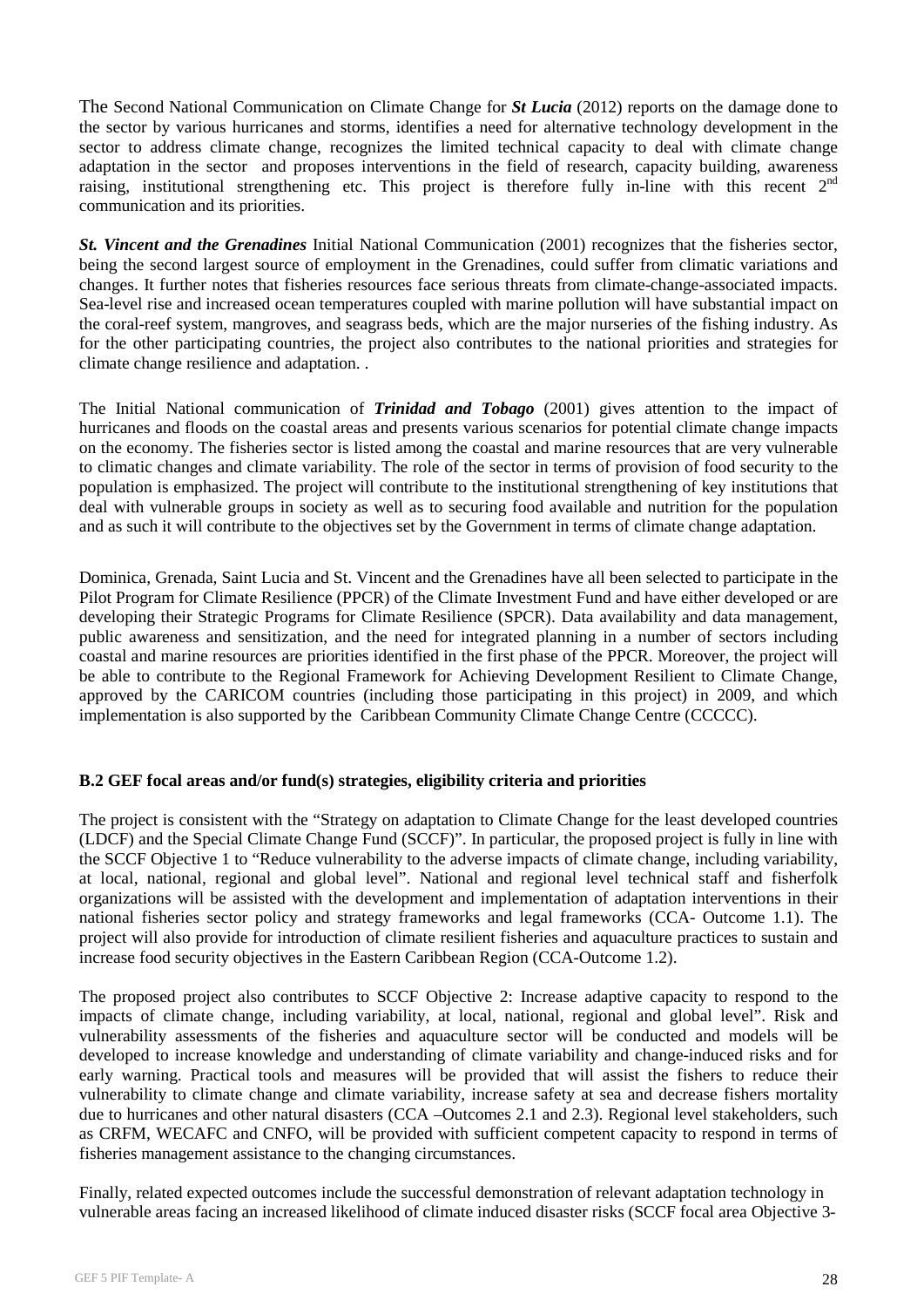The Second National Communication on Climate Change for ***St Lucia*** (2012) reports on the damage done to the sector by various hurricanes and storms, identifies a need for alternative technology development in the sector to address climate change, recognizes the limited technical capacity to deal with climate change adaptation in the sector and proposes interventions in the field of research, capacity building, awareness raising, institutional strengthening etc. This project is therefore fully in-line with this recent 2[nd] communication and its priorities.

***St. Vincent and the Grenadines*** Initial National Communication (2001) recognizes that the fisheries sector, being the second largest source of employment in the Grenadines, could suffer from climatic variations and changes. It further notes that fisheries resources face serious threats from climate-change-associated impacts. Sea-level rise and increased ocean temperatures coupled with marine pollution will have substantial impact on the coral-reef system, mangroves, and seagrass beds, which are the major nurseries of the fishing industry. As for the other participating countries, the project also contributes to the national priorities and strategies for climate change resilience and adaptation. .

The Initial National communication of ***Trinidad and Tobago*** (2001) gives attention to the impact of hurricanes and floods on the coastal areas and presents various scenarios for potential climate change impacts on the economy. The fisheries sector is listed among the coastal and marine resources that are very vulnerable to climatic changes and climate variability. The role of the sector in terms of provision of food security to the population is emphasized. The project will contribute to the institutional strengthening of key institutions that deal with vulnerable groups in society as well as to securing food available and nutrition for the population and as such it will contribute to the objectives set by the Government in terms of climate change adaptation.

Dominica, Grenada, Saint Lucia and St. Vincent and the Grenadines have all been selected to participate in the Pilot Program for Climate Resilience (PPCR) of the Climate Investment Fund and have either developed or are developing their Strategic Programs for Climate Resilience (SPCR). Data availability and data management, public awareness and sensitization, and the need for integrated planning in a number of sectors including coastal and marine resources are priorities identified in the first phase of the PPCR. Moreover, the project will be able to contribute to the Regional Framework for Achieving Development Resilient to Climate Change, approved by the CARICOM countries (including those participating in this project) in 2009, and which implementation is also supported by the Caribbean Community Climate Change Centre (CCCCC).

**B.2 GEF focal areas and/or fund(s) strategies, eligibility criteria and priorities**

The project is consistent with the "Strategy on adaptation to Climate Change for the least developed countries (LDCF) and the Special Climate Change Fund (SCCF)". In particular, the proposed project is fully in line with the SCCF Objective 1 to "Reduce vulnerability to the adverse impacts of climate change, including variability, at local, national, regional and global level". National and regional level technical staff and fisherfolk organizations will be assisted with the development and implementation of adaptation interventions in their national fisheries sector policy and strategy frameworks and legal frameworks (CCA- Outcome 1.1). The project will also provide for introduction of climate resilient fisheries and aquaculture practices to sustain and increase food security objectives in the Eastern Caribbean Region (CCA-Outcome 1.2).

The proposed project also contributes to SCCF Objective 2: Increase adaptive capacity to respond to the impacts of climate change, including variability, at local, national, regional and global level". Risk and vulnerability assessments of the fisheries and aquaculture sector will be conducted and models will be developed to increase knowledge and understanding of climate variability and change-induced risks and for early warning. Practical tools and measures will be provided that will assist the fishers to reduce their vulnerability to climate change and climate variability, increase safety at sea and decrease fishers mortality due to hurricanes and other natural disasters (CCA –Outcomes 2.1 and 2.3). Regional level stakeholders, such as CRFM, WECAFC and CNFO, will be provided with sufficient competent capacity to respond in terms of fisheries management assistance to the changing circumstances.

Finally, related expected outcomes include the successful demonstration of relevant adaptation technology in vulnerable areas facing an increased likelihood of climate induced disaster risks (SCCF focal area Objective 3-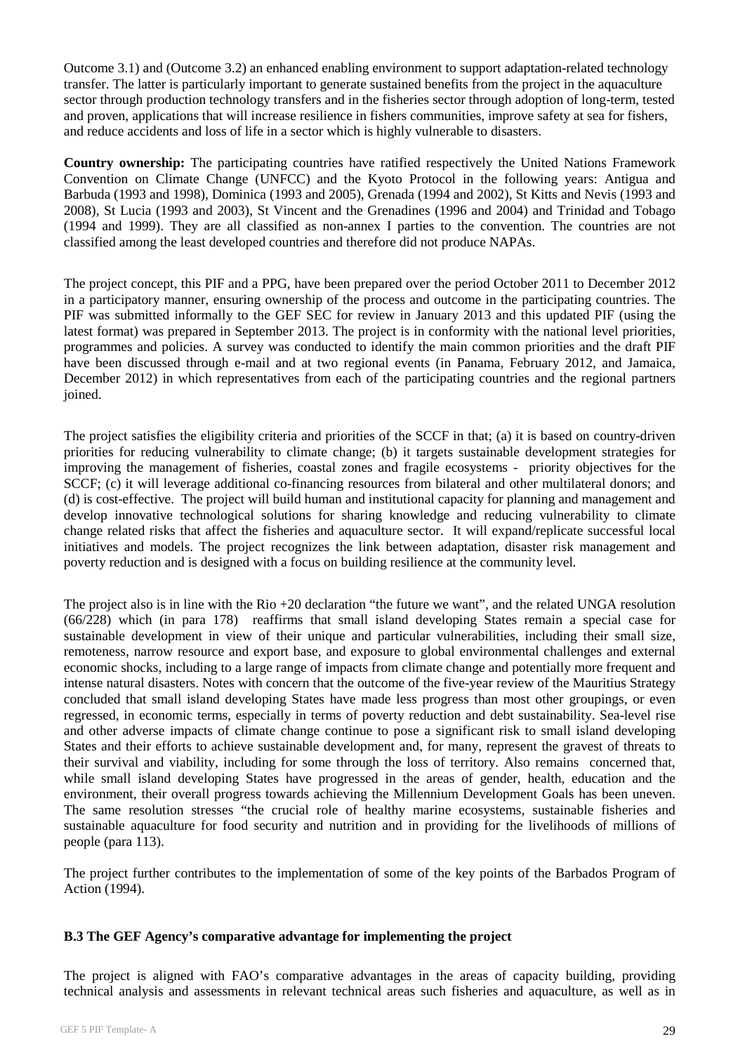Outcome 3.1) and (Outcome 3.2) an enhanced enabling environment to support adaptation-related technology transfer. The latter is particularly important to generate sustained benefits from the project in the aquaculture sector through production technology transfers and in the fisheries sector through adoption of long-term, tested and proven, applications that will increase resilience in fishers communities, improve safety at sea for fishers, and reduce accidents and loss of life in a sector which is highly vulnerable to disasters.

**Country ownership:** The participating countries have ratified respectively the United Nations Framework Convention on Climate Change (UNFCC) and the Kyoto Protocol in the following years: Antigua and Barbuda (1993 and 1998), Dominica (1993 and 2005), Grenada (1994 and 2002), St Kitts and Nevis (1993 and 2008), St Lucia (1993 and 2003), St Vincent and the Grenadines (1996 and 2004) and Trinidad and Tobago (1994 and 1999). They are all classified as non-annex I parties to the convention. The countries are not classified among the least developed countries and therefore did not produce NAPAs.

The project concept, this PIF and a PPG, have been prepared over the period October 2011 to December 2012 in a participatory manner, ensuring ownership of the process and outcome in the participating countries. The PIF was submitted informally to the GEF SEC for review in January 2013 and this updated PIF (using the latest format) was prepared in September 2013. The project is in conformity with the national level priorities, programmes and policies. A survey was conducted to identify the main common priorities and the draft PIF have been discussed through e-mail and at two regional events (in Panama, February 2012, and Jamaica, December 2012) in which representatives from each of the participating countries and the regional partners joined.

The project satisfies the eligibility criteria and priorities of the SCCF in that; (a) it is based on country-driven priorities for reducing vulnerability to climate change; (b) it targets sustainable development strategies for improving the management of fisheries, coastal zones and fragile ecosystems - priority objectives for the SCCF; (c) it will leverage additional co-financing resources from bilateral and other multilateral donors; and (d) is cost-effective. The project will build human and institutional capacity for planning and management and develop innovative technological solutions for sharing knowledge and reducing vulnerability to climate change related risks that affect the fisheries and aquaculture sector. It will expand/replicate successful local initiatives and models. The project recognizes the link between adaptation, disaster risk management and poverty reduction and is designed with a focus on building resilience at the community level.

The project also is in line with the Rio +20 declaration "the future we want", and the related UNGA resolution (66/228) which (in para 178) reaffirms that small island developing States remain a special case for sustainable development in view of their unique and particular vulnerabilities, including their small size, remoteness, narrow resource and export base, and exposure to global environmental challenges and external economic shocks, including to a large range of impacts from climate change and potentially more frequent and intense natural disasters. Notes with concern that the outcome of the five-year review of the Mauritius Strategy concluded that small island developing States have made less progress than most other groupings, or even regressed, in economic terms, especially in terms of poverty reduction and debt sustainability. Sea-level rise and other adverse impacts of climate change continue to pose a significant risk to small island developing States and their efforts to achieve sustainable development and, for many, represent the gravest of threats to their survival and viability, including for some through the loss of territory. Also remains concerned that, while small island developing States have progressed in the areas of gender, health, education and the environment, their overall progress towards achieving the Millennium Development Goals has been uneven. The same resolution stresses "the crucial role of healthy marine ecosystems, sustainable fisheries and sustainable aquaculture for food security and nutrition and in providing for the livelihoods of millions of people (para 113).

The project further contributes to the implementation of some of the key points of the Barbados Program of Action (1994).

**B.3 The GEF Agency's comparative advantage for implementing the project**

The project is aligned with FAO's comparative advantages in the areas of capacity building, providing technical analysis and assessments in relevant technical areas such fisheries and aquaculture, as well as in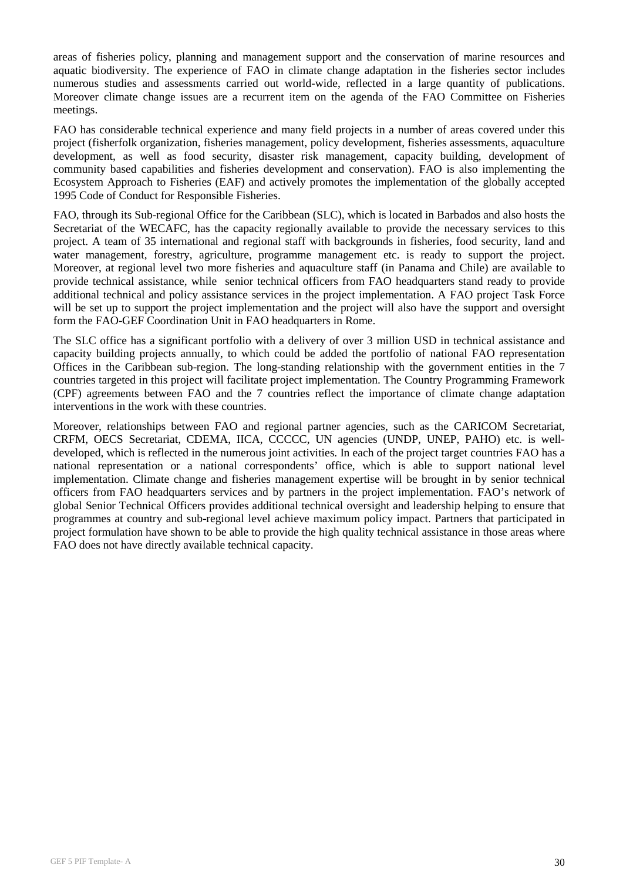areas of fisheries policy, planning and management support and the conservation of marine resources and aquatic biodiversity. The experience of FAO in climate change adaptation in the fisheries sector includes numerous studies and assessments carried out world-wide, reflected in a large quantity of publications. Moreover climate change issues are a recurrent item on the agenda of the FAO Committee on Fisheries meetings.

FAO has considerable technical experience and many field projects in a number of areas covered under this project (fisherfolk organization, fisheries management, policy development, fisheries assessments, aquaculture development, as well as food security, disaster risk management, capacity building, development of community based capabilities and fisheries development and conservation). FAO is also implementing the Ecosystem Approach to Fisheries (EAF) and actively promotes the implementation of the globally accepted 1995 Code of Conduct for Responsible Fisheries.

FAO, through its Sub-regional Office for the Caribbean (SLC), which is located in Barbados and also hosts the Secretariat of the WECAFC, has the capacity regionally available to provide the necessary services to this project. A team of 35 international and regional staff with backgrounds in fisheries, food security, land and water management, forestry, agriculture, programme management etc. is ready to support the project. Moreover, at regional level two more fisheries and aquaculture staff (in Panama and Chile) are available to provide technical assistance, while senior technical officers from FAO headquarters stand ready to provide additional technical and policy assistance services in the project implementation. A FAO project Task Force will be set up to support the project implementation and the project will also have the support and oversight form the FAO-GEF Coordination Unit in FAO headquarters in Rome.

The SLC office has a significant portfolio with a delivery of over 3 million USD in technical assistance and capacity building projects annually, to which could be added the portfolio of national FAO representation Offices in the Caribbean sub-region. The long-standing relationship with the government entities in the 7 countries targeted in this project will facilitate project implementation. The Country Programming Framework (CPF) agreements between FAO and the 7 countries reflect the importance of climate change adaptation interventions in the work with these countries.

Moreover, relationships between FAO and regional partner agencies, such as the CARICOM Secretariat, CRFM, OECS Secretariat, CDEMA, IICA, CCCCC, UN agencies (UNDP, UNEP, PAHO) etc. is well-developed, which is reflected in the numerous joint activities. In each of the project target countries FAO has a national representation or a national correspondents' office, which is able to support national level implementation. Climate change and fisheries management expertise will be brought in by senior technical officers from FAO headquarters services and by partners in the project implementation. FAO's network of global Senior Technical Officers provides additional technical oversight and leadership helping to ensure that programmes at country and sub-regional level achieve maximum policy impact. Partners that participated in project formulation have shown to be able to provide the high quality technical assistance in those areas where FAO does not have directly available technical capacity.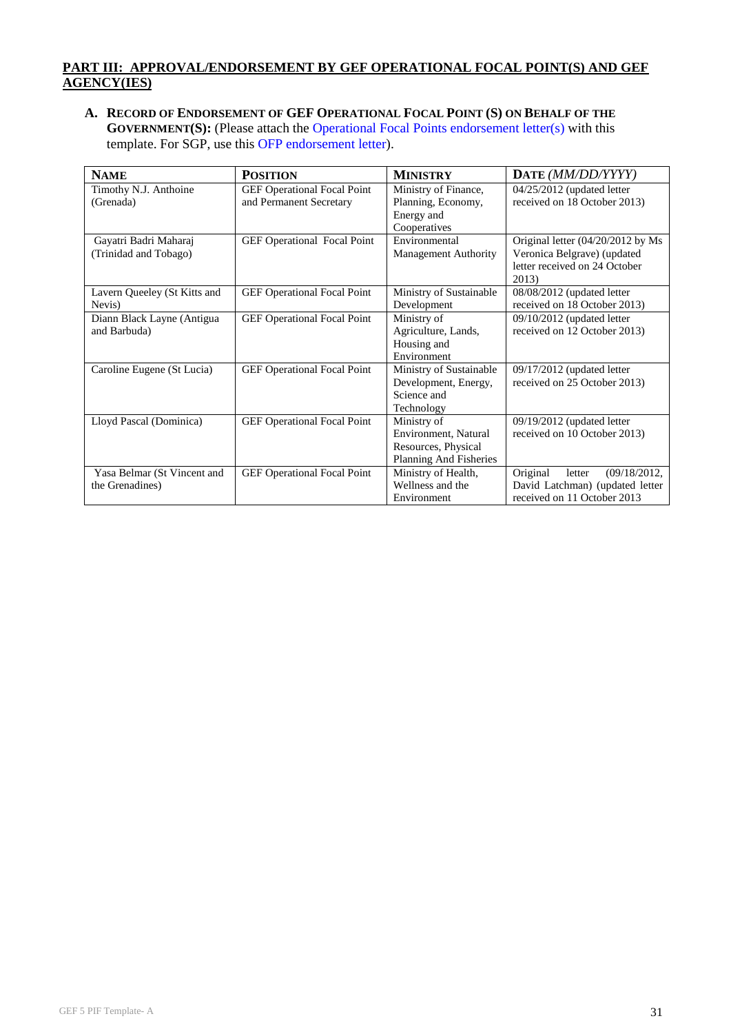## PART III: APPROVAL/ENDORSEMENT BY GEF OPERATIONAL FOCAL POINT(S) AND GEF AGENCY(IES)

**A. RECORD OF ENDORSEMENT OF GEF OPERATIONAL FOCAL POINT (S) ON BEHALF OF THE GOVERNMENT(S):** (Please attach the Operational Focal Points endorsement letter(s) with this template. For SGP, use this OFP endorsement letter).

| **NAME** | **POSITION** | **MINISTRY** | **DATE** *(MM/DD/YYYY)* |
|---|---|---|---|
| Timothy N.J. Anthoine (Grenada) | GEF Operational Focal Point and Permanent Secretary | Ministry of Finance, Planning, Economy, Energy and Cooperatives | 04/25/2012 (updated letter received on 18 October 2013) |
| Gayatri Badri Maharaj (Trinidad and Tobago) | GEF Operational Focal Point | Environmental Management Authority | Original letter (04/20/2012 by Ms Veronica Belgrave) (updated letter received on 24 October 2013) |
| Lavern Queeley (St Kitts and Nevis) | GEF Operational Focal Point | Ministry of Sustainable Development | 08/08/2012 (updated letter received on 18 October 2013) |
| Diann Black Layne (Antigua and Barbuda) | GEF Operational Focal Point | Ministry of Agriculture, Lands, Housing and Environment | 09/10/2012 (updated letter received on 12 October 2013) |
| Caroline Eugene (St Lucia) | GEF Operational Focal Point | Ministry of Sustainable Development, Energy, Science and Technology | 09/17/2012 (updated letter received on 25 October 2013) |
| Lloyd Pascal (Dominica) | GEF Operational Focal Point | Ministry of Environment, Natural Resources, Physical Planning And Fisheries | 09/19/2012 (updated letter received on 10 October 2013) |
| Yasa Belmar (St Vincent and the Grenadines) | GEF Operational Focal Point | Ministry of Health, Wellness and the Environment | Original letter (09/18/2012, David Latchman) (updated letter received on 11 October 2013 |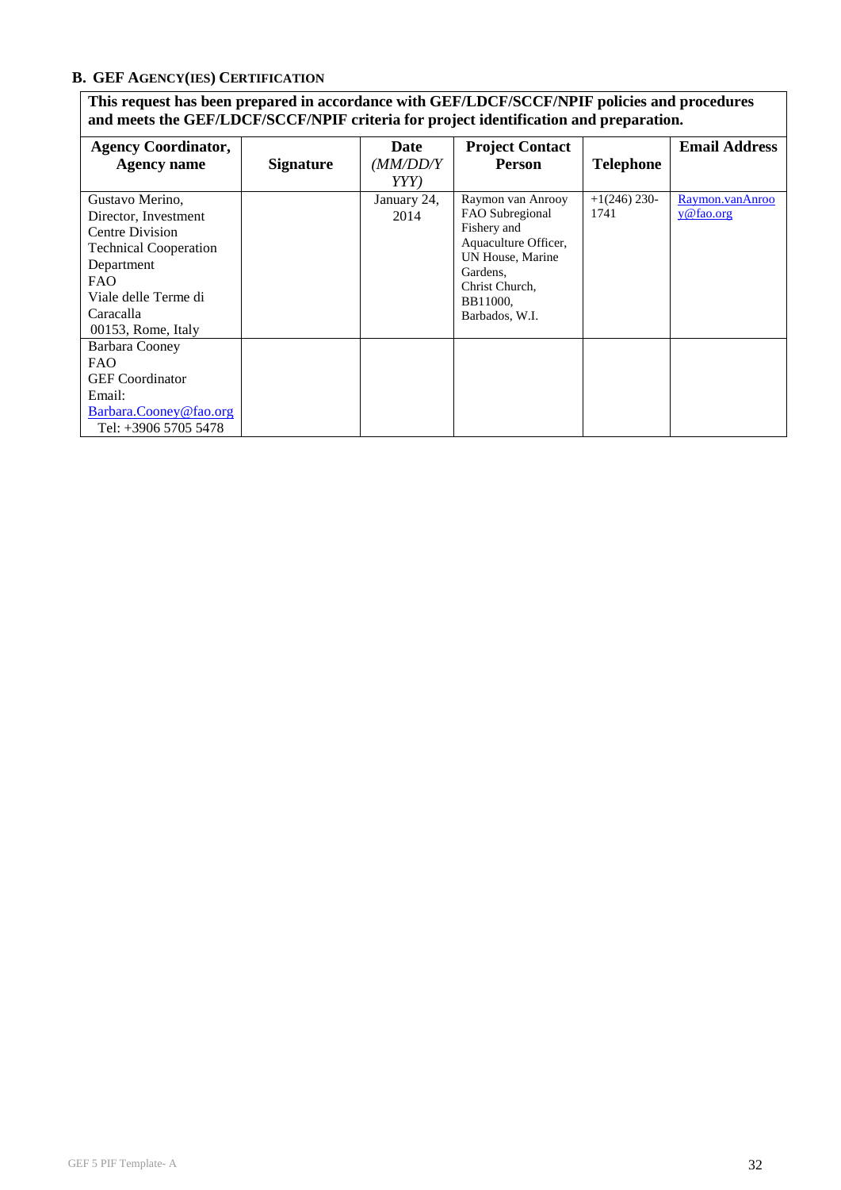## B. GEF Agency(ies) Certification

| This request has been prepared in accordance with GEF/LDCF/SCCF/NPIF policies and procedures and meets the GEF/LDCF/SCCF/NPIF criteria for project identification and preparation. | | | | | |
|---|---|---|---|---|---|
| **Agency Coordinator, Agency name** | **Signature** | **Date** *(MM/DD/YYYY)* | **Project Contact Person** | **Telephone** | **Email Address** |
| Gustavo Merino, Director, Investment Centre Division Technical Cooperation Department FAO Viale delle Terme di Caracalla 00153, Rome, Italy | | January 24, 2014 | Raymon van Anrooy FAO Subregional Fishery and Aquaculture Officer, UN House, Marine Gardens, Christ Church, BB11000, Barbados, W.I. | +1(246) 230-1741 | Raymon.vanAnrooy@fao.org |
| Barbara Cooney FAO GEF Coordinator Email: Barbara.Cooney@fao.org Tel: +3906 5705 5478 | | | | | |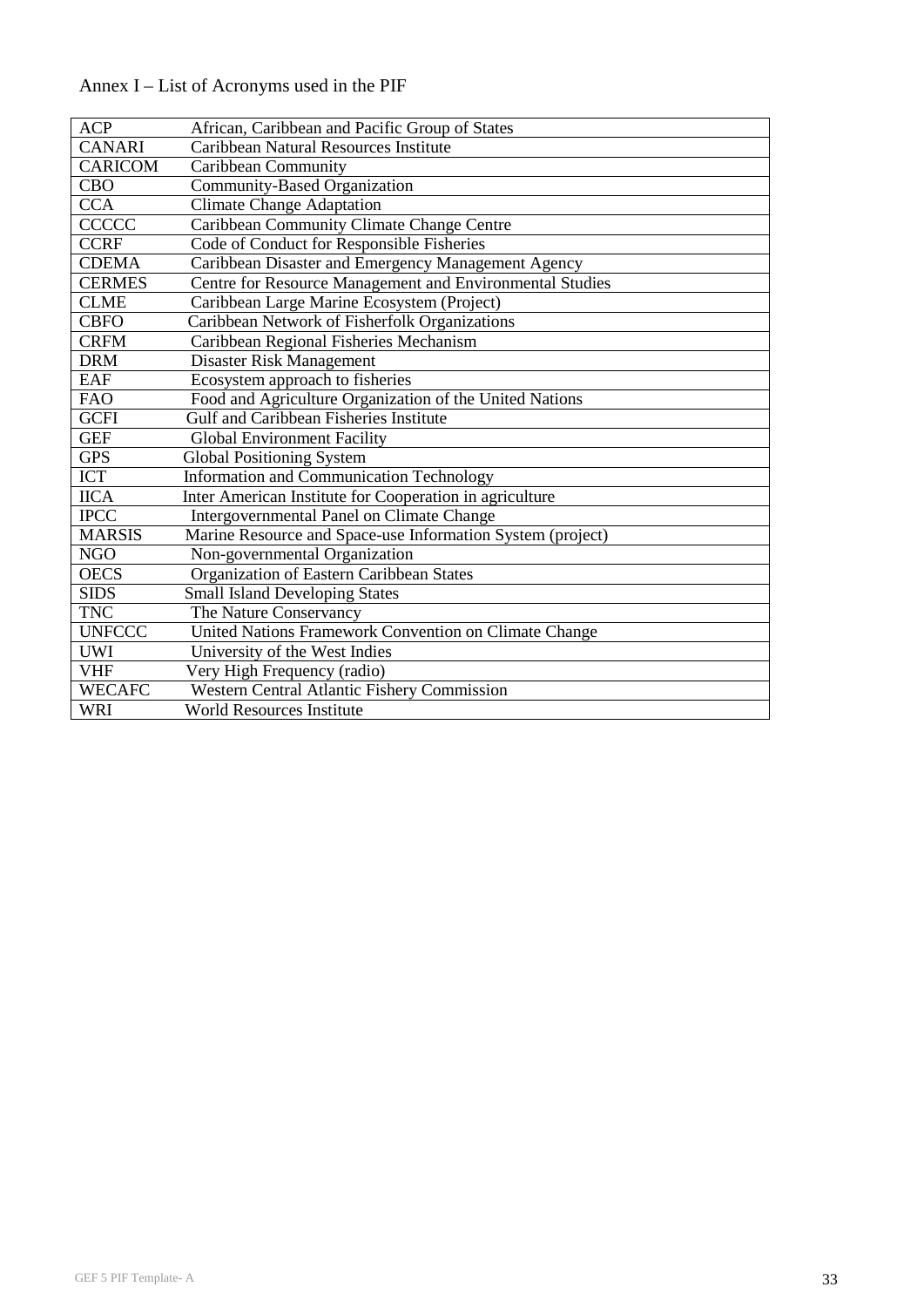Annex I – List of Acronyms used in the PIF

| | |
|---|---|
| ACP | African, Caribbean and Pacific Group of States |
| CANARI | Caribbean Natural Resources Institute |
| CARICOM | Caribbean Community |
| CBO | Community-Based Organization |
| CCA | Climate Change Adaptation |
| CCCCC | Caribbean Community Climate Change Centre |
| CCRF | Code of Conduct for Responsible Fisheries |
| CDEMA | Caribbean Disaster and Emergency Management Agency |
| CERMES | Centre for Resource Management and Environmental Studies |
| CLME | Caribbean Large Marine Ecosystem (Project) |
| CBFO | Caribbean Network of Fisherfolk Organizations |
| CRFM | Caribbean Regional Fisheries Mechanism |
| DRM | Disaster Risk Management |
| EAF | Ecosystem approach to fisheries |
| FAO | Food and Agriculture Organization of the United Nations |
| GCFI | Gulf and Caribbean Fisheries Institute |
| GEF | Global Environment Facility |
| GPS | Global Positioning System |
| ICT | Information and Communication Technology |
| IICA | Inter American Institute for Cooperation in agriculture |
| IPCC | Intergovernmental Panel on Climate Change |
| MARSIS | Marine Resource and Space-use Information System (project) |
| NGO | Non-governmental Organization |
| OECS | Organization of Eastern Caribbean States |
| SIDS | Small Island Developing States |
| TNC | The Nature Conservancy |
| UNFCCC | United Nations Framework Convention on Climate Change |
| UWI | University of the West Indies |
| VHF | Very High Frequency (radio) |
| WECAFC | Western Central Atlantic Fishery Commission |
| WRI | World Resources Institute |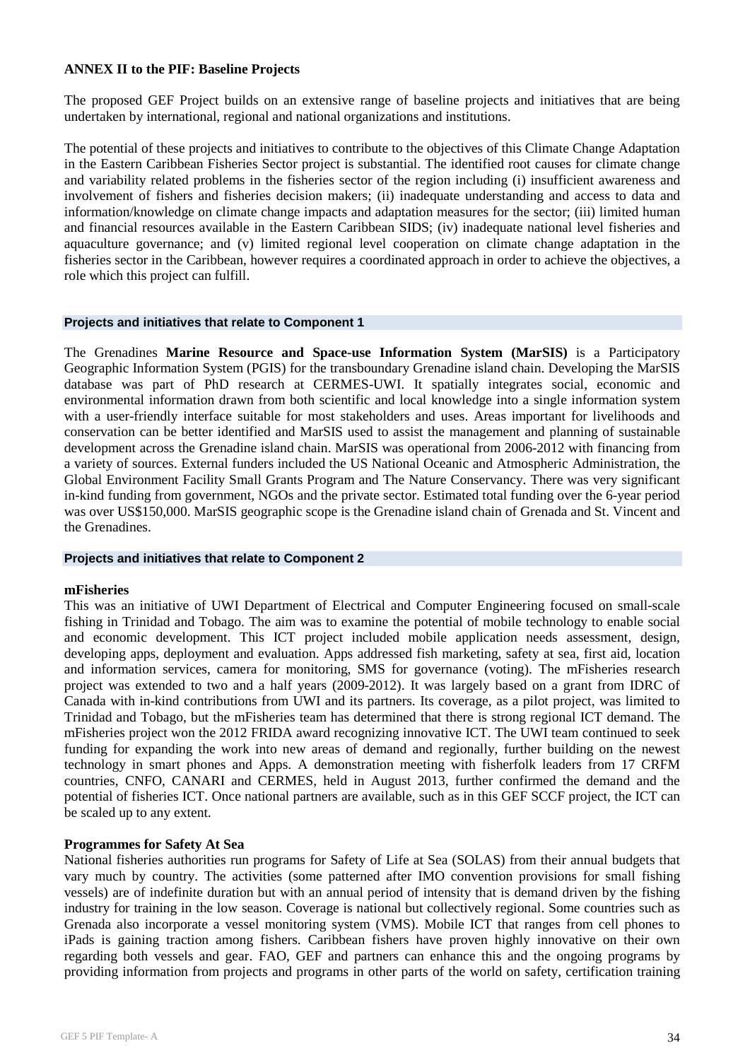**ANNEX II to the PIF: Baseline Projects**

The proposed GEF Project builds on an extensive range of baseline projects and initiatives that are being undertaken by international, regional and national organizations and institutions.

The potential of these projects and initiatives to contribute to the objectives of this Climate Change Adaptation in the Eastern Caribbean Fisheries Sector project is substantial. The identified root causes for climate change and variability related problems in the fisheries sector of the region including (i) insufficient awareness and involvement of fishers and fisheries decision makers; (ii) inadequate understanding and access to data and information/knowledge on climate change impacts and adaptation measures for the sector; (iii) limited human and financial resources available in the Eastern Caribbean SIDS; (iv) inadequate national level fisheries and aquaculture governance; and (v) limited regional level cooperation on climate change adaptation in the fisheries sector in the Caribbean, however requires a coordinated approach in order to achieve the objectives, a role which this project can fulfill.

**Projects and initiatives that relate to Component 1**

The Grenadines **Marine Resource and Space-use Information System (MarSIS)** is a Participatory Geographic Information System (PGIS) for the transboundary Grenadine island chain. Developing the MarSIS database was part of PhD research at CERMES-UWI. It spatially integrates social, economic and environmental information drawn from both scientific and local knowledge into a single information system with a user-friendly interface suitable for most stakeholders and uses. Areas important for livelihoods and conservation can be better identified and MarSIS used to assist the management and planning of sustainable development across the Grenadine island chain. MarSIS was operational from 2006-2012 with financing from a variety of sources. External funders included the US National Oceanic and Atmospheric Administration, the Global Environment Facility Small Grants Program and The Nature Conservancy. There was very significant in-kind funding from government, NGOs and the private sector. Estimated total funding over the 6-year period was over US$150,000. MarSIS geographic scope is the Grenadine island chain of Grenada and St. Vincent and the Grenadines.

**Projects and initiatives that relate to Component 2**

**mFisheries**

This was an initiative of UWI Department of Electrical and Computer Engineering focused on small-scale fishing in Trinidad and Tobago. The aim was to examine the potential of mobile technology to enable social and economic development. This ICT project included mobile application needs assessment, design, developing apps, deployment and evaluation. Apps addressed fish marketing, safety at sea, first aid, location and information services, camera for monitoring, SMS for governance (voting). The mFisheries research project was extended to two and a half years (2009-2012). It was largely based on a grant from IDRC of Canada with in-kind contributions from UWI and its partners. Its coverage, as a pilot project, was limited to Trinidad and Tobago, but the mFisheries team has determined that there is strong regional ICT demand. The mFisheries project won the 2012 FRIDA award recognizing innovative ICT. The UWI team continued to seek funding for expanding the work into new areas of demand and regionally, further building on the newest technology in smart phones and Apps. A demonstration meeting with fisherfolk leaders from 17 CRFM countries, CNFO, CANARI and CERMES, held in August 2013, further confirmed the demand and the potential of fisheries ICT. Once national partners are available, such as in this GEF SCCF project, the ICT can be scaled up to any extent.

**Programmes for Safety At Sea**

National fisheries authorities run programs for Safety of Life at Sea (SOLAS) from their annual budgets that vary much by country. The activities (some patterned after IMO convention provisions for small fishing vessels) are of indefinite duration but with an annual period of intensity that is demand driven by the fishing industry for training in the low season. Coverage is national but collectively regional. Some countries such as Grenada also incorporate a vessel monitoring system (VMS). Mobile ICT that ranges from cell phones to iPads is gaining traction among fishers. Caribbean fishers have proven highly innovative on their own regarding both vessels and gear. FAO, GEF and partners can enhance this and the ongoing programs by providing information from projects and programs in other parts of the world on safety, certification training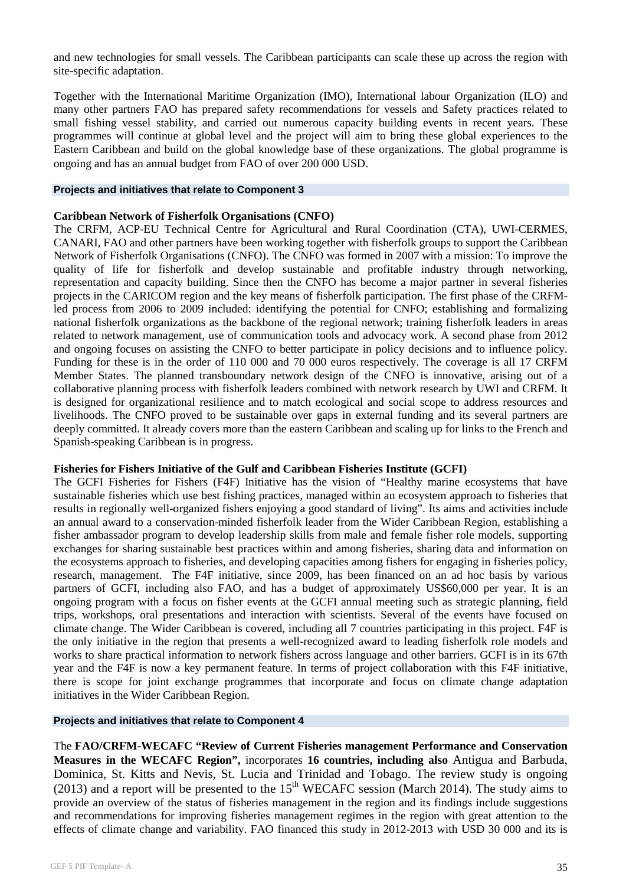and new technologies for small vessels. The Caribbean participants can scale these up across the region with site-specific adaptation.

Together with the International Maritime Organization (IMO), International labour Organization (ILO) and many other partners FAO has prepared safety recommendations for vessels and Safety practices related to small fishing vessel stability, and carried out numerous capacity building events in recent years. These programmes will continue at global level and the project will aim to bring these global experiences to the Eastern Caribbean and build on the global knowledge base of these organizations. The global programme is ongoing and has an annual budget from FAO of over 200 000 USD.

**Projects and initiatives that relate to Component 3**

**Caribbean Network of Fisherfolk Organisations (CNFO)**

The CRFM, ACP-EU Technical Centre for Agricultural and Rural Coordination (CTA), UWI-CERMES, CANARI, FAO and other partners have been working together with fisherfolk groups to support the Caribbean Network of Fisherfolk Organisations (CNFO). The CNFO was formed in 2007 with a mission: To improve the quality of life for fisherfolk and develop sustainable and profitable industry through networking, representation and capacity building. Since then the CNFO has become a major partner in several fisheries projects in the CARICOM region and the key means of fisherfolk participation. The first phase of the CRFM-led process from 2006 to 2009 included: identifying the potential for CNFO; establishing and formalizing national fisherfolk organizations as the backbone of the regional network; training fisherfolk leaders in areas related to network management, use of communication tools and advocacy work. A second phase from 2012 and ongoing focuses on assisting the CNFO to better participate in policy decisions and to influence policy. Funding for these is in the order of 110 000 and 70 000 euros respectively. The coverage is all 17 CRFM Member States. The planned transboundary network design of the CNFO is innovative, arising out of a collaborative planning process with fisherfolk leaders combined with network research by UWI and CRFM. It is designed for organizational resilience and to match ecological and social scope to address resources and livelihoods. The CNFO proved to be sustainable over gaps in external funding and its several partners are deeply committed. It already covers more than the eastern Caribbean and scaling up for links to the French and Spanish-speaking Caribbean is in progress.

**Fisheries for Fishers Initiative of the Gulf and Caribbean Fisheries Institute (GCFI)**

The GCFI Fisheries for Fishers (F4F) Initiative has the vision of "Healthy marine ecosystems that have sustainable fisheries which use best fishing practices, managed within an ecosystem approach to fisheries that results in regionally well-organized fishers enjoying a good standard of living". Its aims and activities include an annual award to a conservation-minded fisherfolk leader from the Wider Caribbean Region, establishing a fisher ambassador program to develop leadership skills from male and female fisher role models, supporting exchanges for sharing sustainable best practices within and among fisheries, sharing data and information on the ecosystems approach to fisheries, and developing capacities among fishers for engaging in fisheries policy, research, management. The F4F initiative, since 2009, has been financed on an ad hoc basis by various partners of GCFI, including also FAO, and has a budget of approximately US$60,000 per year. It is an ongoing program with a focus on fisher events at the GCFI annual meeting such as strategic planning, field trips, workshops, oral presentations and interaction with scientists. Several of the events have focused on climate change. The Wider Caribbean is covered, including all 7 countries participating in this project. F4F is the only initiative in the region that presents a well-recognized award to leading fisherfolk role models and works to share practical information to network fishers across language and other barriers. GCFI is in its 67th year and the F4F is now a key permanent feature. In terms of project collaboration with this F4F initiative, there is scope for joint exchange programmes that incorporate and focus on climate change adaptation initiatives in the Wider Caribbean Region.

**Projects and initiatives that relate to Component 4**

The **FAO/CRFM-WECAFC "Review of Current Fisheries management Performance and Conservation Measures in the WECAFC Region"**, incorporates **16 countries, including also** Antigua and Barbuda, Dominica, St. Kitts and Nevis, St. Lucia and Trinidad and Tobago. The review study is ongoing (2013) and a report will be presented to the 15th WECAFC session (March 2014). The study aims to provide an overview of the status of fisheries management in the region and its findings include suggestions and recommendations for improving fisheries management regimes in the region with great attention to the effects of climate change and variability. FAO financed this study in 2012-2013 with USD 30 000 and its is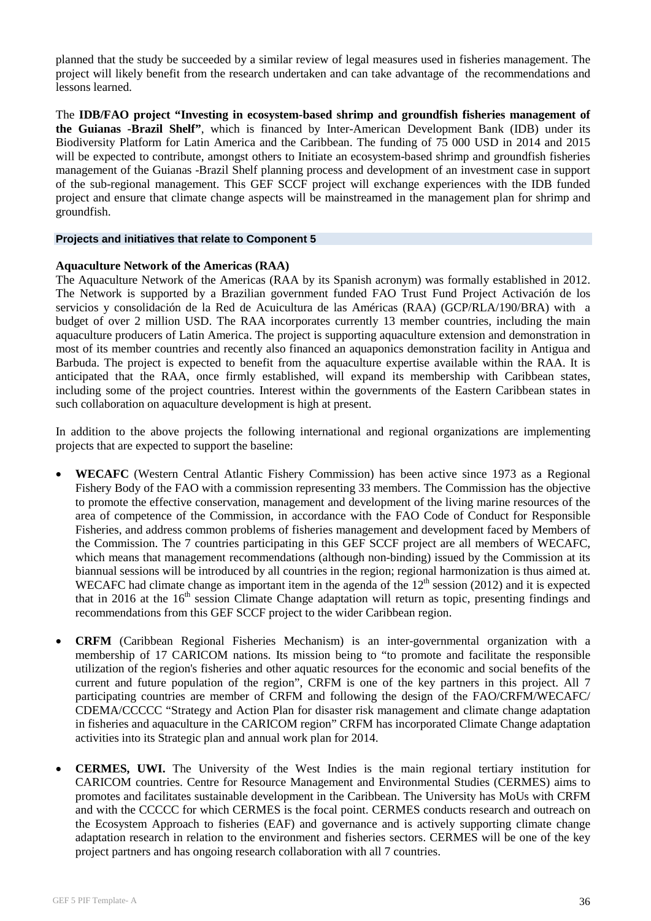planned that the study be succeeded by a similar review of legal measures used in fisheries management. The project will likely benefit from the research undertaken and can take advantage of the recommendations and lessons learned.

The **IDB/FAO project "Investing in ecosystem-based shrimp and groundfish fisheries management of the Guianas -Brazil Shelf"**, which is financed by Inter-American Development Bank (IDB) under its Biodiversity Platform for Latin America and the Caribbean. The funding of 75 000 USD in 2014 and 2015 will be expected to contribute, amongst others to Initiate an ecosystem-based shrimp and groundfish fisheries management of the Guianas -Brazil Shelf planning process and development of an investment case in support of the sub-regional management. This GEF SCCF project will exchange experiences with the IDB funded project and ensure that climate change aspects will be mainstreamed in the management plan for shrimp and groundfish.

**Projects and initiatives that relate to Component 5**

**Aquaculture Network of the Americas (RAA)**

The Aquaculture Network of the Americas (RAA by its Spanish acronym) was formally established in 2012. The Network is supported by a Brazilian government funded FAO Trust Fund Project Activación de los servicios y consolidación de la Red de Acuicultura de las Américas (RAA) (GCP/RLA/190/BRA) with a budget of over 2 million USD. The RAA incorporates currently 13 member countries, including the main aquaculture producers of Latin America. The project is supporting aquaculture extension and demonstration in most of its member countries and recently also financed an aquaponics demonstration facility in Antigua and Barbuda. The project is expected to benefit from the aquaculture expertise available within the RAA. It is anticipated that the RAA, once firmly established, will expand its membership with Caribbean states, including some of the project countries. Interest within the governments of the Eastern Caribbean states in such collaboration on aquaculture development is high at present.

In addition to the above projects the following international and regional organizations are implementing projects that are expected to support the baseline:

- **WECAFC** (Western Central Atlantic Fishery Commission) has been active since 1973 as a Regional Fishery Body of the FAO with a commission representing 33 members. The Commission has the objective to promote the effective conservation, management and development of the living marine resources of the area of competence of the Commission, in accordance with the FAO Code of Conduct for Responsible Fisheries, and address common problems of fisheries management and development faced by Members of the Commission. The 7 countries participating in this GEF SCCF project are all members of WECAFC, which means that management recommendations (although non-binding) issued by the Commission at its biannual sessions will be introduced by all countries in the region; regional harmonization is thus aimed at. WECAFC had climate change as important item in the agenda of the 12th session (2012) and it is expected that in 2016 at the 16th session Climate Change adaptation will return as topic, presenting findings and recommendations from this GEF SCCF project to the wider Caribbean region.

- **CRFM** (Caribbean Regional Fisheries Mechanism) is an inter-governmental organization with a membership of 17 CARICOM nations. Its mission being to "to promote and facilitate the responsible utilization of the region's fisheries and other aquatic resources for the economic and social benefits of the current and future population of the region", CRFM is one of the key partners in this project. All 7 participating countries are member of CRFM and following the design of the FAO/CRFM/WECAFC/ CDEMA/CCCCC "Strategy and Action Plan for disaster risk management and climate change adaptation in fisheries and aquaculture in the CARICOM region" CRFM has incorporated Climate Change adaptation activities into its Strategic plan and annual work plan for 2014.

- **CERMES, UWI.** The University of the West Indies is the main regional tertiary institution for CARICOM countries. Centre for Resource Management and Environmental Studies (CERMES) aims to promotes and facilitates sustainable development in the Caribbean. The University has MoUs with CRFM and with the CCCCC for which CERMES is the focal point. CERMES conducts research and outreach on the Ecosystem Approach to fisheries (EAF) and governance and is actively supporting climate change adaptation research in relation to the environment and fisheries sectors. CERMES will be one of the key project partners and has ongoing research collaboration with all 7 countries.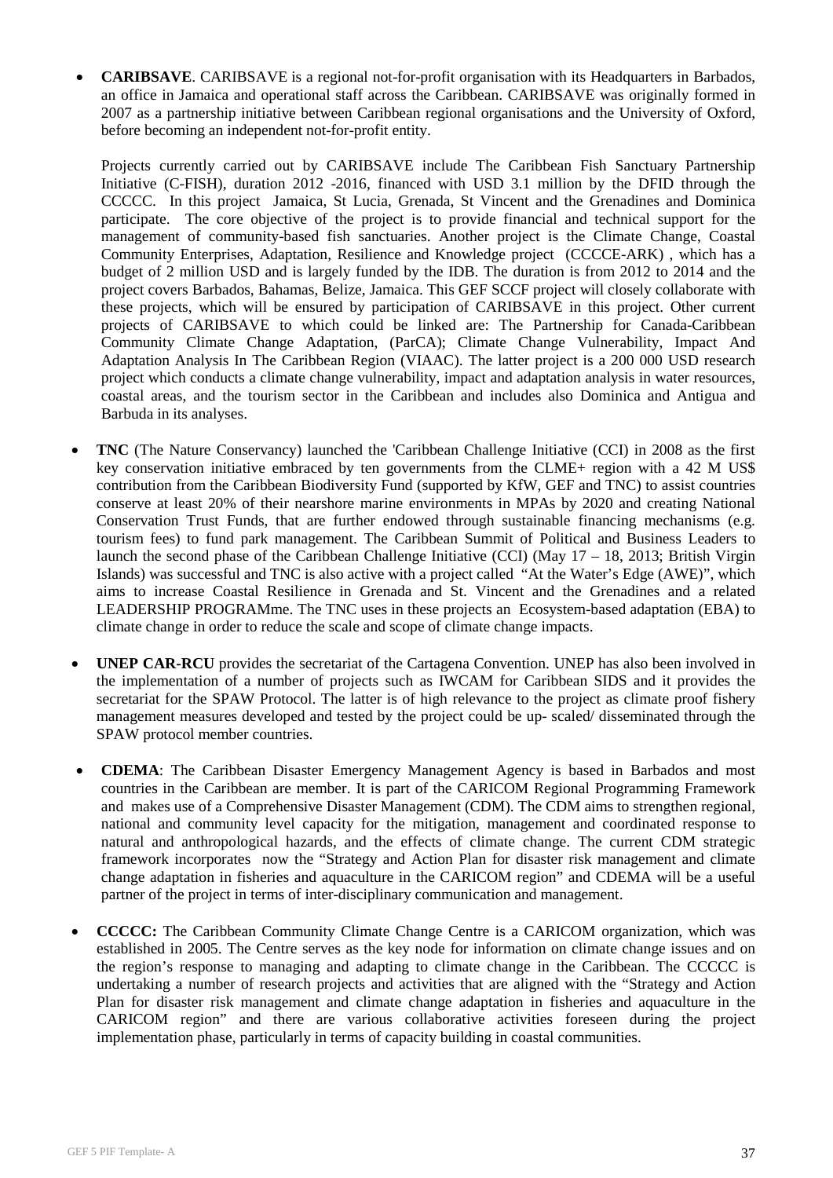- **CARIBSAVE**. CARIBSAVE is a regional not-for-profit organisation with its Headquarters in Barbados, an office in Jamaica and operational staff across the Caribbean. CARIBSAVE was originally formed in 2007 as a partnership initiative between Caribbean regional organisations and the University of Oxford, before becoming an independent not-for-profit entity.

  Projects currently carried out by CARIBSAVE include The Caribbean Fish Sanctuary Partnership Initiative (C-FISH), duration 2012 -2016, financed with USD 3.1 million by the DFID through the CCCCC. In this project Jamaica, St Lucia, Grenada, St Vincent and the Grenadines and Dominica participate. The core objective of the project is to provide financial and technical support for the management of community-based fish sanctuaries. Another project is the Climate Change, Coastal Community Enterprises, Adaptation, Resilience and Knowledge project (CCCCE-ARK) , which has a budget of 2 million USD and is largely funded by the IDB. The duration is from 2012 to 2014 and the project covers Barbados, Bahamas, Belize, Jamaica. This GEF SCCF project will closely collaborate with these projects, which will be ensured by participation of CARIBSAVE in this project. Other current projects of CARIBSAVE to which could be linked are: The Partnership for Canada-Caribbean Community Climate Change Adaptation, (ParCA); Climate Change Vulnerability, Impact And Adaptation Analysis In The Caribbean Region (VIAAC). The latter project is a 200 000 USD research project which conducts a climate change vulnerability, impact and adaptation analysis in water resources, coastal areas, and the tourism sector in the Caribbean and includes also Dominica and Antigua and Barbuda in its analyses.

- **TNC** (The Nature Conservancy) launched the 'Caribbean Challenge Initiative (CCI) in 2008 as the first key conservation initiative embraced by ten governments from the CLME+ region with a 42 M US$ contribution from the Caribbean Biodiversity Fund (supported by KfW, GEF and TNC) to assist countries conserve at least 20% of their nearshore marine environments in MPAs by 2020 and creating National Conservation Trust Funds, that are further endowed through sustainable financing mechanisms (e.g. tourism fees) to fund park management. The Caribbean Summit of Political and Business Leaders to launch the second phase of the Caribbean Challenge Initiative (CCI) (May 17 – 18, 2013; British Virgin Islands) was successful and TNC is also active with a project called "At the Water's Edge (AWE)", which aims to increase Coastal Resilience in Grenada and St. Vincent and the Grenadines and a related LEADERSHIP PROGRAMme. The TNC uses in these projects an Ecosystem-based adaptation (EBA) to climate change in order to reduce the scale and scope of climate change impacts.

- **UNEP CAR-RCU** provides the secretariat of the Cartagena Convention. UNEP has also been involved in the implementation of a number of projects such as IWCAM for Caribbean SIDS and it provides the secretariat for the SPAW Protocol. The latter is of high relevance to the project as climate proof fishery management measures developed and tested by the project could be up- scaled/ disseminated through the SPAW protocol member countries.

- **CDEMA**: The Caribbean Disaster Emergency Management Agency is based in Barbados and most countries in the Caribbean are member. It is part of the CARICOM Regional Programming Framework and makes use of a Comprehensive Disaster Management (CDM). The CDM aims to strengthen regional, national and community level capacity for the mitigation, management and coordinated response to natural and anthropological hazards, and the effects of climate change. The current CDM strategic framework incorporates now the "Strategy and Action Plan for disaster risk management and climate change adaptation in fisheries and aquaculture in the CARICOM region" and CDEMA will be a useful partner of the project in terms of inter-disciplinary communication and management.

- **CCCCC:** The Caribbean Community Climate Change Centre is a CARICOM organization, which was established in 2005. The Centre serves as the key node for information on climate change issues and on the region's response to managing and adapting to climate change in the Caribbean. The CCCCC is undertaking a number of research projects and activities that are aligned with the "Strategy and Action Plan for disaster risk management and climate change adaptation in fisheries and aquaculture in the CARICOM region" and there are various collaborative activities foreseen during the project implementation phase, particularly in terms of capacity building in coastal communities.